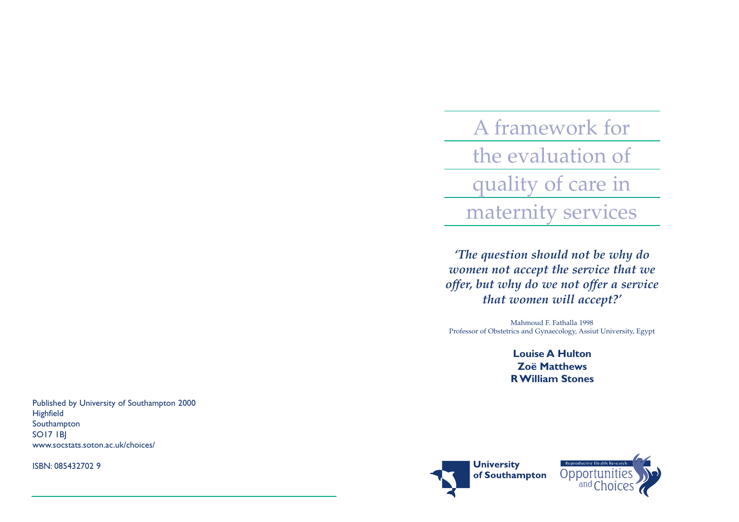# A framework for the evaluation of quality of care in maternity services

*'The question should not be why do women not accept the service that we offer, but why do we not offer a service that women will accept?'*

Mahmoud F. Fathalla 1998
Professor of Obstetrics and Gynaecology, Assiut University, Egypt

**Louise A Hulton**
**Zoë Matthews**
**R William Stones**

Published by University of Southampton 2000
Highfield
Southampton
SO17 1BJ
www.socstats.soton.ac.uk/choices/

ISBN: 085432702 9

University of Southampton

Reproductive Health Research
Opportunities and Choices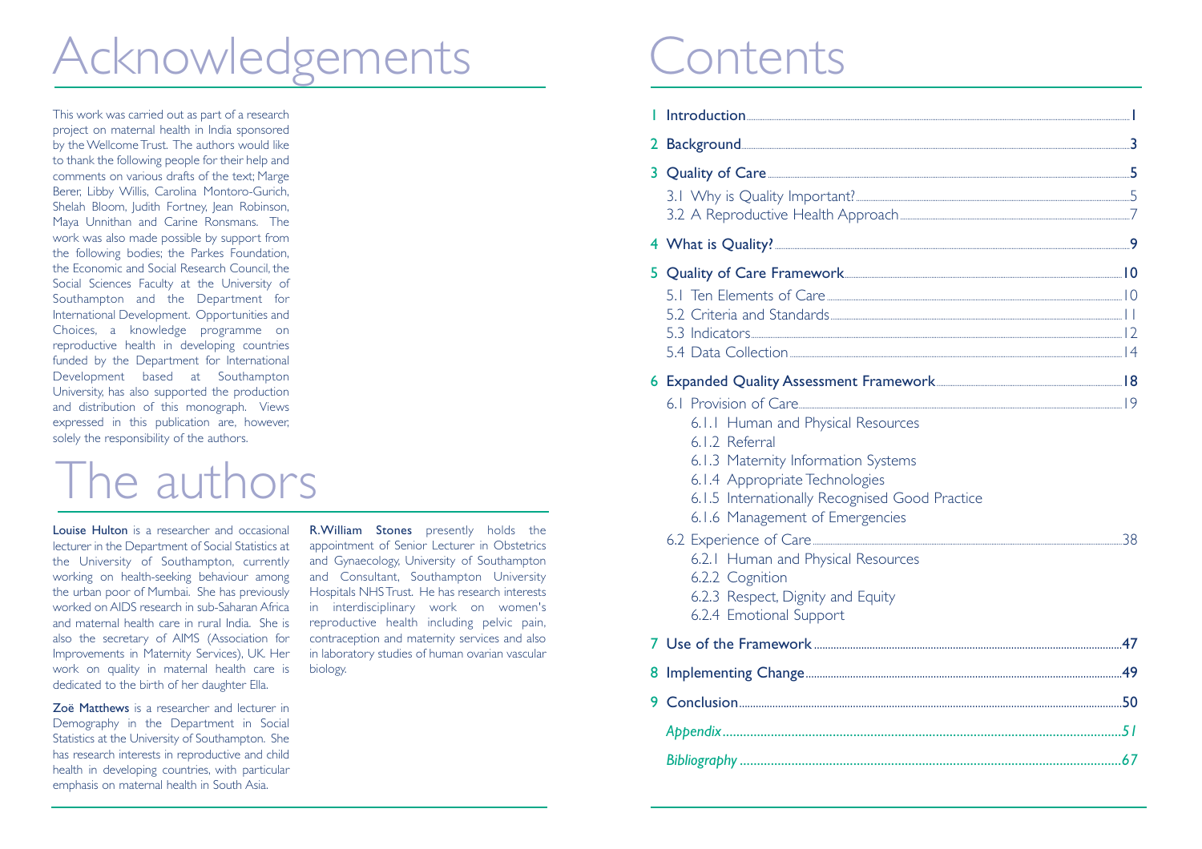# Acknowledgements

This work was carried out as part of a research project on maternal health in India sponsored by the Wellcome Trust. The authors would like to thank the following people for their help and comments on various drafts of the text; Marge Berer, Libby Willis, Carolina Montoro-Gurich, Shelah Bloom, Judith Fortney, Jean Robinson, Maya Unnithan and Carine Ronsmans. The work was also made possible by support from the following bodies; the Parkes Foundation, the Economic and Social Research Council, the Social Sciences Faculty at the University of Southampton and the Department for International Development. Opportunities and Choices, a knowledge programme on reproductive health in developing countries funded by the Department for International Development based at Southampton University, has also supported the production and distribution of this monograph. Views expressed in this publication are, however, solely the responsibility of the authors.

# The authors

**Louise Hulton** is a researcher and occasional lecturer in the Department of Social Statistics at the University of Southampton, currently working on health-seeking behaviour among the urban poor of Mumbai. She has previously worked on AIDS research in sub-Saharan Africa and maternal health care in rural India. She is also the secretary of AIMS (Association for Improvements in Maternity Services), UK. Her work on quality in maternal health care is dedicated to the birth of her daughter Ella.

**Zoë Matthews** is a researcher and lecturer in Demography in the Department in Social Statistics at the University of Southampton. She has research interests in reproductive and child health in developing countries, with particular emphasis on maternal health in South Asia.

**R.William Stones** presently holds the appointment of Senior Lecturer in Obstetrics and Gynaecology, University of Southampton and Consultant, Southampton University Hospitals NHS Trust. He has research interests in interdisciplinary work on women's reproductive health including pelvic pain, contraception and maternity services and also in laboratory studies of human ovarian vascular biology.

# Contents

1 Introduction ........ 1

2 Background ........ 3

3 Quality of Care ........ 5
- 3.1 Why is Quality Important? ........ 5
- 3.2 A Reproductive Health Approach ........ 7

4 What is Quality? ........ 9

5 Quality of Care Framework ........ 10
- 5.1 Ten Elements of Care ........ 10
- 5.2 Criteria and Standards ........ 11
- 5.3 Indicators ........ 12
- 5.4 Data Collection ........ 14

6 Expanded Quality Assessment Framework ........ 18
- 6.1 Provision of Care ........ 19
  - 6.1.1 Human and Physical Resources
  - 6.1.2 Referral
  - 6.1.3 Maternity Information Systems
  - 6.1.4 Appropriate Technologies
  - 6.1.5 Internationally Recognised Good Practice
  - 6.1.6 Management of Emergencies
- 6.2 Experience of Care ........ 38
  - 6.2.1 Human and Physical Resources
  - 6.2.2 Cognition
  - 6.2.3 Respect, Dignity and Equity
  - 6.2.4 Emotional Support

7 Use of the Framework ........ 47

8 Implementing Change ........ 49

9 Conclusion ........ 50

*Appendix* ........ *51*

*Bibliography* ........ *67*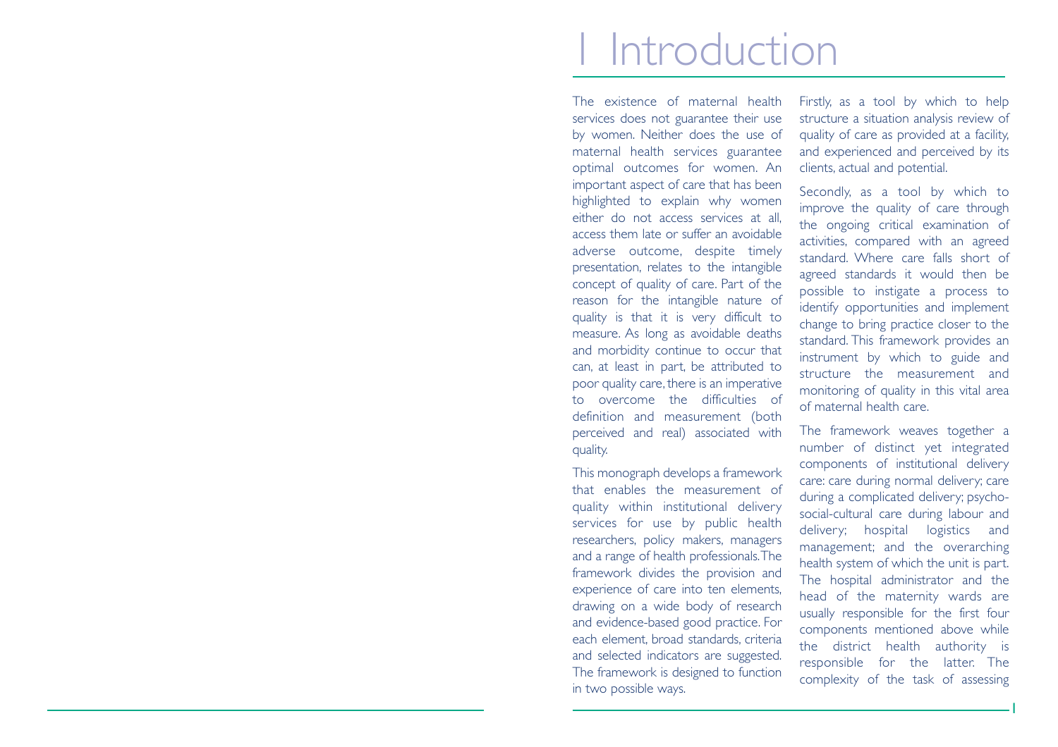# 1 Introduction

The existence of maternal health services does not guarantee their use by women. Neither does the use of maternal health services guarantee optimal outcomes for women. An important aspect of care that has been highlighted to explain why women either do not access services at all, access them late or suffer an avoidable adverse outcome, despite timely presentation, relates to the intangible concept of quality of care. Part of the reason for the intangible nature of quality is that it is very difficult to measure. As long as avoidable deaths and morbidity continue to occur that can, at least in part, be attributed to poor quality care, there is an imperative to overcome the difficulties of definition and measurement (both perceived and real) associated with quality.

This monograph develops a framework that enables the measurement of quality within institutional delivery services for use by public health researchers, policy makers, managers and a range of health professionals. The framework divides the provision and experience of care into ten elements, drawing on a wide body of research and evidence-based good practice. For each element, broad standards, criteria and selected indicators are suggested. The framework is designed to function in two possible ways.

Firstly, as a tool by which to help structure a situation analysis review of quality of care as provided at a facility, and experienced and perceived by its clients, actual and potential.

Secondly, as a tool by which to improve the quality of care through the ongoing critical examination of activities, compared with an agreed standard. Where care falls short of agreed standards it would then be possible to instigate a process to identify opportunities and implement change to bring practice closer to the standard. This framework provides an instrument by which to guide and structure the measurement and monitoring of quality in this vital area of maternal health care.

The framework weaves together a number of distinct yet integrated components of institutional delivery care: care during normal delivery; care during a complicated delivery; psycho-social-cultural care during labour and delivery; hospital logistics and management; and the overarching health system of which the unit is part. The hospital administrator and the head of the maternity wards are usually responsible for the first four components mentioned above while the district health authority is responsible for the latter. The complexity of the task of assessing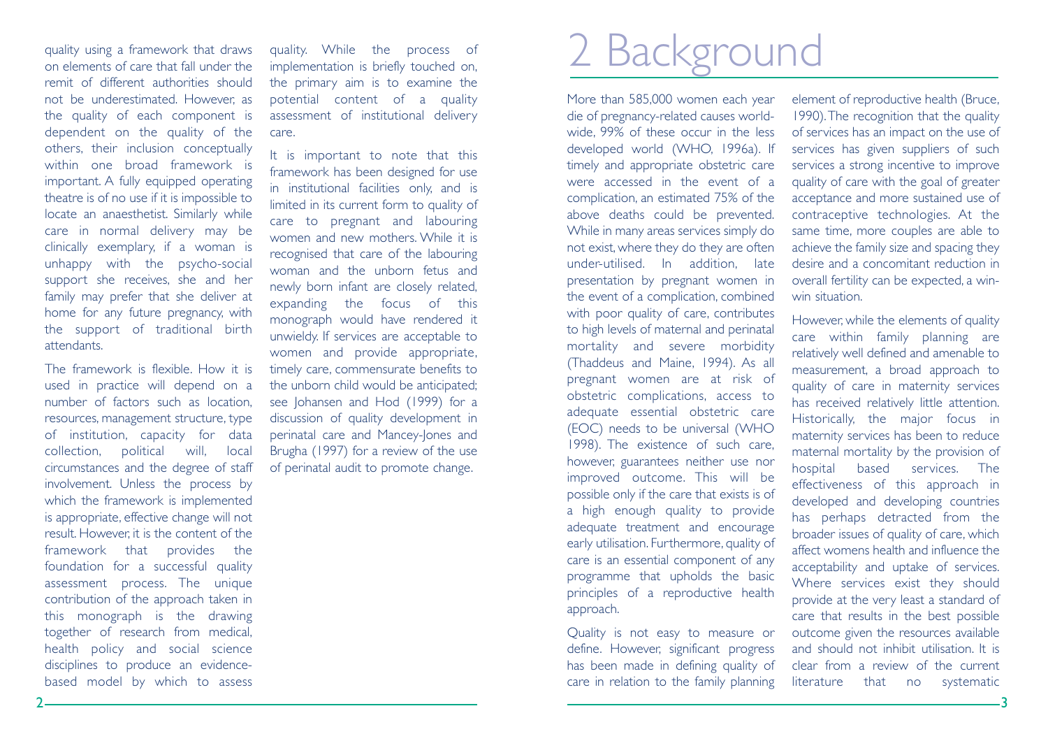quality using a framework that draws on elements of care that fall under the remit of different authorities should not be underestimated. However, as the quality of each component is dependent on the quality of the others, their inclusion conceptually within one broad framework is important. A fully equipped operating theatre is of no use if it is impossible to locate an anaesthetist. Similarly while care in normal delivery may be clinically exemplary, if a woman is unhappy with the psycho-social support she receives, she and her family may prefer that she deliver at home for any future pregnancy, with the support of traditional birth attendants.

The framework is flexible. How it is used in practice will depend on a number of factors such as location, resources, management structure, type of institution, capacity for data collection, political will, local circumstances and the degree of staff involvement. Unless the process by which the framework is implemented is appropriate, effective change will not result. However, it is the content of the framework that provides the foundation for a successful quality assessment process. The unique contribution of the approach taken in this monograph is the drawing together of research from medical, health policy and social science disciplines to produce an evidence-based model by which to assess quality. While the process of implementation is briefly touched on, the primary aim is to examine the potential content of a quality assessment of institutional delivery care.

It is important to note that this framework has been designed for use in institutional facilities only, and is limited in its current form to quality of care to pregnant and labouring women and new mothers. While it is recognised that care of the labouring woman and the unborn fetus and newly born infant are closely related, expanding the focus of this monograph would have rendered it unwieldy. If services are acceptable to women and provide appropriate, timely care, commensurate benefits to the unborn child would be anticipated; see Johansen and Hod (1999) for a discussion of quality development in perinatal care and Mancey-Jones and Brugha (1997) for a review of the use of perinatal audit to promote change.

# 2 Background

More than 585,000 women each year die of pregnancy-related causes world-wide, 99% of these occur in the less developed world (WHO, 1996a). If timely and appropriate obstetric care were accessed in the event of a complication, an estimated 75% of the above deaths could be prevented. While in many areas services simply do not exist, where they do they are often under-utilised. In addition, late presentation by pregnant women in the event of a complication, combined with poor quality of care, contributes to high levels of maternal and perinatal mortality and severe morbidity (Thaddeus and Maine, 1994). As all pregnant women are at risk of obstetric complications, access to adequate essential obstetric care (EOC) needs to be universal (WHO 1998). The existence of such care, however, guarantees neither use nor improved outcome. This will be possible only if the care that exists is of a high enough quality to provide adequate treatment and encourage early utilisation. Furthermore, quality of care is an essential component of any programme that upholds the basic principles of a reproductive health approach.

Quality is not easy to measure or define. However, significant progress has been made in defining quality of care in relation to the family planning element of reproductive health (Bruce, 1990). The recognition that the quality of services has an impact on the use of services has given suppliers of such services a strong incentive to improve quality of care with the goal of greater acceptance and more sustained use of contraceptive technologies. At the same time, more couples are able to achieve the family size and spacing they desire and a concomitant reduction in overall fertility can be expected, a win-win situation.

However, while the elements of quality care within family planning are relatively well defined and amenable to measurement, a broad approach to quality of care in maternity services has received relatively little attention. Historically, the major focus in maternity services has been to reduce maternal mortality by the provision of hospital based services. The effectiveness of this approach in developed and developing countries has perhaps detracted from the broader issues of quality of care, which affect womens health and influence the acceptability and uptake of services. Where services exist they should provide at the very least a standard of care that results in the best possible outcome given the resources available and should not inhibit utilisation. It is clear from a review of the current literature that no systematic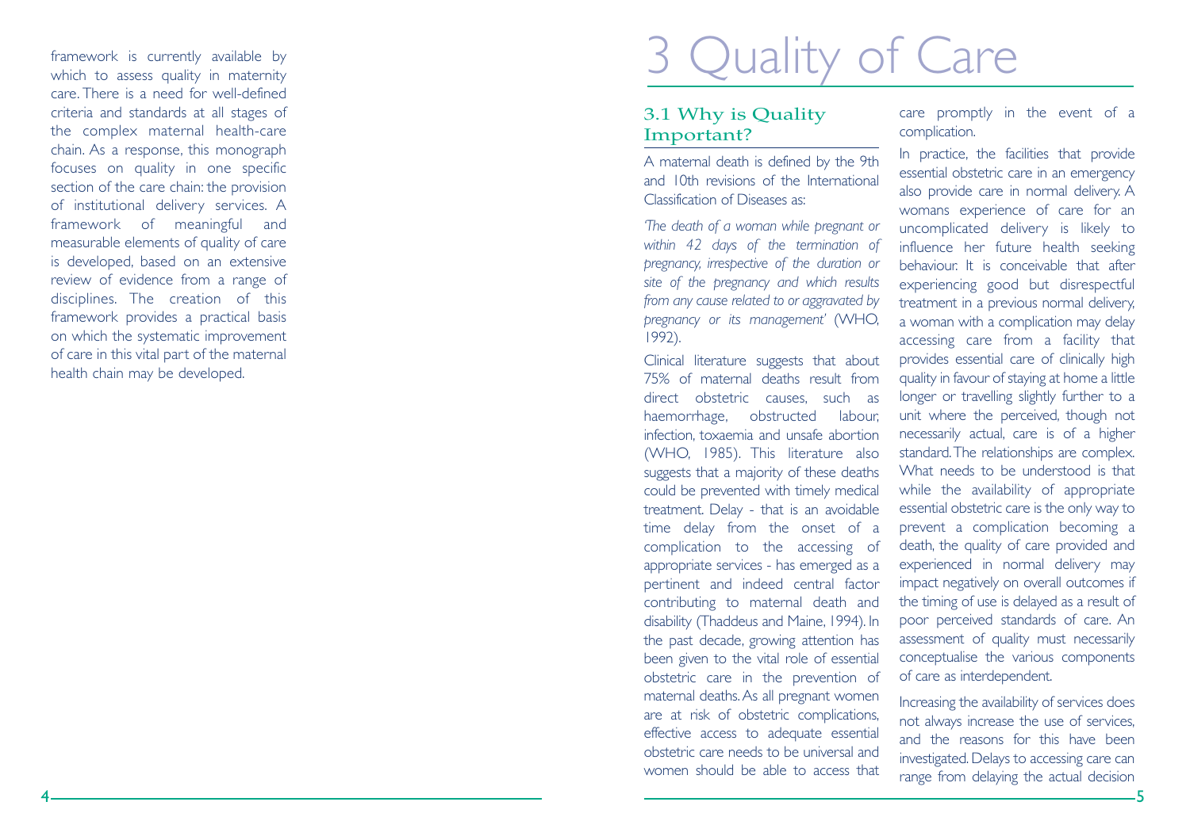framework is currently available by which to assess quality in maternity care. There is a need for well-defined criteria and standards at all stages of the complex maternal health-care chain. As a response, this monograph focuses on quality in one specific section of the care chain: the provision of institutional delivery services. A framework of meaningful and measurable elements of quality of care is developed, based on an extensive review of evidence from a range of disciplines. The creation of this framework provides a practical basis on which the systematic improvement of care in this vital part of the maternal health chain may be developed.

# 3 Quality of Care

## 3.1 Why is Quality Important?

A maternal death is defined by the 9th and 10th revisions of the International Classification of Diseases as:

*'The death of a woman while pregnant or within 42 days of the termination of pregnancy, irrespective of the duration or site of the pregnancy and which results from any cause related to or aggravated by pregnancy or its management'* (WHO, 1992).

Clinical literature suggests that about 75% of maternal deaths result from direct obstetric causes, such as haemorrhage, obstructed labour, infection, toxaemia and unsafe abortion (WHO, 1985). This literature also suggests that a majority of these deaths could be prevented with timely medical treatment. Delay - that is an avoidable time delay from the onset of a complication to the accessing of appropriate services - has emerged as a pertinent and indeed central factor contributing to maternal death and disability (Thaddeus and Maine, 1994). In the past decade, growing attention has been given to the vital role of essential obstetric care in the prevention of maternal deaths. As all pregnant women are at risk of obstetric complications, effective access to adequate essential obstetric care needs to be universal and women should be able to access that care promptly in the event of a complication.

In practice, the facilities that provide essential obstetric care in an emergency also provide care in normal delivery. A womans experience of care for an uncomplicated delivery is likely to influence her future health seeking behaviour. It is conceivable that after experiencing good but disrespectful treatment in a previous normal delivery, a woman with a complication may delay accessing care from a facility that provides essential care of clinically high quality in favour of staying at home a little longer or travelling slightly further to a unit where the perceived, though not necessarily actual, care is of a higher standard. The relationships are complex. What needs to be understood is that while the availability of appropriate essential obstetric care is the only way to prevent a complication becoming a death, the quality of care provided and experienced in normal delivery may impact negatively on overall outcomes if the timing of use is delayed as a result of poor perceived standards of care. An assessment of quality must necessarily conceptualise the various components of care as interdependent.

Increasing the availability of services does not always increase the use of services, and the reasons for this have been investigated. Delays to accessing care can range from delaying the actual decision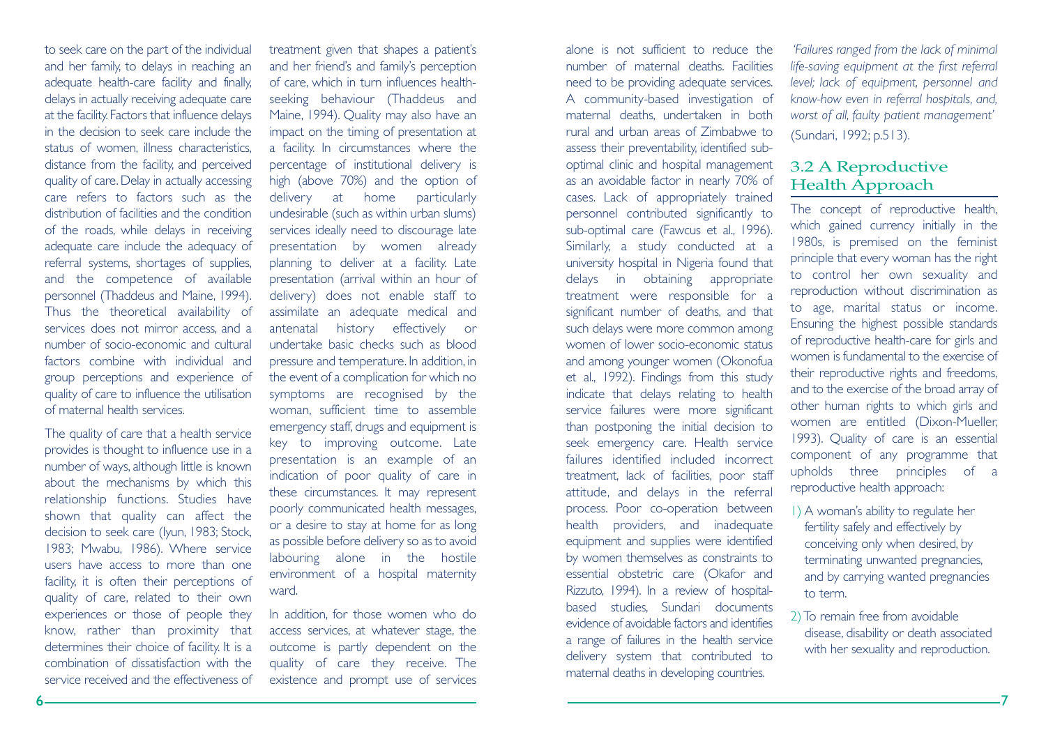to seek care on the part of the individual and her family, to delays in reaching an adequate health-care facility and finally, delays in actually receiving adequate care at the facility. Factors that influence delays in the decision to seek care include the status of women, illness characteristics, distance from the facility, and perceived quality of care. Delay in actually accessing care refers to factors such as the distribution of facilities and the condition of the roads, while delays in receiving adequate care include the adequacy of referral systems, shortages of supplies, and the competence of available personnel (Thaddeus and Maine, 1994). Thus the theoretical availability of services does not mirror access, and a number of socio-economic and cultural factors combine with individual and group perceptions and experience of quality of care to influence the utilisation of maternal health services.

The quality of care that a health service provides is thought to influence use in a number of ways, although little is known about the mechanisms by which this relationship functions. Studies have shown that quality can affect the decision to seek care (Iyun, 1983; Stock, 1983; Mwabu, 1986). Where service users have access to more than one facility, it is often their perceptions of quality of care, related to their own experiences or those of people they know, rather than proximity that determines their choice of facility. It is a combination of dissatisfaction with the service received and the effectiveness of treatment given that shapes a patient's and her friend's and family's perception of care, which in turn influences health-seeking behaviour (Thaddeus and Maine, 1994). Quality may also have an impact on the timing of presentation at a facility. In circumstances where the percentage of institutional delivery is high (above 70%) and the option of delivery at home particularly undesirable (such as within urban slums) services ideally need to discourage late presentation by women already planning to deliver at a facility. Late presentation (arrival within an hour of delivery) does not enable staff to assimilate an adequate medical and antenatal history effectively or undertake basic checks such as blood pressure and temperature. In addition, in the event of a complication for which no symptoms are recognised by the woman, sufficient time to assemble emergency staff, drugs and equipment is key to improving outcome. Late presentation is an example of an indication of poor quality of care in these circumstances. It may represent poorly communicated health messages, or a desire to stay at home for as long as possible before delivery so as to avoid labouring alone in the hostile environment of a hospital maternity ward.

In addition, for those women who do access services, at whatever stage, the outcome is partly dependent on the quality of care they receive. The existence and prompt use of services alone is not sufficient to reduce the number of maternal deaths. Facilities need to be providing adequate services. A community-based investigation of maternal deaths, undertaken in both rural and urban areas of Zimbabwe to assess their preventability, identified sub-optimal clinic and hospital management as an avoidable factor in nearly 70% of cases. Lack of appropriately trained personnel contributed significantly to sub-optimal care (Fawcus et al., 1996). Similarly, a study conducted at a university hospital in Nigeria found that delays in obtaining appropriate treatment were responsible for a significant number of deaths, and that such delays were more common among women of lower socio-economic status and among younger women (Okonofua et al., 1992). Findings from this study indicate that delays relating to health service failures were more significant than postponing the initial decision to seek emergency care. Health service failures identified included incorrect treatment, lack of facilities, poor staff attitude, and delays in the referral process. Poor co-operation between health providers, and inadequate equipment and supplies were identified by women themselves as constraints to essential obstetric care (Okafor and Rizzuto, 1994). In a review of hospital-based studies, Sundari documents evidence of avoidable factors and identifies a range of failures in the health service delivery system that contributed to maternal deaths in developing countries.

*'Failures ranged from the lack of minimal life-saving equipment at the first referral level; lack of equipment, personnel and know-how even in referral hospitals, and, worst of all, faulty patient management'* (Sundari, 1992; p.513).

## 3.2 A Reproductive Health Approach

The concept of reproductive health, which gained currency initially in the 1980s, is premised on the feminist principle that every woman has the right to control her own sexuality and reproduction without discrimination as to age, marital status or income. Ensuring the highest possible standards of reproductive health-care for girls and women is fundamental to the exercise of their reproductive rights and freedoms, and to the exercise of the broad array of other human rights to which girls and women are entitled (Dixon-Mueller, 1993). Quality of care is an essential component of any programme that upholds three principles of a reproductive health approach:

1) A woman's ability to regulate her fertility safely and effectively by conceiving only when desired, by terminating unwanted pregnancies, and by carrying wanted pregnancies to term.
2) To remain free from avoidable disease, disability or death associated with her sexuality and reproduction.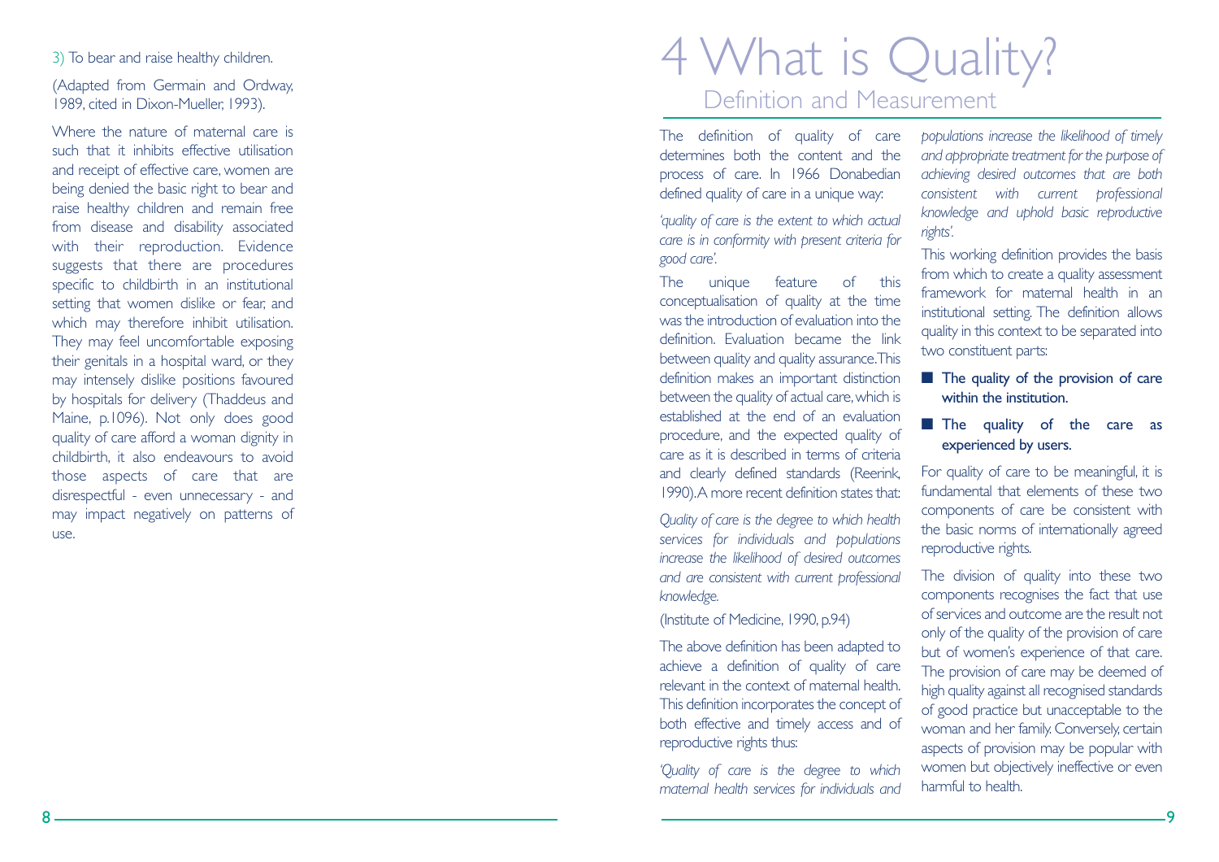3) To bear and raise healthy children.

(Adapted from Germain and Ordway, 1989, cited in Dixon-Mueller, 1993).

Where the nature of maternal care is such that it inhibits effective utilisation and receipt of effective care, women are being denied the basic right to bear and raise healthy children and remain free from disease and disability associated with their reproduction. Evidence suggests that there are procedures specific to childbirth in an institutional setting that women dislike or fear, and which may therefore inhibit utilisation. They may feel uncomfortable exposing their genitals in a hospital ward, or they may intensely dislike positions favoured by hospitals for delivery (Thaddeus and Maine, p.1096). Not only does good quality of care afford a woman dignity in childbirth, it also endeavours to avoid those aspects of care that are disrespectful - even unnecessary - and may impact negatively on patterns of use.

# 4 What is Quality?

## Definition and Measurement

The definition of quality of care determines both the content and the process of care. In 1966 Donabedian defined quality of care in a unique way:

*'quality of care is the extent to which actual care is in conformity with present criteria for good care'.*

The unique feature of this conceptualisation of quality at the time was the introduction of evaluation into the definition. Evaluation became the link between quality and quality assurance. This definition makes an important distinction between the quality of actual care, which is established at the end of an evaluation procedure, and the expected quality of care as it is described in terms of criteria and clearly defined standards (Reerink, 1990). A more recent definition states that:

*Quality of care is the degree to which health services for individuals and populations increase the likelihood of desired outcomes and are consistent with current professional knowledge.*

(Institute of Medicine, 1990, p.94)

The above definition has been adapted to achieve a definition of quality of care relevant in the context of maternal health. This definition incorporates the concept of both effective and timely access and of reproductive rights thus:

*'Quality of care is the degree to which maternal health services for individuals and populations increase the likelihood of timely and appropriate treatment for the purpose of achieving desired outcomes that are both consistent with current professional knowledge and uphold basic reproductive rights'.*

This working definition provides the basis from which to create a quality assessment framework for maternal health in an institutional setting. The definition allows quality in this context to be separated into two constituent parts:

- **The quality of the provision of care within the institution.**
- **The quality of the care as experienced by users.**

For quality of care to be meaningful, it is fundamental that elements of these two components of care be consistent with the basic norms of internationally agreed reproductive rights.

The division of quality into these two components recognises the fact that use of services and outcome are the result not only of the quality of the provision of care but of women's experience of that care. The provision of care may be deemed of high quality against all recognised standards of good practice but unacceptable to the woman and her family. Conversely, certain aspects of provision may be popular with women but objectively ineffective or even harmful to health.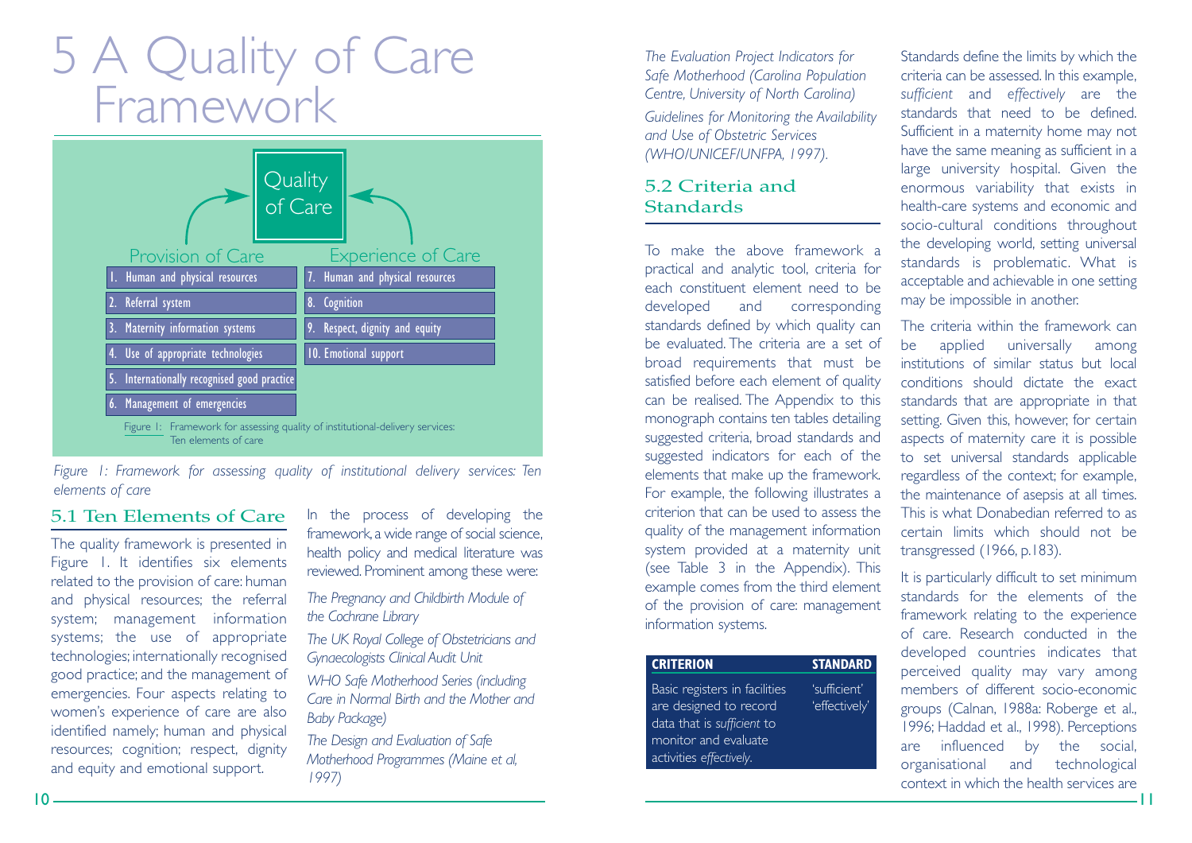# 5 A Quality of Care Framework

Quality of Care

| Provision of Care | Experience of Care |
|---|---|
| 1. Human and physical resources | 7. Human and physical resources |
| 2. Referral system | 8. Cognition |
| 3. Maternity information systems | 9. Respect, dignity and equity |
| 4. Use of appropriate technologies | 10. Emotional support |
| 5. Internationally recognised good practice | |
| 6. Management of emergencies | |

Figure 1: Framework for assessing quality of institutional-delivery services: Ten elements of care

*Figure 1: Framework for assessing quality of institutional delivery services: Ten elements of care*

## 5.1 Ten Elements of Care

The quality framework is presented in Figure 1. It identifies six elements related to the provision of care: human and physical resources; the referral system; management information systems; the use of appropriate technologies; internationally recognised good practice; and the management of emergencies. Four aspects relating to women's experience of care are also identified namely; human and physical resources; cognition; respect, dignity and equity and emotional support.

In the process of developing the framework, a wide range of social science, health policy and medical literature was reviewed. Prominent among these were:

*The Pregnancy and Childbirth Module of the Cochrane Library*

*The UK Royal College of Obstetricians and Gynaecologists Clinical Audit Unit*

*WHO Safe Motherhood Series (including Care in Normal Birth and the Mother and Baby Package)*

*The Design and Evaluation of Safe Motherhood Programmes (Maine et al, 1997)*

*The Evaluation Project Indicators for Safe Motherhood (Carolina Population Centre, University of North Carolina)*

*Guidelines for Monitoring the Availability and Use of Obstetric Services (WHO/UNICEF/UNFPA, 1997).*

## 5.2 Criteria and Standards

To make the above framework a practical and analytic tool, criteria for each constituent element need to be developed and corresponding standards defined by which quality can be evaluated. The criteria are a set of broad requirements that must be satisfied before each element of quality can be realised. The Appendix to this monograph contains ten tables detailing suggested criteria, broad standards and suggested indicators for each of the elements that make up the framework. For example, the following illustrates a criterion that can be used to assess the quality of the management information system provided at a maternity unit (see Table 3 in the Appendix). This example comes from the third element of the provision of care: management information systems.

| CRITERION | STANDARD |
|---|---|
| Basic registers in facilities are designed to record data that is *sufficient* to monitor and evaluate activities *effectively*. | 'sufficient' 'effectively' |

Standards define the limits by which the criteria can be assessed. In this example, *sufficient* and *effectively* are the standards that need to be defined. Sufficient in a maternity home may not have the same meaning as sufficient in a large university hospital. Given the enormous variability that exists in health-care systems and economic and socio-cultural conditions throughout the developing world, setting universal standards is problematic. What is acceptable and achievable in one setting may be impossible in another.

The criteria within the framework can be applied universally among institutions of similar status but local conditions should dictate the exact standards that are appropriate in that setting. Given this, however, for certain aspects of maternity care it is possible to set universal standards applicable regardless of the context; for example, the maintenance of asepsis at all times. This is what Donabedian referred to as certain limits which should not be transgressed (1966, p.183).

It is particularly difficult to set minimum standards for the elements of the framework relating to the experience of care. Research conducted in the developed countries indicates that perceived quality may vary among members of different socio-economic groups (Calnan, 1988a: Roberge et al., 1996; Haddad et al., 1998). Perceptions are influenced by the social, organisational and technological context in which the health services are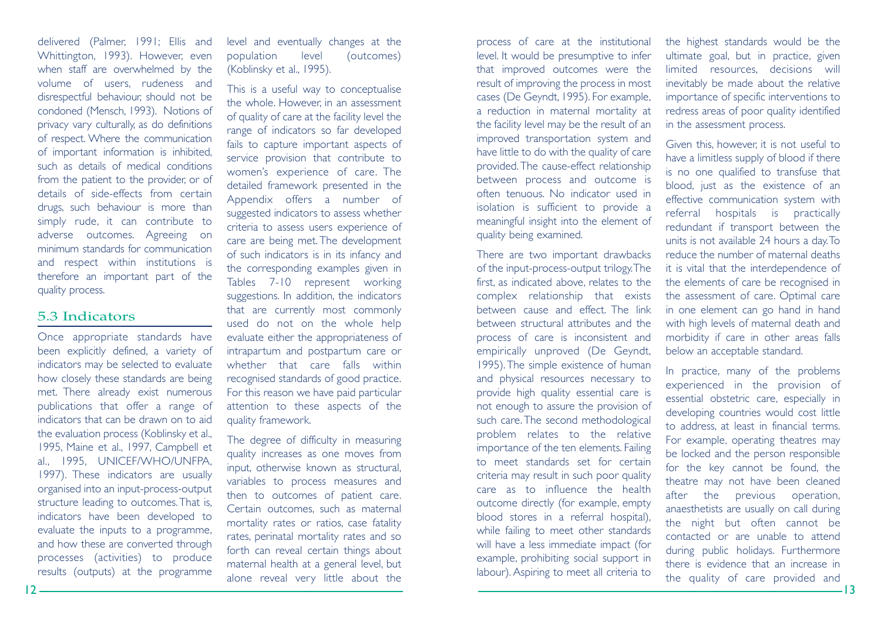delivered (Palmer, 1991; Ellis and Whittington, 1993). However, even when staff are overwhelmed by the volume of users, rudeness and disrespectful behaviour, should not be condoned (Mensch, 1993). Notions of privacy vary culturally, as do definitions of respect. Where the communication of important information is inhibited, such as details of medical conditions from the patient to the provider, or of details of side-effects from certain drugs, such behaviour is more than simply rude, it can contribute to adverse outcomes. Agreeing on minimum standards for communication and respect within institutions is therefore an important part of the quality process.

## 5.3 Indicators

Once appropriate standards have been explicitly defined, a variety of indicators may be selected to evaluate how closely these standards are being met. There already exist numerous publications that offer a range of indicators that can be drawn on to aid the evaluation process (Koblinsky et al., 1995, Maine et al., 1997, Campbell et al., 1995, UNICEF/WHO/UNFPA, 1997). These indicators are usually organised into an input-process-output structure leading to outcomes. That is, indicators have been developed to evaluate the inputs to a programme, and how these are converted through processes (activities) to produce results (outputs) at the programme level and eventually changes at the population level (outcomes) (Koblinsky et al., 1995).

This is a useful way to conceptualise the whole. However, in an assessment of quality of care at the facility level the range of indicators so far developed fails to capture important aspects of service provision that contribute to women's experience of care. The detailed framework presented in the Appendix offers a number of suggested indicators to assess whether criteria to assess users experience of care are being met. The development of such indicators is in its infancy and the corresponding examples given in Tables 7-10 represent working suggestions. In addition, the indicators that are currently most commonly used do not on the whole help evaluate either the appropriateness of intrapartum and postpartum care or whether that care falls within recognised standards of good practice. For this reason we have paid particular attention to these aspects of the quality framework.

The degree of difficulty in measuring quality increases as one moves from input, otherwise known as structural, variables to process measures and then to outcomes of patient care. Certain outcomes, such as maternal mortality rates or ratios, case fatality rates, perinatal mortality rates and so forth can reveal certain things about maternal health at a general level, but alone reveal very little about the process of care at the institutional level. It would be presumptive to infer that improved outcomes were the result of improving the process in most cases (De Geyndt, 1995). For example, a reduction in maternal mortality at the facility level may be the result of an improved transportation system and have little to do with the quality of care provided. The cause-effect relationship between process and outcome is often tenuous. No indicator used in isolation is sufficient to provide a meaningful insight into the element of quality being examined.

There are two important drawbacks of the input-process-output trilogy. The first, as indicated above, relates to the complex relationship that exists between cause and effect. The link between structural attributes and the process of care is inconsistent and empirically unproved (De Geyndt, 1995). The simple existence of human and physical resources necessary to provide high quality essential care is not enough to assure the provision of such care. The second methodological problem relates to the relative importance of the ten elements. Failing to meet standards set for certain criteria may result in such poor quality care as to influence the health outcome directly (for example, empty blood stores in a referral hospital), while failing to meet other standards will have a less immediate impact (for example, prohibiting social support in labour). Aspiring to meet all criteria to the highest standards would be the ultimate goal, but in practice, given limited resources, decisions will inevitably be made about the relative importance of specific interventions to redress areas of poor quality identified in the assessment process.

Given this, however, it is not useful to have a limitless supply of blood if there is no one qualified to transfuse that blood, just as the existence of an effective communication system with referral hospitals is practically redundant if transport between the units is not available 24 hours a day. To reduce the number of maternal deaths it is vital that the interdependence of the elements of care be recognised in the assessment of care. Optimal care in one element can go hand in hand with high levels of maternal death and morbidity if care in other areas falls below an acceptable standard.

In practice, many of the problems experienced in the provision of essential obstetric care, especially in developing countries would cost little to address, at least in financial terms. For example, operating theatres may be locked and the person responsible for the key cannot be found, the theatre may not have been cleaned after the previous operation, anaesthetists are usually on call during the night but often cannot be contacted or are unable to attend during public holidays. Furthermore there is evidence that an increase in the quality of care provided and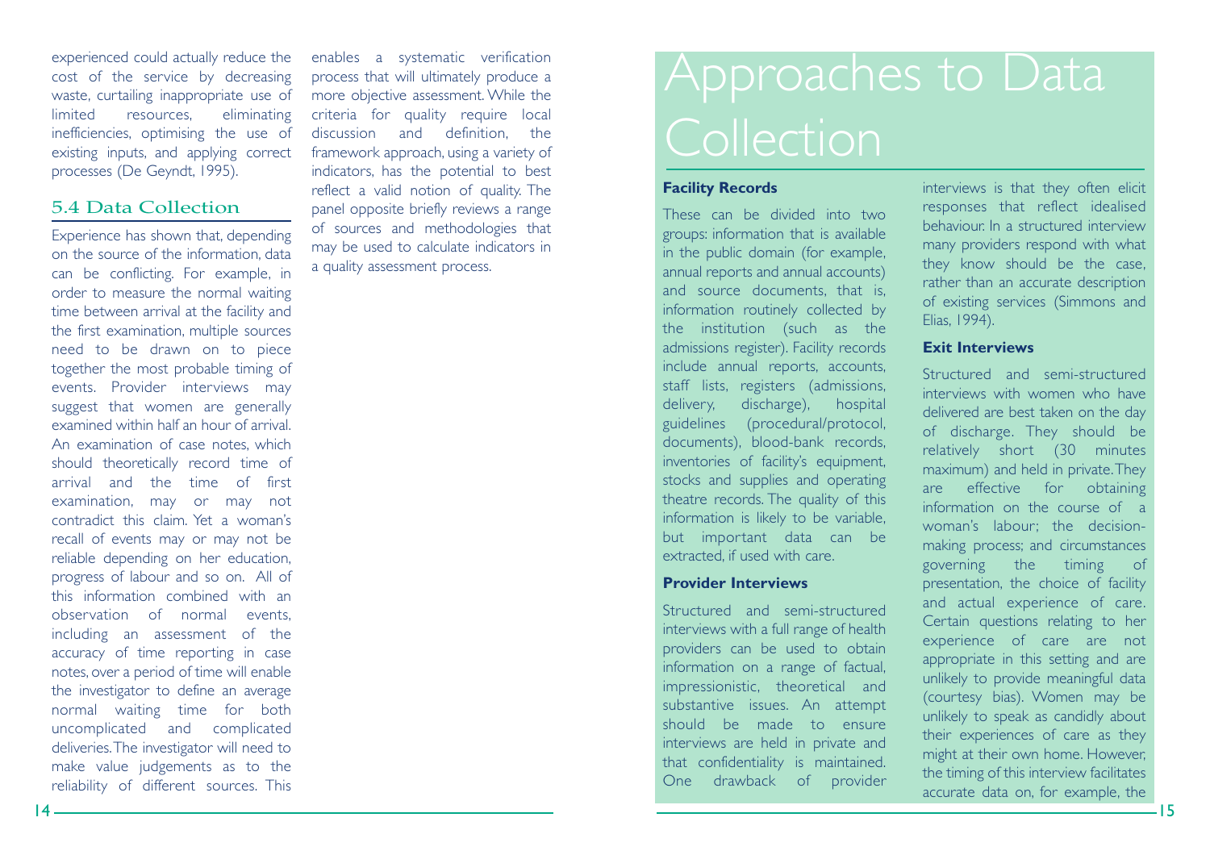experienced could actually reduce the cost of the service by decreasing waste, curtailing inappropriate use of limited resources, eliminating inefficiencies, optimising the use of existing inputs, and applying correct processes (De Geyndt, 1995).

### 5.4 Data Collection

Experience has shown that, depending on the source of the information, data can be conflicting. For example, in order to measure the normal waiting time between arrival at the facility and the first examination, multiple sources need to be drawn on to piece together the most probable timing of events. Provider interviews may suggest that women are generally examined within half an hour of arrival. An examination of case notes, which should theoretically record time of arrival and the time of first examination, may or may not contradict this claim. Yet a woman's recall of events may or may not be reliable depending on her education, progress of labour and so on. All of this information combined with an observation of normal events, including an assessment of the accuracy of time reporting in case notes, over a period of time will enable the investigator to define an average normal waiting time for both uncomplicated and complicated deliveries. The investigator will need to make value judgements as to the reliability of different sources. This enables a systematic verification process that will ultimately produce a more objective assessment. While the criteria for quality require local discussion and definition, the framework approach, using a variety of indicators, has the potential to best reflect a valid notion of quality. The panel opposite briefly reviews a range of sources and methodologies that may be used to calculate indicators in a quality assessment process.

## Approaches to Data Collection

**Facility Records**

These can be divided into two groups: information that is available in the public domain (for example, annual reports and annual accounts) and source documents, that is, information routinely collected by the institution (such as the admissions register). Facility records include annual reports, accounts, staff lists, registers (admissions, delivery, discharge), hospital guidelines (procedural/protocol, documents), blood-bank records, inventories of facility's equipment, stocks and supplies and operating theatre records. The quality of this information is likely to be variable, but important data can be extracted, if used with care.

**Provider Interviews**

Structured and semi-structured interviews with a full range of health providers can be used to obtain information on a range of factual, impressionistic, theoretical and substantive issues. An attempt should be made to ensure interviews are held in private and that confidentiality is maintained. One drawback of provider interviews is that they often elicit responses that reflect idealised behaviour. In a structured interview many providers respond with what they know should be the case, rather than an accurate description of existing services (Simmons and Elias, 1994).

**Exit Interviews**

Structured and semi-structured interviews with women who have delivered are best taken on the day of discharge. They should be relatively short (30 minutes maximum) and held in private. They are effective for obtaining information on the course of a woman's labour; the decision-making process; and circumstances governing the timing of presentation, the choice of facility and actual experience of care. Certain questions relating to her experience of care are not appropriate in this setting and are unlikely to provide meaningful data (courtesy bias). Women may be unlikely to speak as candidly about their experiences of care as they might at their own home. However, the timing of this interview facilitates accurate data on, for example, the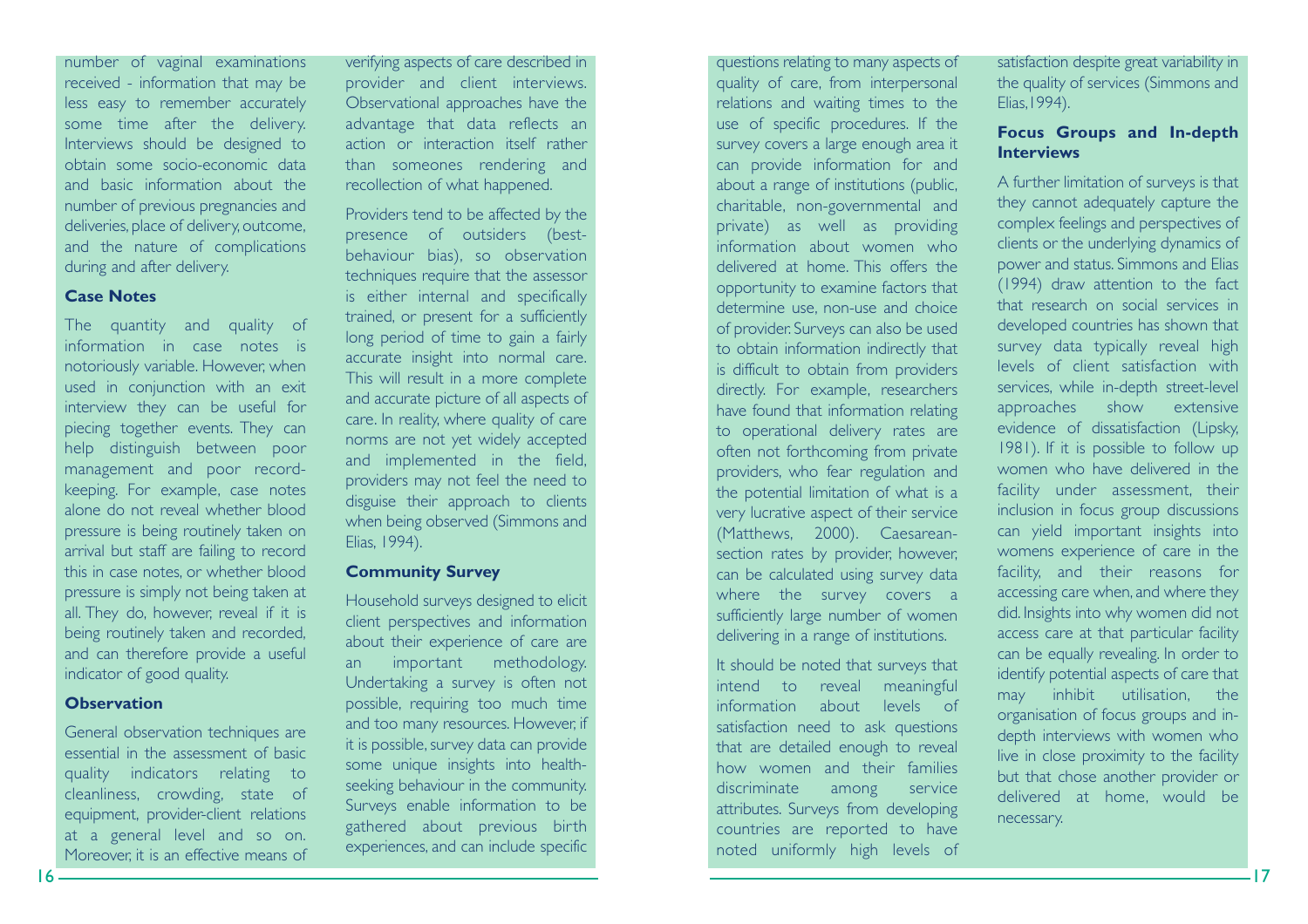number of vaginal examinations received - information that may be less easy to remember accurately some time after the delivery. Interviews should be designed to obtain some socio-economic data and basic information about the number of previous pregnancies and deliveries, place of delivery, outcome, and the nature of complications during and after delivery.

### Case Notes

The quantity and quality of information in case notes is notoriously variable. However, when used in conjunction with an exit interview they can be useful for piecing together events. They can help distinguish between poor management and poor record-keeping. For example, case notes alone do not reveal whether blood pressure is being routinely taken on arrival but staff are failing to record this in case notes, or whether blood pressure is simply not being taken at all. They do, however, reveal if it is being routinely taken and recorded, and can therefore provide a useful indicator of good quality.

### Observation

General observation techniques are essential in the assessment of basic quality indicators relating to cleanliness, crowding, state of equipment, provider-client relations at a general level and so on. Moreover, it is an effective means of verifying aspects of care described in provider and client interviews. Observational approaches have the advantage that data reflects an action or interaction itself rather than someones rendering and recollection of what happened.

Providers tend to be affected by the presence of outsiders (best-behaviour bias), so observation techniques require that the assessor is either internal and specifically trained, or present for a sufficiently long period of time to gain a fairly accurate insight into normal care. This will result in a more complete and accurate picture of all aspects of care. In reality, where quality of care norms are not yet widely accepted and implemented in the field, providers may not feel the need to disguise their approach to clients when being observed (Simmons and Elias, 1994).

### Community Survey

Household surveys designed to elicit client perspectives and information about their experience of care are an important methodology. Undertaking a survey is often not possible, requiring too much time and too many resources. However, if it is possible, survey data can provide some unique insights into health-seeking behaviour in the community. Surveys enable information to be gathered about previous birth experiences, and can include specific questions relating to many aspects of quality of care, from interpersonal relations and waiting times to the use of specific procedures. If the survey covers a large enough area it can provide information for and about a range of institutions (public, charitable, non-governmental and private) as well as providing information about women who delivered at home. This offers the opportunity to examine factors that determine use, non-use and choice of provider. Surveys can also be used to obtain information indirectly that is difficult to obtain from providers directly. For example, researchers have found that information relating to operational delivery rates are often not forthcoming from private providers, who fear regulation and the potential limitation of what is a very lucrative aspect of their service (Matthews, 2000). Caesarean-section rates by provider, however, can be calculated using survey data where the survey covers a sufficiently large number of women delivering in a range of institutions.

It should be noted that surveys that intend to reveal meaningful information about levels of satisfaction need to ask questions that are detailed enough to reveal how women and their families discriminate among service attributes. Surveys from developing countries are reported to have noted uniformly high levels of satisfaction despite great variability in the quality of services (Simmons and Elias,1994).

### Focus Groups and In-depth Interviews

A further limitation of surveys is that they cannot adequately capture the complex feelings and perspectives of clients or the underlying dynamics of power and status. Simmons and Elias (1994) draw attention to the fact that research on social services in developed countries has shown that survey data typically reveal high levels of client satisfaction with services, while in-depth street-level approaches show extensive evidence of dissatisfaction (Lipsky, 1981). If it is possible to follow up women who have delivered in the facility under assessment, their inclusion in focus group discussions can yield important insights into womens experience of care in the facility, and their reasons for accessing care when, and where they did. Insights into why women did not access care at that particular facility can be equally revealing. In order to identify potential aspects of care that may inhibit utilisation, the organisation of focus groups and in-depth interviews with women who live in close proximity to the facility but that chose another provider or delivered at home, would be necessary.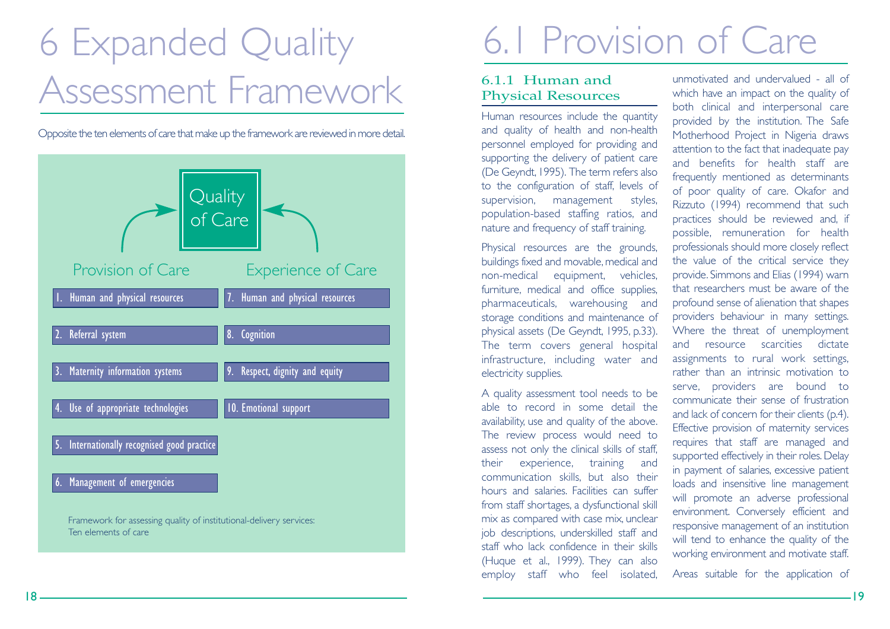# 6 Expanded Quality Assessment Framework

Opposite the ten elements of care that make up the framework are reviewed in more detail.

**Quality of Care**

| Provision of Care | Experience of Care |
| --- | --- |
| 1. Human and physical resources | 7. Human and physical resources |
| 2. Referral system | 8. Cognition |
| 3. Maternity information systems | 9. Respect, dignity and equity |
| 4. Use of appropriate technologies | 10. Emotional support |
| 5. Internationally recognised good practice | |
| 6. Management of emergencies | |

Framework for assessing quality of institutional-delivery services: Ten elements of care

# 6.1 Provision of Care

## 6.1.1 Human and Physical Resources

Human resources include the quantity and quality of health and non-health personnel employed for providing and supporting the delivery of patient care (De Geyndt, 1995). The term refers also to the configuration of staff, levels of supervision, management styles, population-based staffing ratios, and nature and frequency of staff training.

Physical resources are the grounds, buildings fixed and movable, medical and non-medical equipment, vehicles, furniture, medical and office supplies, pharmaceuticals, warehousing and storage conditions and maintenance of physical assets (De Geyndt, 1995, p.33). The term covers general hospital infrastructure, including water and electricity supplies.

A quality assessment tool needs to be able to record in some detail the availability, use and quality of the above. The review process would need to assess not only the clinical skills of staff, their experience, training and communication skills, but also their hours and salaries. Facilities can suffer from staff shortages, a dysfunctional skill mix as compared with case mix, unclear job descriptions, underskilled staff and staff who lack confidence in their skills (Huque et al., 1999). They can also employ staff who feel isolated, unmotivated and undervalued - all of which have an impact on the quality of both clinical and interpersonal care provided by the institution. The Safe Motherhood Project in Nigeria draws attention to the fact that inadequate pay and benefits for health staff are frequently mentioned as determinants of poor quality of care. Okafor and Rizzuto (1994) recommend that such practices should be reviewed and, if possible, remuneration for health professionals should more closely reflect the value of the critical service they provide. Simmons and Elias (1994) warn that researchers must be aware of the profound sense of alienation that shapes providers behaviour in many settings. Where the threat of unemployment and resource scarcities dictate assignments to rural work settings, rather than an intrinsic motivation to serve, providers are bound to communicate their sense of frustration and lack of concern for their clients (p.4). Effective provision of maternity services requires that staff are managed and supported effectively in their roles. Delay in payment of salaries, excessive patient loads and insensitive line management will promote an adverse professional environment. Conversely efficient and responsive management of an institution will tend to enhance the quality of the working environment and motivate staff.

Areas suitable for the application of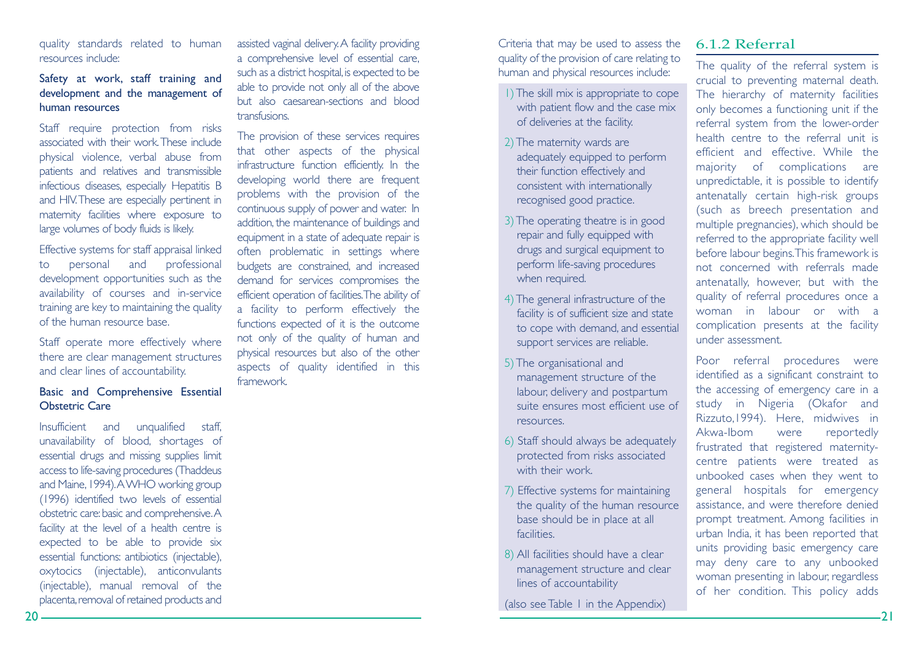quality standards related to human resources include:

**Safety at work, staff training and development and the management of human resources**

Staff require protection from risks associated with their work. These include physical violence, verbal abuse from patients and relatives and transmissible infectious diseases, especially Hepatitis B and HIV. These are especially pertinent in maternity facilities where exposure to large volumes of body fluids is likely.

Effective systems for staff appraisal linked to personal and professional development opportunities such as the availability of courses and in-service training are key to maintaining the quality of the human resource base.

Staff operate more effectively where there are clear management structures and clear lines of accountability.

**Basic and Comprehensive Essential Obstetric Care**

Insufficient and unqualified staff, unavailability of blood, shortages of essential drugs and missing supplies limit access to life-saving procedures (Thaddeus and Maine, 1994). A WHO working group (1996) identified two levels of essential obstetric care: basic and comprehensive. A facility at the level of a health centre is expected to be able to provide six essential functions: antibiotics (injectable), oxytocics (injectable), anticonvulants (injectable), manual removal of the placenta, removal of retained products and assisted vaginal delivery. A facility providing a comprehensive level of essential care, such as a district hospital, is expected to be able to provide not only all of the above but also caesarean-sections and blood transfusions.

The provision of these services requires that other aspects of the physical infrastructure function efficiently. In the developing world there are frequent problems with the provision of the continuous supply of power and water. In addition, the maintenance of buildings and equipment in a state of adequate repair is often problematic in settings where budgets are constrained, and increased demand for services compromises the efficient operation of facilities. The ability of a facility to perform effectively the functions expected of it is the outcome not only of the quality of human and physical resources but also of the other aspects of quality identified in this framework.

Criteria that may be used to assess the quality of the provision of care relating to human and physical resources include:

1) The skill mix is appropriate to cope with patient flow and the case mix of deliveries at the facility.
2) The maternity wards are adequately equipped to perform their function effectively and consistent with internationally recognised good practice.
3) The operating theatre is in good repair and fully equipped with drugs and surgical equipment to perform life-saving procedures when required.
4) The general infrastructure of the facility is of sufficient size and state to cope with demand, and essential support services are reliable.
5) The organisational and management structure of the labour, delivery and postpartum suite ensures most efficient use of resources.
6) Staff should always be adequately protected from risks associated with their work.
7) Effective systems for maintaining the quality of the human resource base should be in place at all facilities.
8) All facilities should have a clear management structure and clear lines of accountability

(also see Table 1 in the Appendix)

### 6.1.2 Referral

The quality of the referral system is crucial to preventing maternal death. The hierarchy of maternity facilities only becomes a functioning unit if the referral system from the lower-order health centre to the referral unit is efficient and effective. While the majority of complications are unpredictable, it is possible to identify antenatally certain high-risk groups (such as breech presentation and multiple pregnancies), which should be referred to the appropriate facility well before labour begins. This framework is not concerned with referrals made antenatally, however, but with the quality of referral procedures once a woman in labour or with a complication presents at the facility under assessment.

Poor referral procedures were identified as a significant constraint to the accessing of emergency care in a study in Nigeria (Okafor and Rizzuto, 1994). Here, midwives in Akwa-Ibom were reportedly frustrated that registered maternity-centre patients were treated as unbooked cases when they went to general hospitals for emergency assistance, and were therefore denied prompt treatment. Among facilities in urban India, it has been reported that units providing basic emergency care may deny care to any unbooked woman presenting in labour, regardless of her condition. This policy adds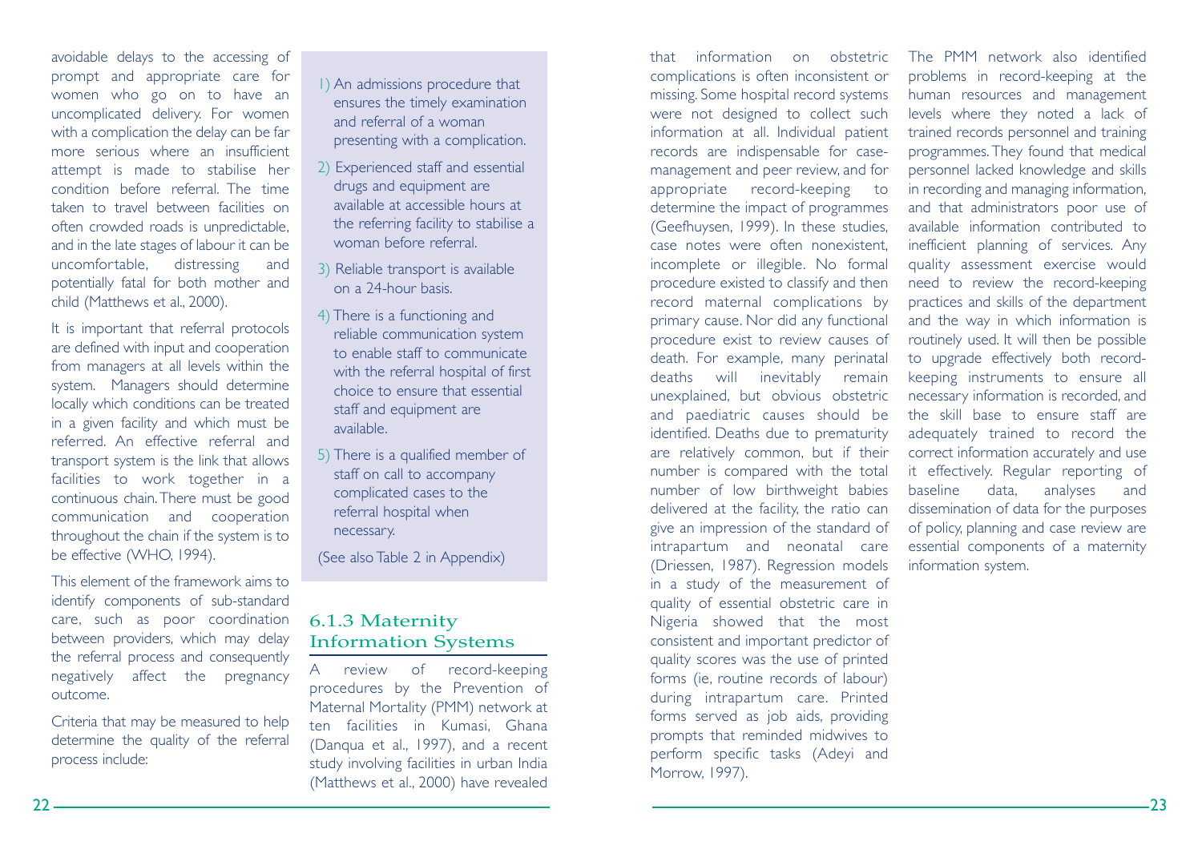avoidable delays to the accessing of prompt and appropriate care for women who go on to have an uncomplicated delivery. For women with a complication the delay can be far more serious where an insufficient attempt is made to stabilise her condition before referral. The time taken to travel between facilities on often crowded roads is unpredictable, and in the late stages of labour it can be uncomfortable, distressing and potentially fatal for both mother and child (Matthews et al., 2000).

It is important that referral protocols are defined with input and cooperation from managers at all levels within the system. Managers should determine locally which conditions can be treated in a given facility and which must be referred. An effective referral and transport system is the link that allows facilities to work together in a continuous chain. There must be good communication and cooperation throughout the chain if the system is to be effective (WHO, 1994).

This element of the framework aims to identify components of sub-standard care, such as poor coordination between providers, which may delay the referral process and consequently negatively affect the pregnancy outcome.

Criteria that may be measured to help determine the quality of the referral process include:

1) An admissions procedure that ensures the timely examination and referral of a woman presenting with a complication.
2) Experienced staff and essential drugs and equipment are available at accessible hours at the referring facility to stabilise a woman before referral.
3) Reliable transport is available on a 24-hour basis.
4) There is a functioning and reliable communication system to enable staff to communicate with the referral hospital of first choice to ensure that essential staff and equipment are available.
5) There is a qualified member of staff on call to accompany complicated cases to the referral hospital when necessary.

(See also Table 2 in Appendix)

### 6.1.3 Maternity Information Systems

A review of record-keeping procedures by the Prevention of Maternal Mortality (PMM) network at ten facilities in Kumasi, Ghana (Danqua et al., 1997), and a recent study involving facilities in urban India (Matthews et al., 2000) have revealed that information on obstetric complications is often inconsistent or missing. Some hospital record systems were not designed to collect such information at all. Individual patient records are indispensable for case-management and peer review, and for appropriate record-keeping to determine the impact of programmes (Geefhuysen, 1999). In these studies, case notes were often nonexistent, incomplete or illegible. No formal procedure existed to classify and then record maternal complications by primary cause. Nor did any functional procedure exist to review causes of death. For example, many perinatal deaths will inevitably remain unexplained, but obvious obstetric and paediatric causes should be identified. Deaths due to prematurity are relatively common, but if their number is compared with the total number of low birthweight babies delivered at the facility, the ratio can give an impression of the standard of intrapartum and neonatal care (Driessen, 1987). Regression models in a study of the measurement of quality of essential obstetric care in Nigeria showed that the most consistent and important predictor of quality scores was the use of printed forms (ie, routine records of labour) during intrapartum care. Printed forms served as job aids, providing prompts that reminded midwives to perform specific tasks (Adeyi and Morrow, 1997).

The PMM network also identified problems in record-keeping at the human resources and management levels where they noted a lack of trained records personnel and training programmes. They found that medical personnel lacked knowledge and skills in recording and managing information, and that administrators poor use of available information contributed to inefficient planning of services. Any quality assessment exercise would need to review the record-keeping practices and skills of the department and the way in which information is routinely used. It will then be possible to upgrade effectively both record-keeping instruments to ensure all necessary information is recorded, and the skill base to ensure staff are adequately trained to record the correct information accurately and use it effectively. Regular reporting of baseline data, analyses and dissemination of data for the purposes of policy, planning and case review are essential components of a maternity information system.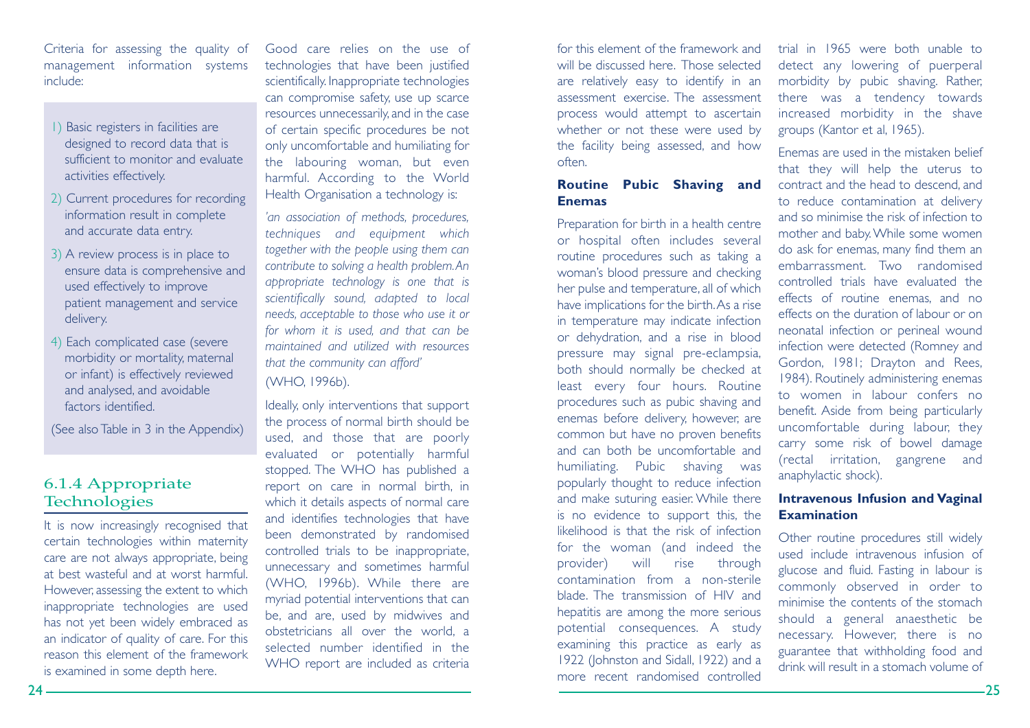Criteria for assessing the quality of management information systems include:

1) Basic registers in facilities are designed to record data that is sufficient to monitor and evaluate activities effectively.
2) Current procedures for recording information result in complete and accurate data entry.
3) A review process is in place to ensure data is comprehensive and used effectively to improve patient management and service delivery.
4) Each complicated case (severe morbidity or mortality, maternal or infant) is effectively reviewed and analysed, and avoidable factors identified.

(See also Table in 3 in the Appendix)

### 6.1.4 Appropriate Technologies

It is now increasingly recognised that certain technologies within maternity care are not always appropriate, being at best wasteful and at worst harmful. However, assessing the extent to which inappropriate technologies are used has not yet been widely embraced as an indicator of quality of care. For this reason this element of the framework is examined in some depth here.

Good care relies on the use of technologies that have been justified scientifically. Inappropriate technologies can compromise safety, use up scarce resources unnecessarily, and in the case of certain specific procedures be not only uncomfortable and humiliating for the labouring woman, but even harmful. According to the World Health Organisation a technology is:

*'an association of methods, procedures, techniques and equipment which together with the people using them can contribute to solving a health problem. An appropriate technology is one that is scientifically sound, adapted to local needs, acceptable to those who use it or for whom it is used, and that can be maintained and utilized with resources that the community can afford'*
(WHO, 1996b).

Ideally, only interventions that support the process of normal birth should be used, and those that are poorly evaluated or potentially harmful stopped. The WHO has published a report on care in normal birth, in which it details aspects of normal care and identifies technologies that have been demonstrated by randomised controlled trials to be inappropriate, unnecessary and sometimes harmful (WHO, 1996b). While there are myriad potential interventions that can be, and are, used by midwives and obstetricians all over the world, a selected number identified in the WHO report are included as criteria for this element of the framework and will be discussed here. Those selected are relatively easy to identify in an assessment exercise. The assessment process would attempt to ascertain whether or not these were used by the facility being assessed, and how often.

#### Routine Pubic Shaving and Enemas

Preparation for birth in a health centre or hospital often includes several routine procedures such as taking a woman's blood pressure and checking her pulse and temperature, all of which have implications for the birth. As a rise in temperature may indicate infection or dehydration, and a rise in blood pressure may signal pre-eclampsia, both should normally be checked at least every four hours. Routine procedures such as pubic shaving and enemas before delivery, however, are common but have no proven benefits and can both be uncomfortable and humiliating. Pubic shaving was popularly thought to reduce infection and make suturing easier. While there is no evidence to support this, the likelihood is that the risk of infection for the woman (and indeed the provider) will rise through contamination from a non-sterile blade. The transmission of HIV and hepatitis are among the more serious potential consequences. A study examining this practice as early as 1922 (Johnston and Sidall, 1922) and a more recent randomised controlled trial in 1965 were both unable to detect any lowering of puerperal morbidity by pubic shaving. Rather, there was a tendency towards increased morbidity in the shave groups (Kantor et al, 1965).

Enemas are used in the mistaken belief that they will help the uterus to contract and the head to descend, and to reduce contamination at delivery and so minimise the risk of infection to mother and baby. While some women do ask for enemas, many find them an embarrassment. Two randomised controlled trials have evaluated the effects of routine enemas, and no effects on the duration of labour or on neonatal infection or perineal wound infection were detected (Romney and Gordon, 1981; Drayton and Rees, 1984). Routinely administering enemas to women in labour confers no benefit. Aside from being particularly uncomfortable during labour, they carry some risk of bowel damage (rectal irritation, gangrene and anaphylactic shock).

#### Intravenous Infusion and Vaginal Examination

Other routine procedures still widely used include intravenous infusion of glucose and fluid. Fasting in labour is commonly observed in order to minimise the contents of the stomach should a general anaesthetic be necessary. However, there is no guarantee that withholding food and drink will result in a stomach volume of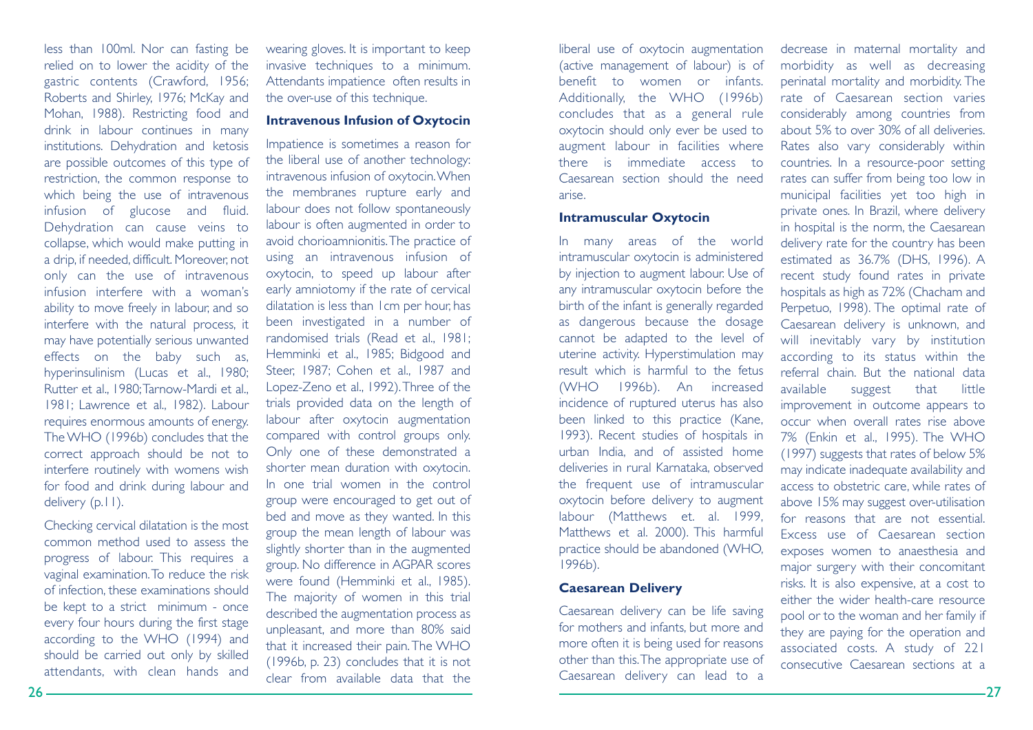less than 100ml. Nor can fasting be relied on to lower the acidity of the gastric contents (Crawford, 1956; Roberts and Shirley, 1976; McKay and Mohan, 1988). Restricting food and drink in labour continues in many institutions. Dehydration and ketosis are possible outcomes of this type of restriction, the common response to which being the use of intravenous infusion of glucose and fluid. Dehydration can cause veins to collapse, which would make putting in a drip, if needed, difficult. Moreover, not only can the use of intravenous infusion interfere with a woman's ability to move freely in labour, and so interfere with the natural process, it may have potentially serious unwanted effects on the baby such as, hyperinsulinism (Lucas et al., 1980; Rutter et al., 1980; Tarnow-Mardi et al., 1981; Lawrence et al., 1982). Labour requires enormous amounts of energy. The WHO (1996b) concludes that the correct approach should be not to interfere routinely with womens wish for food and drink during labour and delivery (p.11).

Checking cervical dilatation is the most common method used to assess the progress of labour. This requires a vaginal examination. To reduce the risk of infection, these examinations should be kept to a strict minimum - once every four hours during the first stage according to the WHO (1994) and should be carried out only by skilled attendants, with clean hands and wearing gloves. It is important to keep invasive techniques to a minimum. Attendants impatience often results in the over-use of this technique.

### Intravenous Infusion of Oxytocin

Impatience is sometimes a reason for the liberal use of another technology: intravenous infusion of oxytocin. When the membranes rupture early and labour does not follow spontaneously labour is often augmented in order to avoid chorioamnionitis. The practice of using an intravenous infusion of oxytocin, to speed up labour after early amniotomy if the rate of cervical dilatation is less than 1cm per hour, has been investigated in a number of randomised trials (Read et al., 1981; Hemminki et al., 1985; Bidgood and Steer, 1987; Cohen et al., 1987 and Lopez-Zeno et al., 1992). Three of the trials provided data on the length of labour after oxytocin augmentation compared with control groups only. Only one of these demonstrated a shorter mean duration with oxytocin. In one trial women in the control group were encouraged to get out of bed and move as they wanted. In this group the mean length of labour was slightly shorter than in the augmented group. No difference in AGPAR scores were found (Hemminki et al., 1985). The majority of women in this trial described the augmentation process as unpleasant, and more than 80% said that it increased their pain. The WHO (1996b, p. 23) concludes that it is not clear from available data that the liberal use of oxytocin augmentation (active management of labour) is of benefit to women or infants. Additionally, the WHO (1996b) concludes that as a general rule oxytocin should only ever be used to augment labour in facilities where there is immediate access to Caesarean section should the need arise.

### Intramuscular Oxytocin

In many areas of the world intramuscular oxytocin is administered by injection to augment labour. Use of any intramuscular oxytocin before the birth of the infant is generally regarded as dangerous because the dosage cannot be adapted to the level of uterine activity. Hyperstimulation may result which is harmful to the fetus (WHO 1996b). An increased incidence of ruptured uterus has also been linked to this practice (Kane, 1993). Recent studies of hospitals in urban India, and of assisted home deliveries in rural Karnataka, observed the frequent use of intramuscular oxytocin before delivery to augment labour (Matthews et. al. 1999, Matthews et al. 2000). This harmful practice should be abandoned (WHO, 1996b).

### Caesarean Delivery

Caesarean delivery can be life saving for mothers and infants, but more and more often it is being used for reasons other than this. The appropriate use of Caesarean delivery can lead to a decrease in maternal mortality and morbidity as well as decreasing perinatal mortality and morbidity. The rate of Caesarean section varies considerably among countries from about 5% to over 30% of all deliveries. Rates also vary considerably within countries. In a resource-poor setting rates can suffer from being too low in municipal facilities yet too high in private ones. In Brazil, where delivery in hospital is the norm, the Caesarean delivery rate for the country has been estimated as 36.7% (DHS, 1996). A recent study found rates in private hospitals as high as 72% (Chacham and Perpetuo, 1998). The optimal rate of Caesarean delivery is unknown, and will inevitably vary by institution according to its status within the referral chain. But the national data available suggest that little improvement in outcome appears to occur when overall rates rise above 7% (Enkin et al., 1995). The WHO (1997) suggests that rates of below 5% may indicate inadequate availability and access to obstetric care, while rates of above 15% may suggest over-utilisation for reasons that are not essential. Excess use of Caesarean section exposes women to anaesthesia and major surgery with their concomitant risks. It is also expensive, at a cost to either the wider health-care resource pool or to the woman and her family if they are paying for the operation and associated costs. A study of 221 consecutive Caesarean sections at a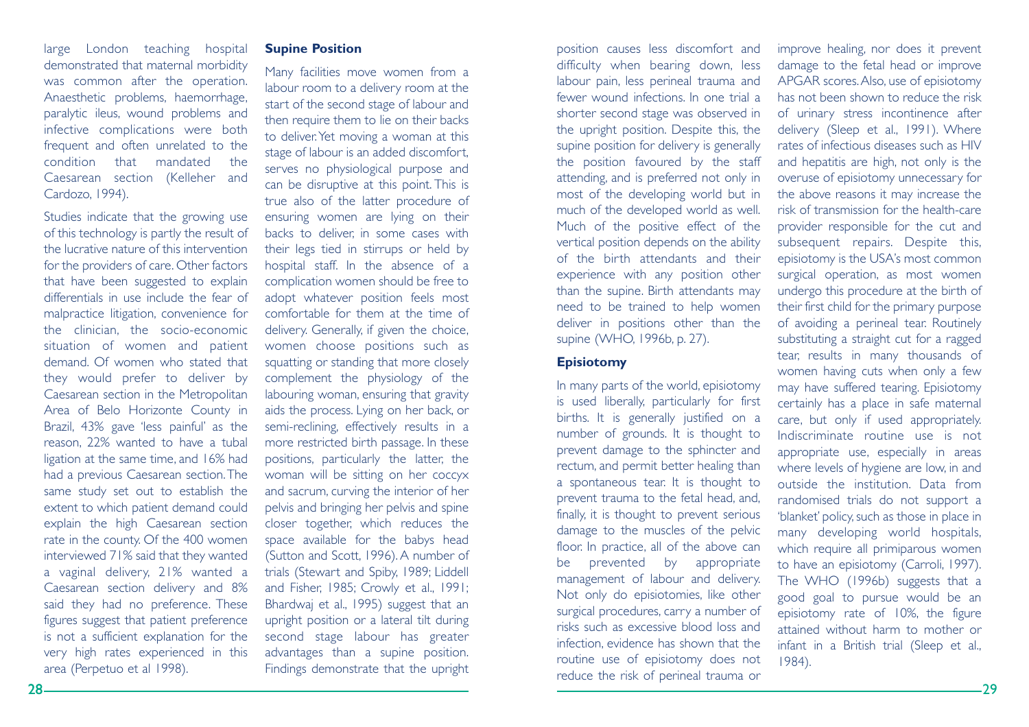large London teaching hospital demonstrated that maternal morbidity was common after the operation. Anaesthetic problems, haemorrhage, paralytic ileus, wound problems and infective complications were both frequent and often unrelated to the condition that mandated the Caesarean section (Kelleher and Cardozo, 1994).

Studies indicate that the growing use of this technology is partly the result of the lucrative nature of this intervention for the providers of care. Other factors that have been suggested to explain differentials in use include the fear of malpractice litigation, convenience for the clinician, the socio-economic situation of women and patient demand. Of women who stated that they would prefer to deliver by Caesarean section in the Metropolitan Area of Belo Horizonte County in Brazil, 43% gave 'less painful' as the reason, 22% wanted to have a tubal ligation at the same time, and 16% had had a previous Caesarean section. The same study set out to establish the extent to which patient demand could explain the high Caesarean section rate in the county. Of the 400 women interviewed 71% said that they wanted a vaginal delivery, 21% wanted a Caesarean section delivery and 8% said they had no preference. These figures suggest that patient preference is not a sufficient explanation for the very high rates experienced in this area (Perpetuo et al 1998).

### Supine Position

Many facilities move women from a labour room to a delivery room at the start of the second stage of labour and then require them to lie on their backs to deliver. Yet moving a woman at this stage of labour is an added discomfort, serves no physiological purpose and can be disruptive at this point. This is true also of the latter procedure of ensuring women are lying on their backs to deliver, in some cases with their legs tied in stirrups or held by hospital staff. In the absence of a complication women should be free to adopt whatever position feels most comfortable for them at the time of delivery. Generally, if given the choice, women choose positions such as squatting or standing that more closely complement the physiology of the labouring woman, ensuring that gravity aids the process. Lying on her back, or semi-reclining, effectively results in a more restricted birth passage. In these positions, particularly the latter, the woman will be sitting on her coccyx and sacrum, curving the interior of her pelvis and bringing her pelvis and spine closer together, which reduces the space available for the babys head (Sutton and Scott, 1996). A number of trials (Stewart and Spiby, 1989; Liddell and Fisher, 1985; Crowly et al., 1991; Bhardwaj et al., 1995) suggest that an upright position or a lateral tilt during second stage labour has greater advantages than a supine position. Findings demonstrate that the upright position causes less discomfort and difficulty when bearing down, less labour pain, less perineal trauma and fewer wound infections. In one trial a shorter second stage was observed in the upright position. Despite this, the supine position for delivery is generally the position favoured by the staff attending, and is preferred not only in most of the developing world but in much of the developed world as well. Much of the positive effect of the vertical position depends on the ability of the birth attendants and their experience with any position other than the supine. Birth attendants may need to be trained to help women deliver in positions other than the supine (WHO, 1996b, p. 27).

### Episiotomy

In many parts of the world, episiotomy is used liberally, particularly for first births. It is generally justified on a number of grounds. It is thought to prevent damage to the sphincter and rectum, and permit better healing than a spontaneous tear. It is thought to prevent trauma to the fetal head, and, finally, it is thought to prevent serious damage to the muscles of the pelvic floor. In practice, all of the above can be prevented by appropriate management of labour and delivery. Not only do episiotomies, like other surgical procedures, carry a number of risks such as excessive blood loss and infection, evidence has shown that the routine use of episiotomy does not reduce the risk of perineal trauma or improve healing, nor does it prevent damage to the fetal head or improve APGAR scores. Also, use of episiotomy has not been shown to reduce the risk of urinary stress incontinence after delivery (Sleep et al., 1991). Where rates of infectious diseases such as HIV and hepatitis are high, not only is the overuse of episiotomy unnecessary for the above reasons it may increase the risk of transmission for the health-care provider responsible for the cut and subsequent repairs. Despite this, episiotomy is the USA's most common surgical operation, as most women undergo this procedure at the birth of their first child for the primary purpose of avoiding a perineal tear. Routinely substituting a straight cut for a ragged tear, results in many thousands of women having cuts when only a few may have suffered tearing. Episiotomy certainly has a place in safe maternal care, but only if used appropriately. Indiscriminate routine use is not appropriate use, especially in areas where levels of hygiene are low, in and outside the institution. Data from randomised trials do not support a 'blanket' policy, such as those in place in many developing world hospitals, which require all primiparous women to have an episiotomy (Carroli, 1997). The WHO (1996b) suggests that a good goal to pursue would be an episiotomy rate of 10%, the figure attained without harm to mother or infant in a British trial (Sleep et al., 1984).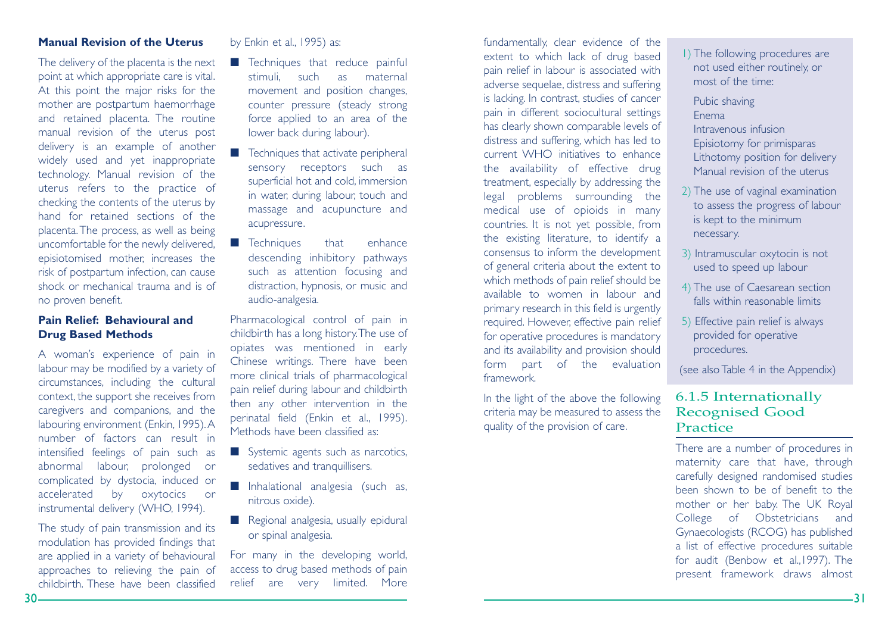**Manual Revision of the Uterus**

The delivery of the placenta is the next point at which appropriate care is vital. At this point the major risks for the mother are postpartum haemorrhage and retained placenta. The routine manual revision of the uterus post delivery is an example of another widely used and yet inappropriate technology. Manual revision of the uterus refers to the practice of checking the contents of the uterus by hand for retained sections of the placenta. The process, as well as being uncomfortable for the newly delivered, episiotomised mother, increases the risk of postpartum infection, can cause shock or mechanical trauma and is of no proven benefit.

**Pain Relief: Behavioural and Drug Based Methods**

A woman's experience of pain in labour may be modified by a variety of circumstances, including the cultural context, the support she receives from caregivers and companions, and the labouring environment (Enkin, 1995). A number of factors can result in intensified feelings of pain such as abnormal labour, prolonged or complicated by dystocia, induced or accelerated by oxytocics or instrumental delivery (WHO, 1994).

The study of pain transmission and its modulation has provided findings that are applied in a variety of behavioural approaches to relieving the pain of childbirth. These have been classified by Enkin et al., 1995) as:

- Techniques that reduce painful stimuli, such as maternal movement and position changes, counter pressure (steady strong force applied to an area of the lower back during labour).
- Techniques that activate peripheral sensory receptors such as superficial hot and cold, immersion in water, during labour, touch and massage and acupuncture and acupressure.
- Techniques that enhance descending inhibitory pathways such as attention focusing and distraction, hypnosis, or music and audio-analgesia.

Pharmacological control of pain in childbirth has a long history. The use of opiates was mentioned in early Chinese writings. There have been more clinical trials of pharmacological pain relief during labour and childbirth then any other intervention in the perinatal field (Enkin et al., 1995). Methods have been classified as:

- Systemic agents such as narcotics, sedatives and tranquillisers.
- Inhalational analgesia (such as, nitrous oxide).
- Regional analgesia, usually epidural or spinal analgesia.

For many in the developing world, access to drug based methods of pain relief are very limited. More fundamentally, clear evidence of the extent to which lack of drug based pain relief in labour is associated with adverse sequelae, distress and suffering is lacking. In contrast, studies of cancer pain in different sociocultural settings has clearly shown comparable levels of distress and suffering, which has led to current WHO initiatives to enhance the availability of effective drug treatment, especially by addressing the legal problems surrounding the medical use of opioids in many countries. It is not yet possible, from the existing literature, to identify a consensus to inform the development of general criteria about the extent to which methods of pain relief should be available to women in labour and primary research in this field is urgently required. However, effective pain relief for operative procedures is mandatory and its availability and provision should form part of the evaluation framework.

In the light of the above the following criteria may be measured to assess the quality of the provision of care.

1) The following procedures are not used either routinely, or most of the time:

   Pubic shaving
   Enema
   Intravenous infusion
   Episiotomy for primisparas
   Lithotomy position for delivery
   Manual revision of the uterus

2) The use of vaginal examination to assess the progress of labour is kept to the minimum necessary.
3) Intramuscular oxytocin is not used to speed up labour
4) The use of Caesarean section falls within reasonable limits
5) Effective pain relief is always provided for operative procedures.

(see also Table 4 in the Appendix)

### 6.1.5 Internationally Recognised Good Practice

There are a number of procedures in maternity care that have, through carefully designed randomised studies been shown to be of benefit to the mother or her baby. The UK Royal College of Obstetricians and Gynaecologists (RCOG) has published a list of effective procedures suitable for audit (Benbow et al.,1997). The present framework draws almost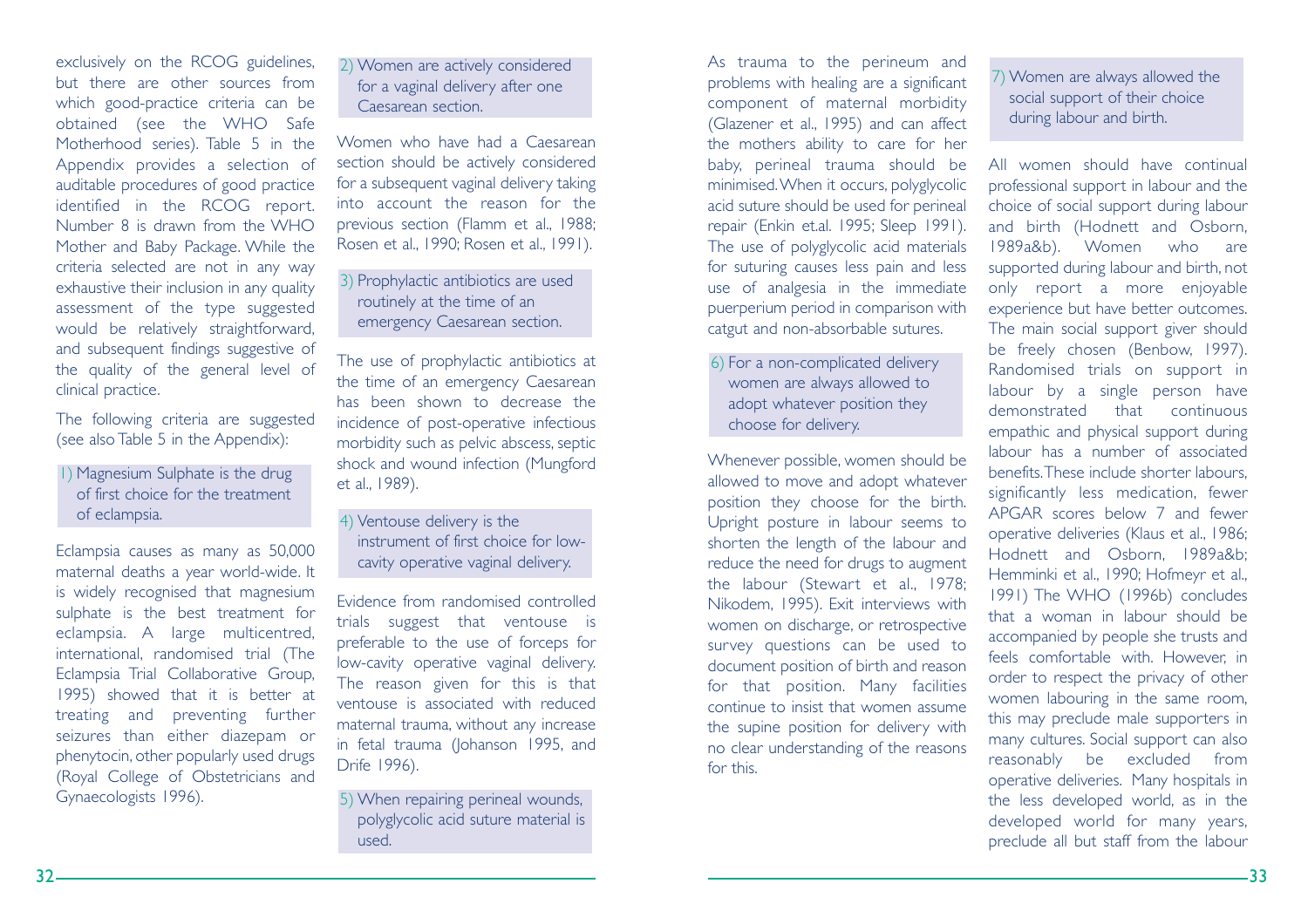exclusively on the RCOG guidelines, but there are other sources from which good-practice criteria can be obtained (see the WHO Safe Motherhood series). Table 5 in the Appendix provides a selection of auditable procedures of good practice identified in the RCOG report. Number 8 is drawn from the WHO Mother and Baby Package. While the criteria selected are not in any way exhaustive their inclusion in any quality assessment of the type suggested would be relatively straightforward, and subsequent findings suggestive of the quality of the general level of clinical practice.

The following criteria are suggested (see also Table 5 in the Appendix):

**1) Magnesium Sulphate is the drug of first choice for the treatment of eclampsia.**

Eclampsia causes as many as 50,000 maternal deaths a year world-wide. It is widely recognised that magnesium sulphate is the best treatment for eclampsia. A large multicentred, international, randomised trial (The Eclampsia Trial Collaborative Group, 1995) showed that it is better at treating and preventing further seizures than either diazepam or phenytocin, other popularly used drugs (Royal College of Obstetricians and Gynaecologists 1996).

**2) Women are actively considered for a vaginal delivery after one Caesarean section.**

Women who have had a Caesarean section should be actively considered for a subsequent vaginal delivery taking into account the reason for the previous section (Flamm et al., 1988; Rosen et al., 1990; Rosen et al., 1991).

**3) Prophylactic antibiotics are used routinely at the time of an emergency Caesarean section.**

The use of prophylactic antibiotics at the time of an emergency Caesarean has been shown to decrease the incidence of post-operative infectious morbidity such as pelvic abscess, septic shock and wound infection (Mungford et al., 1989).

**4) Ventouse delivery is the instrument of first choice for low-cavity operative vaginal delivery.**

Evidence from randomised controlled trials suggest that ventouse is preferable to the use of forceps for low-cavity operative vaginal delivery. The reason given for this is that ventouse is associated with reduced maternal trauma, without any increase in fetal trauma (Johanson 1995, and Drife 1996).

**5) When repairing perineal wounds, polyglycolic acid suture material is used.**

As trauma to the perineum and problems with healing are a significant component of maternal morbidity (Glazener et al., 1995) and can affect the mothers ability to care for her baby, perineal trauma should be minimised. When it occurs, polyglycolic acid suture should be used for perineal repair (Enkin et.al. 1995; Sleep 1991). The use of polyglycolic acid materials for suturing causes less pain and less use of analgesia in the immediate puerperium period in comparison with catgut and non-absorbable sutures.

**6) For a non-complicated delivery women are always allowed to adopt whatever position they choose for delivery.**

Whenever possible, women should be allowed to move and adopt whatever position they choose for the birth. Upright posture in labour seems to shorten the length of the labour and reduce the need for drugs to augment the labour (Stewart et al., 1978; Nikodem, 1995). Exit interviews with women on discharge, or retrospective survey questions can be used to document position of birth and reason for that position. Many facilities continue to insist that women assume the supine position for delivery with no clear understanding of the reasons for this.

**7) Women are always allowed the social support of their choice during labour and birth.**

All women should have continual professional support in labour and the choice of social support during labour and birth (Hodnett and Osborn, 1989a&b). Women who are supported during labour and birth, not only report a more enjoyable experience but have better outcomes. The main social support giver should be freely chosen (Benbow, 1997). Randomised trials on support in labour by a single person have demonstrated that continuous empathic and physical support during labour has a number of associated benefits. These include shorter labours, significantly less medication, fewer APGAR scores below 7 and fewer operative deliveries (Klaus et al., 1986; Hodnett and Osborn, 1989a&b; Hemminki et al., 1990; Hofmeyr et al., 1991) The WHO (1996b) concludes that a woman in labour should be accompanied by people she trusts and feels comfortable with. However, in order to respect the privacy of other women labouring in the same room, this may preclude male supporters in many cultures. Social support can also reasonably be excluded from operative deliveries. Many hospitals in the less developed world, as in the developed world for many years, preclude all but staff from the labour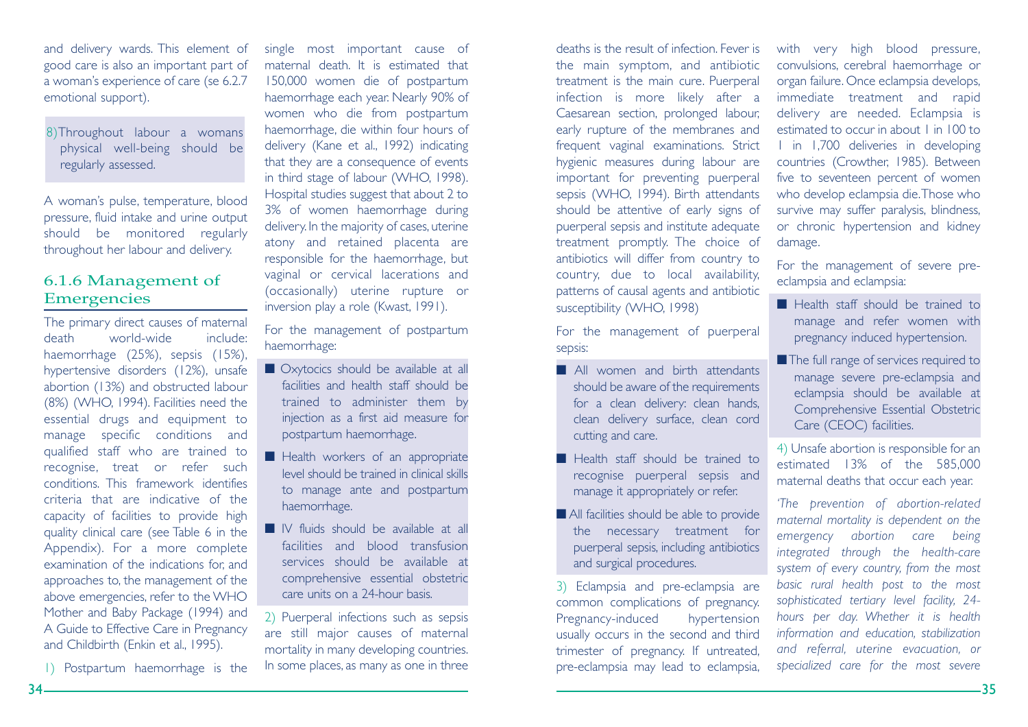and delivery wards. This element of good care is also an important part of a woman's experience of care (se 6.2.7 emotional support).

8) Throughout labour a womans physical well-being should be regularly assessed.

A woman's pulse, temperature, blood pressure, fluid intake and urine output should be monitored regularly throughout her labour and delivery.

### 6.1.6 Management of Emergencies

The primary direct causes of maternal death world-wide include: haemorrhage (25%), sepsis (15%), hypertensive disorders (12%), unsafe abortion (13%) and obstructed labour (8%) (WHO, 1994). Facilities need the essential drugs and equipment to manage specific conditions and qualified staff who are trained to recognise, treat or refer such conditions. This framework identifies criteria that are indicative of the capacity of facilities to provide high quality clinical care (see Table 6 in the Appendix). For a more complete examination of the indications for, and approaches to, the management of the above emergencies, refer to the WHO Mother and Baby Package (1994) and A Guide to Effective Care in Pregnancy and Childbirth (Enkin et al., 1995).

1) Postpartum haemorrhage is the single most important cause of maternal death. It is estimated that 150,000 women die of postpartum haemorrhage each year. Nearly 90% of women who die from postpartum haemorrhage, die within four hours of delivery (Kane et al., 1992) indicating that they are a consequence of events in third stage of labour (WHO, 1998). Hospital studies suggest that about 2 to 3% of women haemorrhage during delivery. In the majority of cases, uterine atony and retained placenta are responsible for the haemorrhage, but vaginal or cervical lacerations and (occasionally) uterine rupture or inversion play a role (Kwast, 1991).

For the management of postpartum haemorrhage:

- Oxytocics should be available at all facilities and health staff should be trained to administer them by injection as a first aid measure for postpartum haemorrhage.
- Health workers of an appropriate level should be trained in clinical skills to manage ante and postpartum haemorrhage.
- IV fluids should be available at all facilities and blood transfusion services should be available at comprehensive essential obstetric care units on a 24-hour basis.

2) Puerperal infections such as sepsis are still major causes of maternal mortality in many developing countries. In some places, as many as one in three deaths is the result of infection. Fever is the main symptom, and antibiotic treatment is the main cure. Puerperal infection is more likely after a Caesarean section, prolonged labour, early rupture of the membranes and frequent vaginal examinations. Strict hygienic measures during labour are important for preventing puerperal sepsis (WHO, 1994). Birth attendants should be attentive of early signs of puerperal sepsis and institute adequate treatment promptly. The choice of antibiotics will differ from country to country, due to local availability, patterns of causal agents and antibiotic susceptibility (WHO, 1998)

For the management of puerperal sepsis:

- All women and birth attendants should be aware of the requirements for a clean delivery: clean hands, clean delivery surface, clean cord cutting and care.
- Health staff should be trained to recognise puerperal sepsis and manage it appropriately or refer.
- All facilities should be able to provide the necessary treatment for puerperal sepsis, including antibiotics and surgical procedures.

3) Eclampsia and pre-eclampsia are common complications of pregnancy. Pregnancy-induced hypertension usually occurs in the second and third trimester of pregnancy. If untreated, pre-eclampsia may lead to eclampsia, with very high blood pressure, convulsions, cerebral haemorrhage or organ failure. Once eclampsia develops, immediate treatment and rapid delivery are needed. Eclampsia is estimated to occur in about 1 in 100 to 1 in 1,700 deliveries in developing countries (Crowther, 1985). Between five to seventeen percent of women who develop eclampsia die. Those who survive may suffer paralysis, blindness, or chronic hypertension and kidney damage.

For the management of severe pre-eclampsia and eclampsia:

- Health staff should be trained to manage and refer women with pregnancy induced hypertension.
- The full range of services required to manage severe pre-eclampsia and eclampsia should be available at Comprehensive Essential Obstetric Care (CEOC) facilities.

4) Unsafe abortion is responsible for an estimated 13% of the 585,000 maternal deaths that occur each year.

*'The prevention of abortion-related maternal mortality is dependent on the emergency abortion care being integrated through the health-care system of every country, from the most basic rural health post to the most sophisticated tertiary level facility, 24-hours per day. Whether it is health information and education, stabilization and referral, uterine evacuation, or specialized care for the most severe*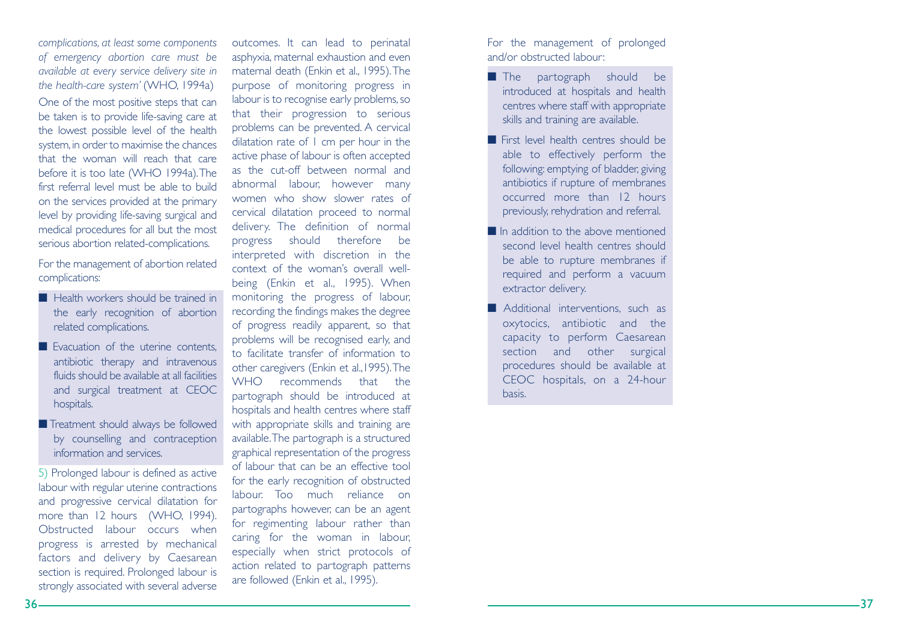*complications, at least some components of emergency abortion care must be available at every service delivery site in the health-care system'* (WHO, 1994a)

One of the most positive steps that can be taken is to provide life-saving care at the lowest possible level of the health system, in order to maximise the chances that the woman will reach that care before it is too late (WHO 1994a). The first referral level must be able to build on the services provided at the primary level by providing life-saving surgical and medical procedures for all but the most serious abortion related-complications.

For the management of abortion related complications:

- Health workers should be trained in the early recognition of abortion related complications.
- Evacuation of the uterine contents, antibiotic therapy and intravenous fluids should be available at all facilities and surgical treatment at CEOC hospitals.
- Treatment should always be followed by counselling and contraception information and services.

5) Prolonged labour is defined as active labour with regular uterine contractions and progressive cervical dilatation for more than 12 hours (WHO, 1994). Obstructed labour occurs when progress is arrested by mechanical factors and delivery by Caesarean section is required. Prolonged labour is strongly associated with several adverse outcomes. It can lead to perinatal asphyxia, maternal exhaustion and even maternal death (Enkin et al., 1995). The purpose of monitoring progress in labour is to recognise early problems, so that their progression to serious problems can be prevented. A cervical dilatation rate of 1 cm per hour in the active phase of labour is often accepted as the cut-off between normal and abnormal labour, however many women who show slower rates of cervical dilatation proceed to normal delivery. The definition of normal progress should therefore be interpreted with discretion in the context of the woman's overall well-being (Enkin et al., 1995). When monitoring the progress of labour, recording the findings makes the degree of progress readily apparent, so that problems will be recognised early, and to facilitate transfer of information to other caregivers (Enkin et al.,1995). The WHO recommends that the partograph should be introduced at hospitals and health centres where staff with appropriate skills and training are available. The partograph is a structured graphical representation of the progress of labour that can be an effective tool for the early recognition of obstructed labour. Too much reliance on partographs however, can be an agent for regimenting labour rather than caring for the woman in labour, especially when strict protocols of action related to partograph patterns are followed (Enkin et al., 1995).

For the management of prolonged and/or obstructed labour:

- The partograph should be introduced at hospitals and health centres where staff with appropriate skills and training are available.
- First level health centres should be able to effectively perform the following: emptying of bladder, giving antibiotics if rupture of membranes occurred more than 12 hours previously, rehydration and referral.
- In addition to the above mentioned second level health centres should be able to rupture membranes if required and perform a vacuum extractor delivery.
- Additional interventions, such as oxytocics, antibiotic and the capacity to perform Caesarean section and other surgical procedures should be available at CEOC hospitals, on a 24-hour basis.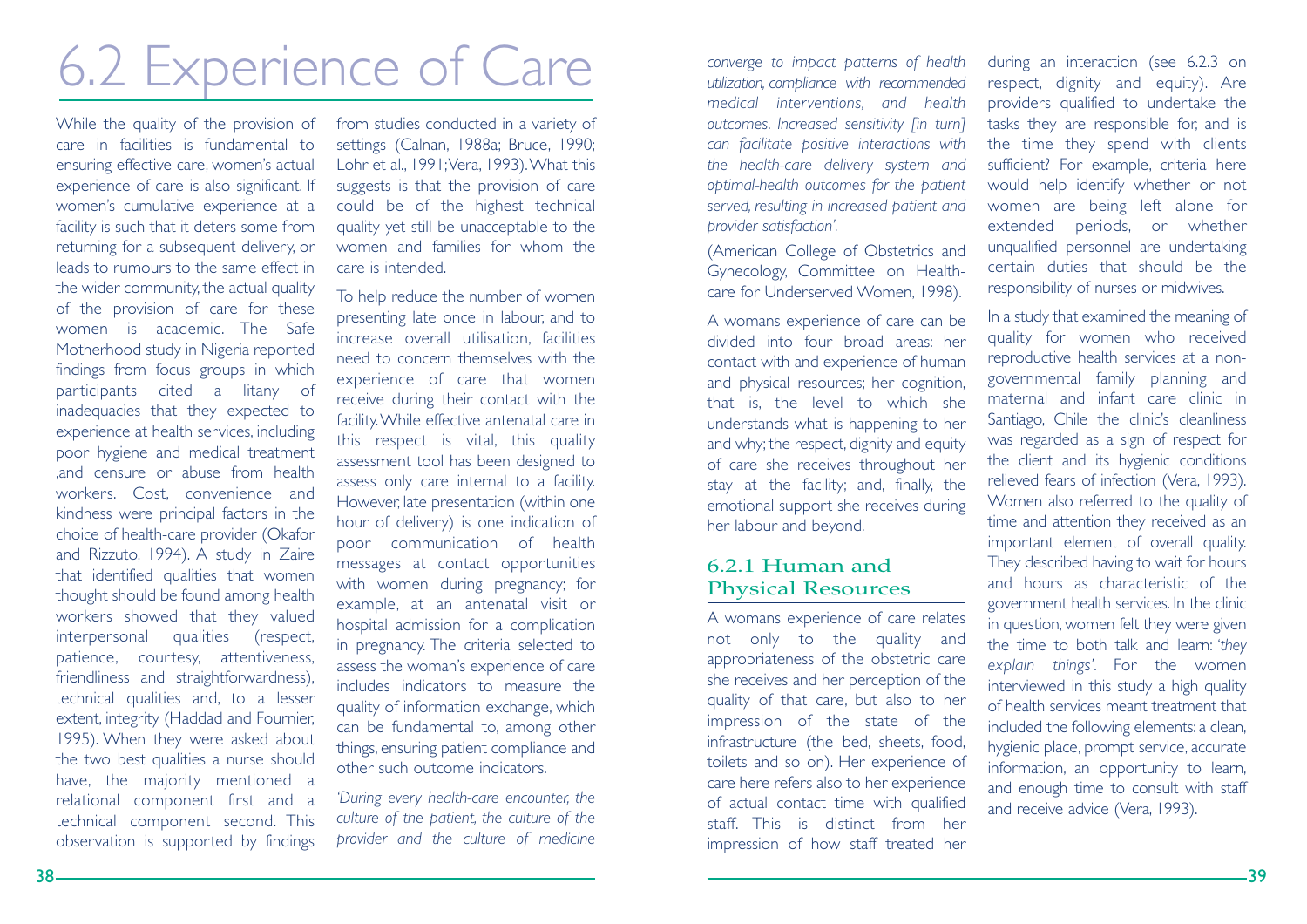# 6.2 Experience of Care

While the quality of the provision of care in facilities is fundamental to ensuring effective care, women's actual experience of care is also significant. If women's cumulative experience at a facility is such that it deters some from returning for a subsequent delivery, or leads to rumours to the same effect in the wider community, the actual quality of the provision of care for these women is academic. The Safe Motherhood study in Nigeria reported findings from focus groups in which participants cited a litany of inadequacies that they expected to experience at health services, including poor hygiene and medical treatment ,and censure or abuse from health workers. Cost, convenience and kindness were principal factors in the choice of health-care provider (Okafor and Rizzuto, 1994). A study in Zaire that identified qualities that women thought should be found among health workers showed that they valued interpersonal qualities (respect, patience, courtesy, attentiveness, friendliness and straightforwardness), technical qualities and, to a lesser extent, integrity (Haddad and Fournier, 1995). When they were asked about the two best qualities a nurse should have, the majority mentioned a relational component first and a technical component second. This observation is supported by findings from studies conducted in a variety of settings (Calnan, 1988a; Bruce, 1990; Lohr et al., 1991; Vera, 1993). What this suggests is that the provision of care could be of the highest technical quality yet still be unacceptable to the women and families for whom the care is intended.

To help reduce the number of women presenting late once in labour, and to increase overall utilisation, facilities need to concern themselves with the experience of care that women receive during their contact with the facility. While effective antenatal care in this respect is vital, this quality assessment tool has been designed to assess only care internal to a facility. However, late presentation (within one hour of delivery) is one indication of poor communication of health messages at contact opportunities with women during pregnancy; for example, at an antenatal visit or hospital admission for a complication in pregnancy. The criteria selected to assess the woman's experience of care includes indicators to measure the quality of information exchange, which can be fundamental to, among other things, ensuring patient compliance and other such outcome indicators.

*'During every health-care encounter, the culture of the patient, the culture of the provider and the culture of medicine converge to impact patterns of health utilization, compliance with recommended medical interventions, and health outcomes. Increased sensitivity [in turn] can facilitate positive interactions with the health-care delivery system and optimal-health outcomes for the patient served, resulting in increased patient and provider satisfaction'.*

(American College of Obstetrics and Gynecology, Committee on Health-care for Underserved Women, 1998).

A womans experience of care can be divided into four broad areas: her contact with and experience of human and physical resources; her cognition, that is, the level to which she understands what is happening to her and why; the respect, dignity and equity of care she receives throughout her stay at the facility; and, finally, the emotional support she receives during her labour and beyond.

## 6.2.1 Human and Physical Resources

A womans experience of care relates not only to the quality and appropriateness of the obstetric care she receives and her perception of the quality of that care, but also to her impression of the state of the infrastructure (the bed, sheets, food, toilets and so on). Her experience of care here refers also to her experience of actual contact time with qualified staff. This is distinct from her impression of how staff treated her during an interaction (see 6.2.3 on respect, dignity and equity). Are providers qualified to undertake the tasks they are responsible for, and is the time they spend with clients sufficient? For example, criteria here would help identify whether or not women are being left alone for extended periods, or whether unqualified personnel are undertaking certain duties that should be the responsibility of nurses or midwives.

In a study that examined the meaning of quality for women who received reproductive health services at a non-governmental family planning and maternal and infant care clinic in Santiago, Chile the clinic's cleanliness was regarded as a sign of respect for the client and its hygienic conditions relieved fears of infection (Vera, 1993). Women also referred to the quality of time and attention they received as an important element of overall quality. They described having to wait for hours and hours as characteristic of the government health services. In the clinic in question, women felt they were given the time to both talk and learn: *'they explain things'*. For the women interviewed in this study a high quality of health services meant treatment that included the following elements: a clean, hygienic place, prompt service, accurate information, an opportunity to learn, and enough time to consult with staff and receive advice (Vera, 1993).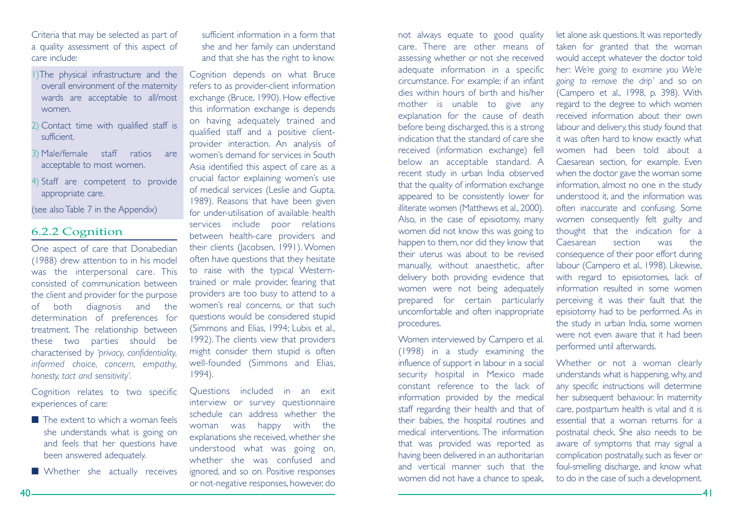Criteria that may be selected as part of a quality assessment of this aspect of care include:

1) The physical infrastructure and the overall environment of the maternity wards are acceptable to all/most women.
2) Contact time with qualified staff is sufficient.
3) Male/female staff ratios are acceptable to most women.
4) Staff are competent to provide appropriate care.

(see also Table 7 in the Appendix)

### 6.2.2 Cognition

One aspect of care that Donabedian (1988) drew attention to in his model was the interpersonal care. This consisted of communication between the client and provider for the purpose of both diagnosis and the determination of preferences for treatment. The relationship between these two parties should be characterised by *'privacy, confidentiality, informed choice, concern, empathy, honesty, tact and sensitivity'*.

Cognition relates to two specific experiences of care:

- The extent to which a woman feels she understands what is going on and feels that her questions have been answered adequately.
- Whether she actually receives sufficient information in a form that she and her family can understand and that she has the right to know.

Cognition depends on what Bruce refers to as provider-client information exchange (Bruce, 1990). How effective this information exchange is depends on having adequately trained and qualified staff and a positive client-provider interaction. An analysis of women's demand for services in South Asia identified this aspect of care as a crucial factor explaining women's use of medical services (Leslie and Gupta, 1989). Reasons that have been given for under-utilisation of available health services include poor relations between health-care providers and their clients (Jacobsen, 1991). Women often have questions that they hesitate to raise with the typical Western-trained or male provider, fearing that providers are too busy to attend to a women's real concerns, or that such questions would be considered stupid (Simmons and Elias, 1994; Lubis et al., 1992). The clients view that providers might consider them stupid is often well-founded (Simmons and Elias, 1994).

Questions included in an exit interview or survey questionnaire schedule can address whether the woman was happy with the explanations she received, whether she understood what was going on, whether she was confused and ignored, and so on. Positive responses or not-negative responses, however, do not always equate to good quality care. There are other means of assessing whether or not she received adequate information in a specific circumstance. For example; if an infant dies within hours of birth and his/her mother is unable to give any explanation for the cause of death before being discharged, this is a strong indication that the standard of care she received (information exchange) fell below an acceptable standard. A recent study in urban India observed that the quality of information exchange appeared to be consistently lower for illiterate women (Matthews et al., 2000). Also, in the case of episiotomy, many women did not know this was going to happen to them, nor did they know that their uterus was about to be revised manually, without anaesthetic, after delivery both providing evidence that women were not being adequately prepared for certain particularly uncomfortable and often inappropriate procedures.

Women interviewed by Campero et al. (1998) in a study examining the influence of support in labour in a social security hospital in Mexico made constant reference to the lack of information provided by the medical staff regarding their health and that of their babies, the hospital routines and medical interventions. The information that was provided was reported as having been delivered in an authoritarian and vertical manner such that the women did not have a chance to speak, let alone ask questions. It was reportedly taken for granted that the woman would accept whatever the doctor told her: *We're going to examine you We're going to remove the drip'* and so on (Campero et al., 1998, p. 398). With regard to the degree to which women received information about their own labour and delivery, this study found that it was often hard to know exactly what women had been told about a Caesarean section, for example. Even when the doctor gave the woman some information, almost no one in the study understood it, and the information was often inaccurate and confusing. Some women consequently felt guilty and thought that the indication for a Caesarean section was the consequence of their poor effort during labour (Campero et al., 1998). Likewise, with regard to episiotomies, lack of information resulted in some women perceiving it was their fault that the episiotomy had to be performed. As in the study in urban India, some women were not even aware that it had been performed until afterwards.

Whether or not a woman clearly understands what is happening, why, and any specific instructions will determine her subsequent behaviour. In maternity care, postpartum health is vital and it is essential that a woman returns for a postnatal check. She also needs to be aware of symptoms that may signal a complication postnatally, such as fever or foul-smelling discharge, and know what to do in the case of such a development.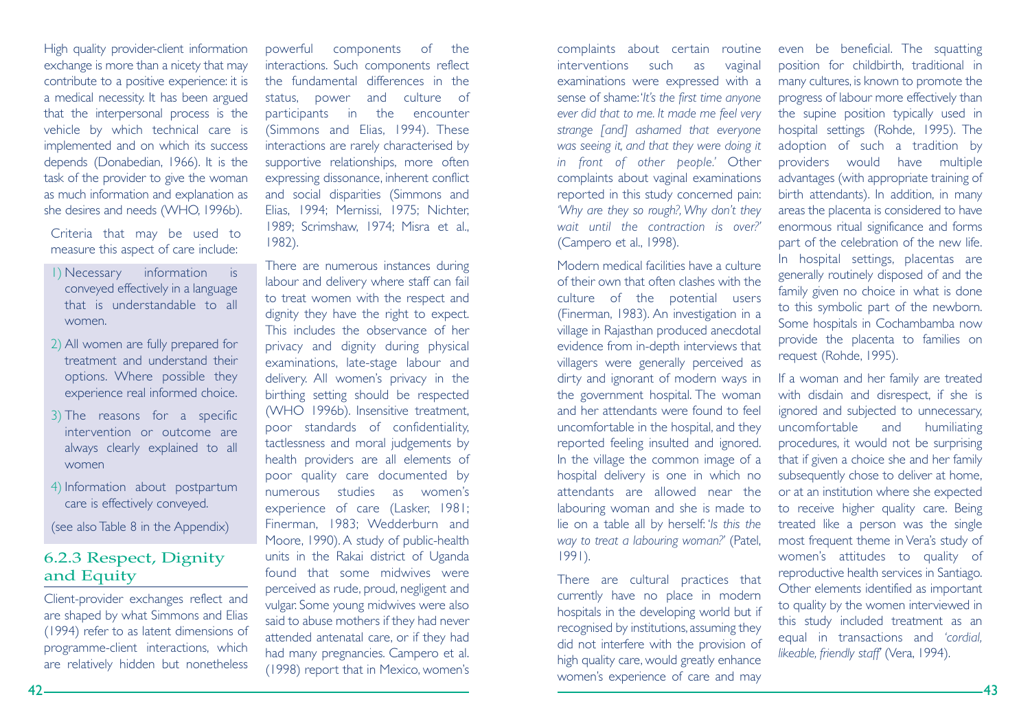High quality provider-client information exchange is more than a nicety that may contribute to a positive experience: it is a medical necessity. It has been argued that the interpersonal process is the vehicle by which technical care is implemented and on which its success depends (Donabedian, 1966). It is the task of the provider to give the woman as much information and explanation as she desires and needs (WHO, 1996b).

Criteria that may be used to measure this aspect of care include:

1) Necessary information is conveyed effectively in a language that is understandable to all women.
2) All women are fully prepared for treatment and understand their options. Where possible they experience real informed choice.
3) The reasons for a specific intervention or outcome are always clearly explained to all women
4) Information about postpartum care is effectively conveyed.

(see also Table 8 in the Appendix)

### 6.2.3 Respect, Dignity and Equity

Client-provider exchanges reflect and are shaped by what Simmons and Elias (1994) refer to as latent dimensions of programme-client interactions, which are relatively hidden but nonetheless powerful components of the interactions. Such components reflect the fundamental differences in the status, power and culture of participants in the encounter (Simmons and Elias, 1994). These interactions are rarely characterised by supportive relationships, more often expressing dissonance, inherent conflict and social disparities (Simmons and Elias, 1994; Mernissi, 1975; Nichter, 1989; Scrimshaw, 1974; Misra et al., 1982).

There are numerous instances during labour and delivery where staff can fail to treat women with the respect and dignity they have the right to expect. This includes the observance of her privacy and dignity during physical examinations, late-stage labour and delivery. All women's privacy in the birthing setting should be respected (WHO 1996b). Insensitive treatment, poor standards of confidentiality, tactlessness and moral judgements by health providers are all elements of poor quality care documented by numerous studies as women's experience of care (Lasker, 1981; Finerman, 1983; Wedderburn and Moore, 1990). A study of public-health units in the Rakai district of Uganda found that some midwives were perceived as rude, proud, negligent and vulgar. Some young midwives were also said to abuse mothers if they had never attended antenatal care, or if they had had many pregnancies. Campero et al. (1998) report that in Mexico, women's complaints about certain routine interventions such as vaginal examinations were expressed with a sense of shame: '*It's the first time anyone ever did that to me. It made me feel very strange [and] ashamed that everyone was seeing it, and that they were doing it in front of other people.*' Other complaints about vaginal examinations reported in this study concerned pain: '*Why are they so rough?, Why don't they wait until the contraction is over?*' (Campero et al., 1998).

Modern medical facilities have a culture of their own that often clashes with the culture of the potential users (Finerman, 1983). An investigation in a village in Rajasthan produced anecdotal evidence from in-depth interviews that villagers were generally perceived as dirty and ignorant of modern ways in the government hospital. The woman and her attendants were found to feel uncomfortable in the hospital, and they reported feeling insulted and ignored. In the village the common image of a hospital delivery is one in which no attendants are allowed near the labouring woman and she is made to lie on a table all by herself: '*Is this the way to treat a labouring woman?*' (Patel, 1991).

There are cultural practices that currently have no place in modern hospitals in the developing world but if recognised by institutions, assuming they did not interfere with the provision of high quality care, would greatly enhance women's experience of care and may even be beneficial. The squatting position for childbirth, traditional in many cultures, is known to promote the progress of labour more effectively than the supine position typically used in hospital settings (Rohde, 1995). The adoption of such a tradition by providers would have multiple advantages (with appropriate training of birth attendants). In addition, in many areas the placenta is considered to have enormous ritual significance and forms part of the celebration of the new life. In hospital settings, placentas are generally routinely disposed of and the family given no choice in what is done to this symbolic part of the newborn. Some hospitals in Cochambamba now provide the placenta to families on request (Rohde, 1995).

If a woman and her family are treated with disdain and disrespect, if she is ignored and subjected to unnecessary, uncomfortable and humiliating procedures, it would not be surprising that if given a choice she and her family subsequently chose to deliver at home, or at an institution where she expected to receive higher quality care. Being treated like a person was the single most frequent theme in Vera's study of women's attitudes to quality of reproductive health services in Santiago. Other elements identified as important to quality by the women interviewed in this study included treatment as an equal in transactions and '*cordial, likeable, friendly staff*' (Vera, 1994).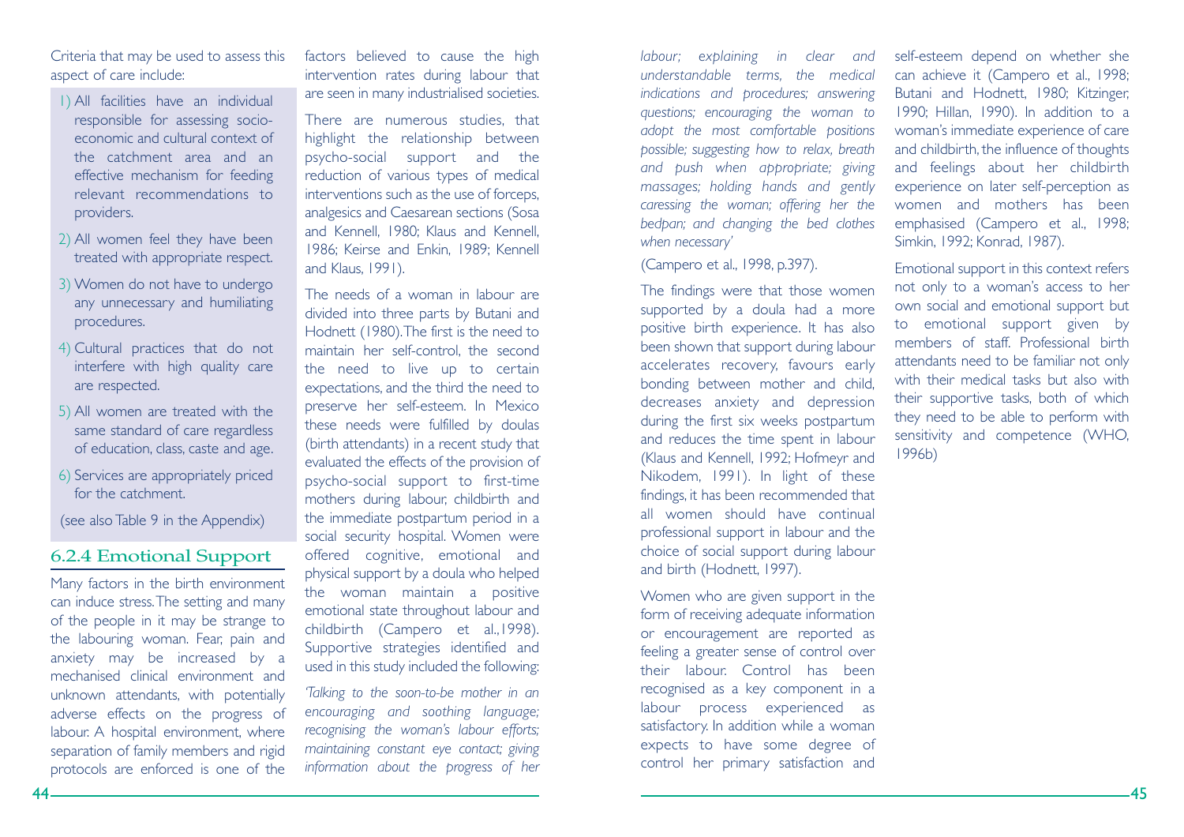Criteria that may be used to assess this aspect of care include:

1) All facilities have an individual responsible for assessing socio-economic and cultural context of the catchment area and an effective mechanism for feeding relevant recommendations to providers.
2) All women feel they have been treated with appropriate respect.
3) Women do not have to undergo any unnecessary and humiliating procedures.
4) Cultural practices that do not interfere with high quality care are respected.
5) All women are treated with the same standard of care regardless of education, class, caste and age.
6) Services are appropriately priced for the catchment.

(see also Table 9 in the Appendix)

### 6.2.4 Emotional Support

Many factors in the birth environment can induce stress. The setting and many of the people in it may be strange to the labouring woman. Fear, pain and anxiety may be increased by a mechanised clinical environment and unknown attendants, with potentially adverse effects on the progress of labour. A hospital environment, where separation of family members and rigid protocols are enforced is one of the factors believed to cause the high intervention rates during labour that are seen in many industrialised societies.

There are numerous studies, that highlight the relationship between psycho-social support and the reduction of various types of medical interventions such as the use of forceps, analgesics and Caesarean sections (Sosa and Kennell, 1980; Klaus and Kennell, 1986; Keirse and Enkin, 1989; Kennell and Klaus, 1991).

The needs of a woman in labour are divided into three parts by Butani and Hodnett (1980). The first is the need to maintain her self-control, the second the need to live up to certain expectations, and the third the need to preserve her self-esteem. In Mexico these needs were fulfilled by doulas (birth attendants) in a recent study that evaluated the effects of the provision of psycho-social support to first-time mothers during labour, childbirth and the immediate postpartum period in a social security hospital. Women were offered cognitive, emotional and physical support by a doula who helped the woman maintain a positive emotional state throughout labour and childbirth (Campero et al.,1998). Supportive strategies identified and used in this study included the following:

*'Talking to the soon-to-be mother in an encouraging and soothing language; recognising the woman's labour efforts; maintaining constant eye contact; giving information about the progress of her labour; explaining in clear and understandable terms, the medical indications and procedures; answering questions; encouraging the woman to adopt the most comfortable positions possible; suggesting how to relax, breath and push when appropriate; giving massages; holding hands and gently caressing the woman; offering her the bedpan; and changing the bed clothes when necessary'*

(Campero et al., 1998, p.397).

The findings were that those women supported by a doula had a more positive birth experience. It has also been shown that support during labour accelerates recovery, favours early bonding between mother and child, decreases anxiety and depression during the first six weeks postpartum and reduces the time spent in labour (Klaus and Kennell, 1992; Hofmeyr and Nikodem, 1991). In light of these findings, it has been recommended that all women should have continual professional support in labour and the choice of social support during labour and birth (Hodnett, 1997).

Women who are given support in the form of receiving adequate information or encouragement are reported as feeling a greater sense of control over their labour. Control has been recognised as a key component in a labour process experienced as satisfactory. In addition while a woman expects to have some degree of control her primary satisfaction and self-esteem depend on whether she can achieve it (Campero et al., 1998; Butani and Hodnett, 1980; Kitzinger, 1990; Hillan, 1990). In addition to a woman's immediate experience of care and childbirth, the influence of thoughts and feelings about her childbirth experience on later self-perception as women and mothers has been emphasised (Campero et al., 1998; Simkin, 1992; Konrad, 1987).

Emotional support in this context refers not only to a woman's access to her own social and emotional support but to emotional support given by members of staff. Professional birth attendants need to be familiar not only with their medical tasks but also with their supportive tasks, both of which they need to be able to perform with sensitivity and competence (WHO, 1996b)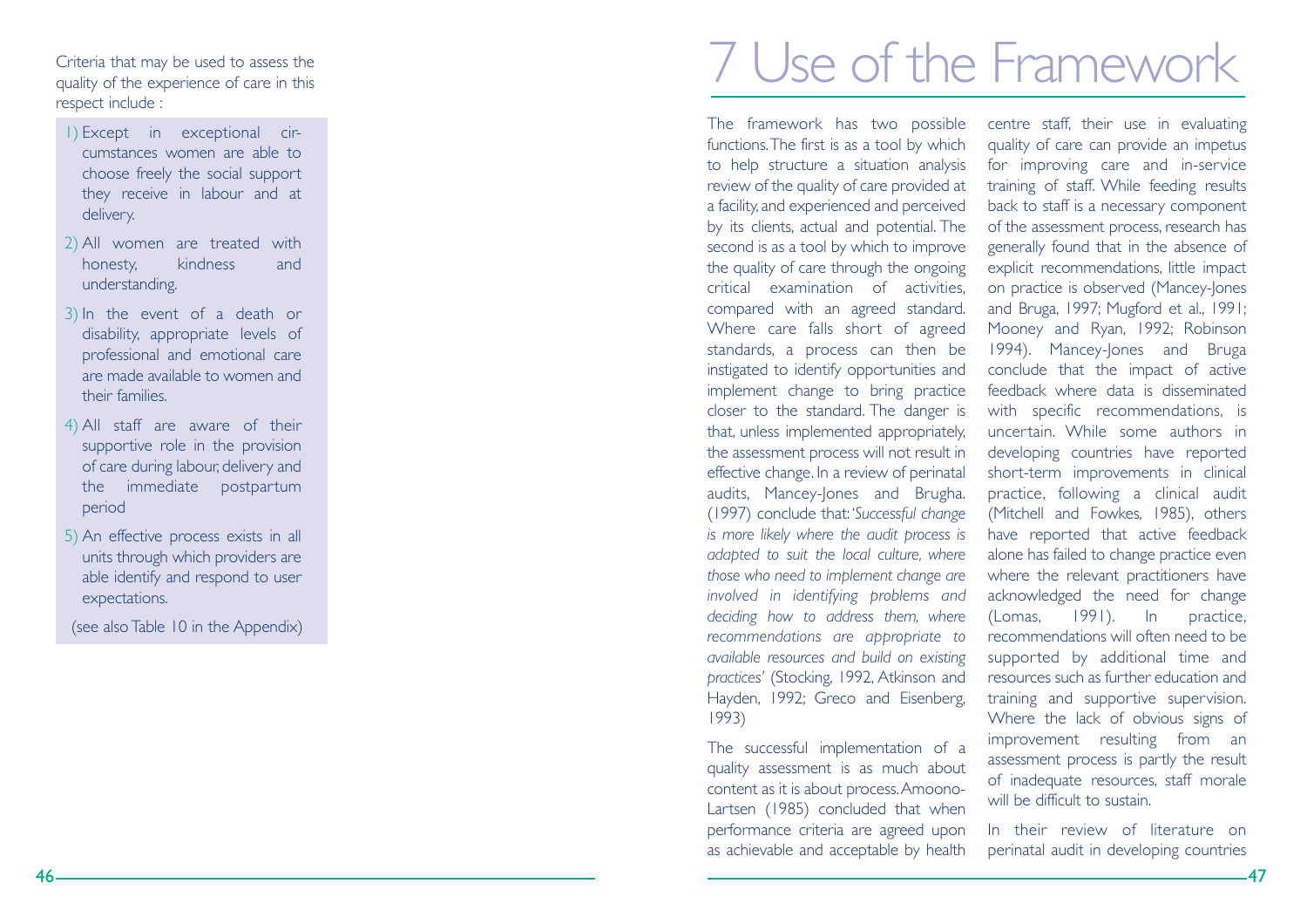Criteria that may be used to assess the quality of the experience of care in this respect include :

1) Except in exceptional circumstances women are able to choose freely the social support they receive in labour and at delivery.
2) All women are treated with honesty, kindness and understanding.
3) In the event of a death or disability, appropriate levels of professional and emotional care are made available to women and their families.
4) All staff are aware of their supportive role in the provision of care during labour, delivery and the immediate postpartum period
5) An effective process exists in all units through which providers are able identify and respond to user expectations.

(see also Table 10 in the Appendix)

# 7 Use of the Framework

The framework has two possible functions. The first is as a tool by which to help structure a situation analysis review of the quality of care provided at a facility, and experienced and perceived by its clients, actual and potential. The second is as a tool by which to improve the quality of care through the ongoing critical examination of activities, compared with an agreed standard. Where care falls short of agreed standards, a process can then be instigated to identify opportunities and implement change to bring practice closer to the standard. The danger is that, unless implemented appropriately, the assessment process will not result in effective change. In a review of perinatal audits, Mancey-Jones and Brugha. (1997) conclude that: '*Successful change is more likely where the audit process is adapted to suit the local culture, where those who need to implement change are involved in identifying problems and deciding how to address them, where recommendations are appropriate to available resources and build on existing practices*' (Stocking, 1992, Atkinson and Hayden, 1992; Greco and Eisenberg, 1993)

The successful implementation of a quality assessment is as much about content as it is about process. Amoono-Lartsen (1985) concluded that when performance criteria are agreed upon as achievable and acceptable by health centre staff, their use in evaluating quality of care can provide an impetus for improving care and in-service training of staff. While feeding results back to staff is a necessary component of the assessment process, research has generally found that in the absence of explicit recommendations, little impact on practice is observed (Mancey-Jones and Bruga, 1997; Mugford et al., 1991; Mooney and Ryan, 1992; Robinson 1994). Mancey-Jones and Bruga conclude that the impact of active feedback where data is disseminated with specific recommendations, is uncertain. While some authors in developing countries have reported short-term improvements in clinical practice, following a clinical audit (Mitchell and Fowkes, 1985), others have reported that active feedback alone has failed to change practice even where the relevant practitioners have acknowledged the need for change (Lomas, 1991). In practice, recommendations will often need to be supported by additional time and resources such as further education and training and supportive supervision. Where the lack of obvious signs of improvement resulting from an assessment process is partly the result of inadequate resources, staff morale will be difficult to sustain.

In their review of literature on perinatal audit in developing countries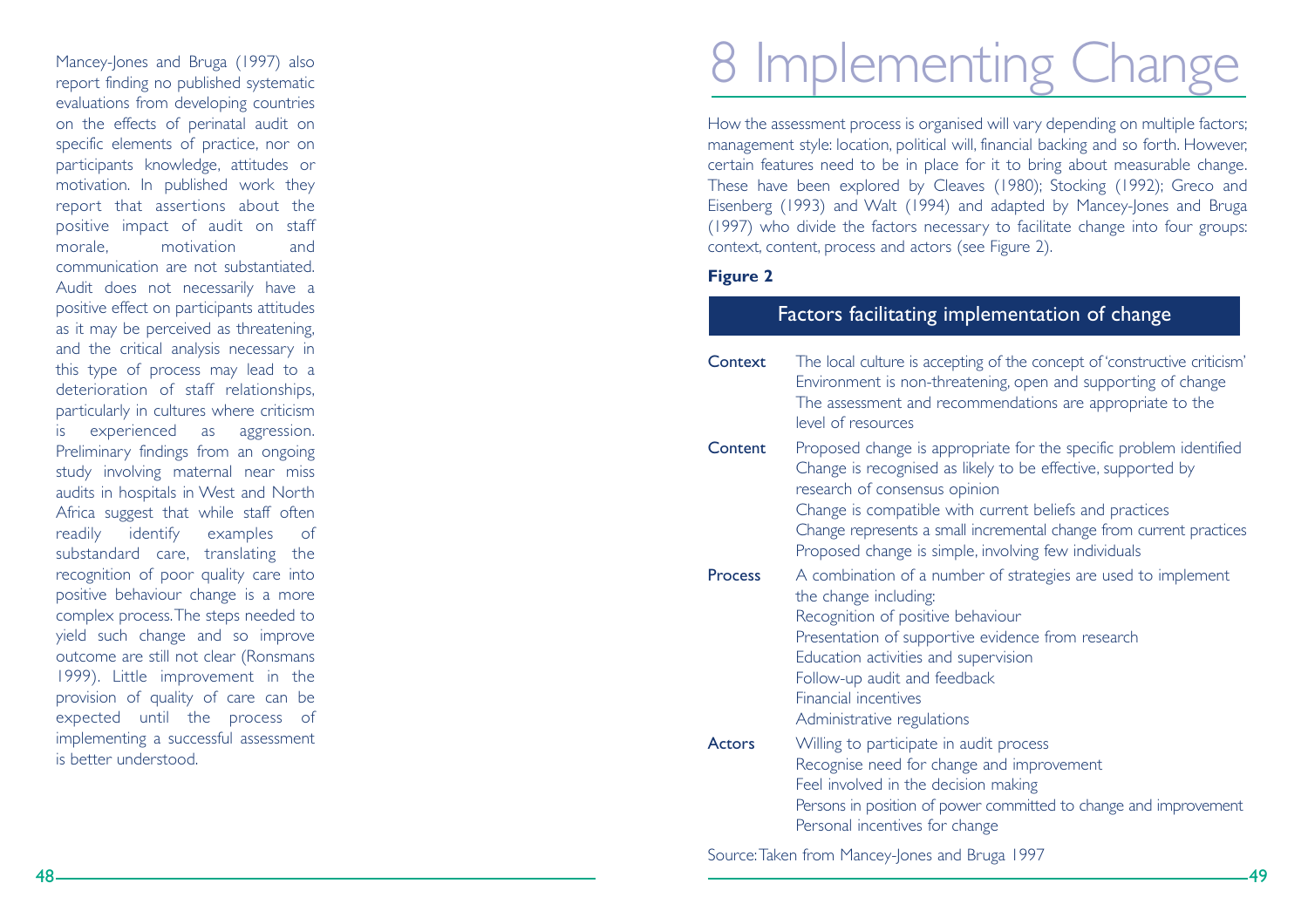Mancey-Jones and Bruga (1997) also report finding no published systematic evaluations from developing countries on the effects of perinatal audit on specific elements of practice, nor on participants knowledge, attitudes or motivation. In published work they report that assertions about the positive impact of audit on staff morale, motivation and communication are not substantiated. Audit does not necessarily have a positive effect on participants attitudes as it may be perceived as threatening, and the critical analysis necessary in this type of process may lead to a deterioration of staff relationships, particularly in cultures where criticism is experienced as aggression. Preliminary findings from an ongoing study involving maternal near miss audits in hospitals in West and North Africa suggest that while staff often readily identify examples of substandard care, translating the recognition of poor quality care into positive behaviour change is a more complex process. The steps needed to yield such change and so improve outcome are still not clear (Ronsmans 1999). Little improvement in the provision of quality of care can be expected until the process of implementing a successful assessment is better understood.

# 8 Implementing Change

How the assessment process is organised will vary depending on multiple factors; management style: location, political will, financial backing and so forth. However, certain features need to be in place for it to bring about measurable change. These have been explored by Cleaves (1980); Stocking (1992); Greco and Eisenberg (1993) and Walt (1994) and adapted by Mancey-Jones and Bruga (1997) who divide the factors necessary to facilitate change into four groups: context, content, process and actors (see Figure 2).

**Figure 2**

| Factors facilitating implementation of change | |
|---|---|
| **Context** | The local culture is accepting of the concept of 'constructive criticism'<br>Environment is non-threatening, open and supporting of change<br>The assessment and recommendations are appropriate to the level of resources |
| **Content** | Proposed change is appropriate for the specific problem identified<br>Change is recognised as likely to be effective, supported by research of consensus opinion<br>Change is compatible with current beliefs and practices<br>Change represents a small incremental change from current practices<br>Proposed change is simple, involving few individuals |
| **Process** | A combination of a number of strategies are used to implement the change including:<br>Recognition of positive behaviour<br>Presentation of supportive evidence from research<br>Education activities and supervision<br>Follow-up audit and feedback<br>Financial incentives<br>Administrative regulations |
| **Actors** | Willing to participate in audit process<br>Recognise need for change and improvement<br>Feel involved in the decision making<br>Persons in position of power committed to change and improvement<br>Personal incentives for change |

Source: Taken from Mancey-Jones and Bruga 1997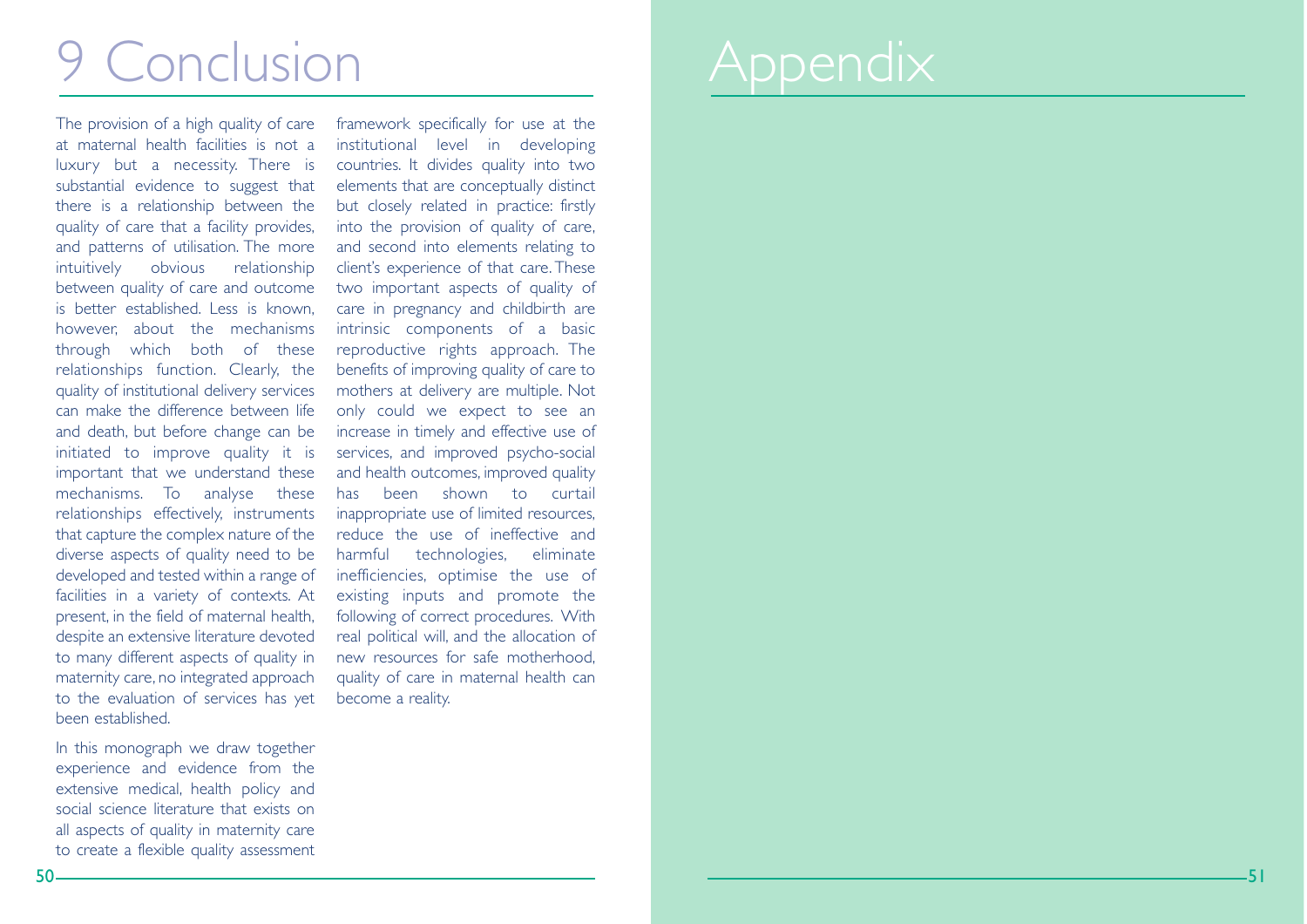# 9 Conclusion

The provision of a high quality of care at maternal health facilities is not a luxury but a necessity. There is substantial evidence to suggest that there is a relationship between the quality of care that a facility provides, and patterns of utilisation. The more intuitively obvious relationship between quality of care and outcome is better established. Less is known, however, about the mechanisms through which both of these relationships function. Clearly, the quality of institutional delivery services can make the difference between life and death, but before change can be initiated to improve quality it is important that we understand these mechanisms. To analyse these relationships effectively, instruments that capture the complex nature of the diverse aspects of quality need to be developed and tested within a range of facilities in a variety of contexts. At present, in the field of maternal health, despite an extensive literature devoted to many different aspects of quality in maternity care, no integrated approach to the evaluation of services has yet been established.

In this monograph we draw together experience and evidence from the extensive medical, health policy and social science literature that exists on all aspects of quality in maternity care to create a flexible quality assessment framework specifically for use at the institutional level in developing countries. It divides quality into two elements that are conceptually distinct but closely related in practice: firstly into the provision of quality of care, and second into elements relating to client's experience of that care. These two important aspects of quality of care in pregnancy and childbirth are intrinsic components of a basic reproductive rights approach. The benefits of improving quality of care to mothers at delivery are multiple. Not only could we expect to see an increase in timely and effective use of services, and improved psycho-social and health outcomes, improved quality has been shown to curtail inappropriate use of limited resources, reduce the use of ineffective and harmful technologies, eliminate inefficiencies, optimise the use of existing inputs and promote the following of correct procedures. With real political will, and the allocation of new resources for safe motherhood, quality of care in maternal health can become a reality.

# Appendix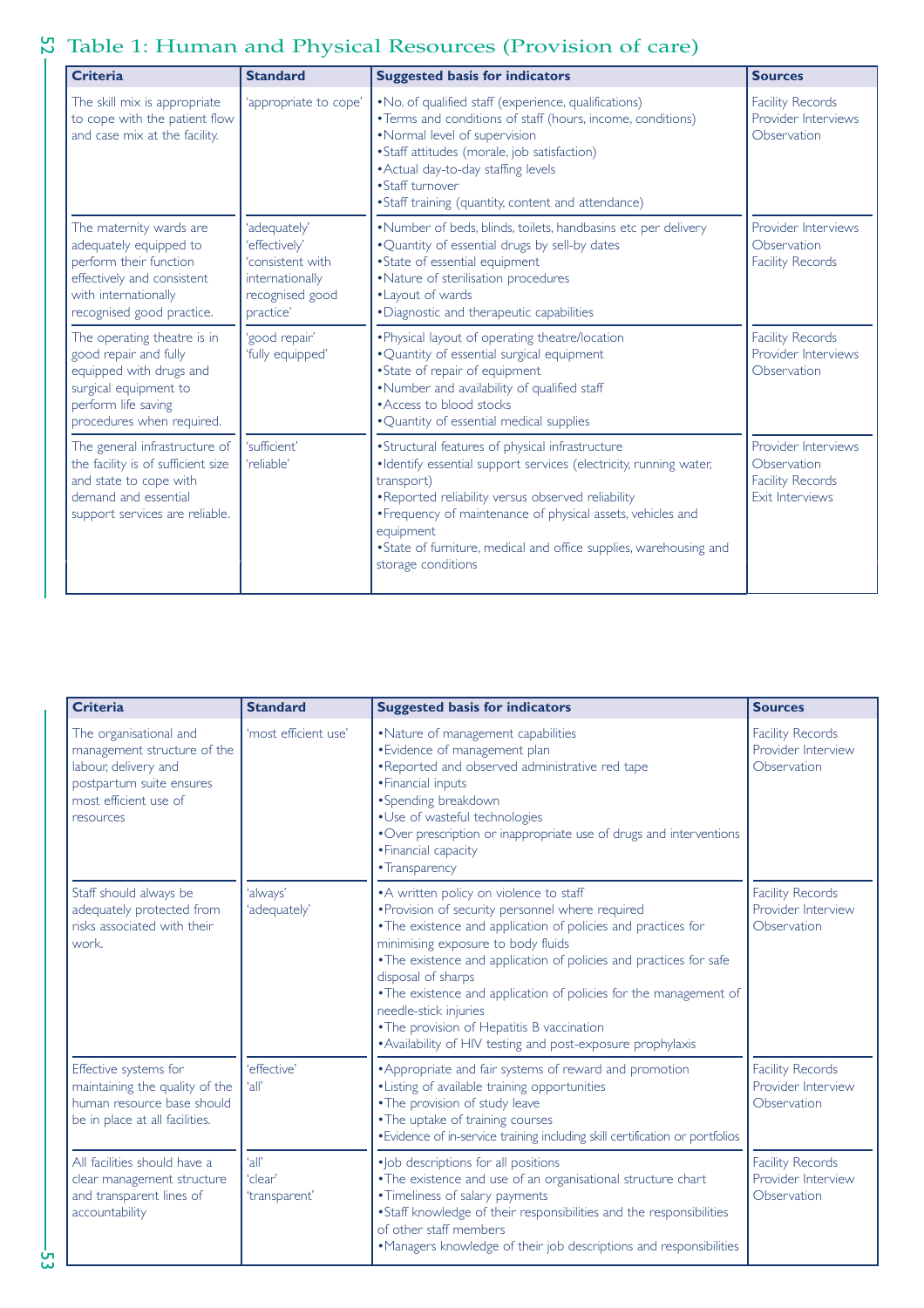## Table 1: Human and Physical Resources (Provision of care)

| Criteria | Standard | Suggested basis for indicators | Sources |
|---|---|---|---|
| The skill mix is appropriate to cope with the patient flow and case mix at the facility. | 'appropriate to cope' | •No. of qualified staff (experience, qualifications)<br>•Terms and conditions of staff (hours, income, conditions)<br>•Normal level of supervision<br>•Staff attitudes (morale, job satisfaction)<br>•Actual day-to-day staffing levels<br>•Staff turnover<br>•Staff training (quantity, content and attendance) | Facility Records<br>Provider Interviews<br>Observation |
| The maternity wards are adequately equipped to perform their function effectively and consistent with internationally recognised good practice. | 'adequately'<br>'effectively'<br>'consistent with internationally recognised good practice' | •Number of beds, blinds, toilets, handbasins etc per delivery<br>•Quantity of essential drugs by sell-by dates<br>•State of essential equipment<br>•Nature of sterilisation procedures<br>•Layout of wards<br>•Diagnostic and therapeutic capabilities | Provider Interviews<br>Observation<br>Facility Records |
| The operating theatre is in good repair and fully equipped with drugs and surgical equipment to perform life saving procedures when required. | 'good repair'<br>'fully equipped' | •Physical layout of operating theatre/location<br>•Quantity of essential surgical equipment<br>•State of repair of equipment<br>•Number and availability of qualified staff<br>•Access to blood stocks<br>•Quantity of essential medical supplies | Facility Records<br>Provider Interviews<br>Observation |
| The general infrastructure of the facility is of sufficient size and state to cope with demand and essential support services are reliable. | 'sufficient'<br>'reliable' | •Structural features of physical infrastructure<br>•Identify essential support services (electricity, running water, transport)<br>•Reported reliability versus observed reliability<br>•Frequency of maintenance of physical assets, vehicles and equipment<br>•State of furniture, medical and office supplies, warehousing and storage conditions | Provider Interviews<br>Observation<br>Facility Records<br>Exit Interviews |
| The organisational and management structure of the labour, delivery and postpartum suite ensures most efficient use of resources | 'most efficient use' | •Nature of management capabilities<br>•Evidence of management plan<br>•Reported and observed administrative red tape<br>•Financial inputs<br>•Spending breakdown<br>•Use of wasteful technologies<br>•Over prescription or inappropriate use of drugs and interventions<br>•Financial capacity<br>•Transparency | Facility Records<br>Provider Interview<br>Observation |
| Staff should always be adequately protected from risks associated with their work. | 'always'<br>'adequately' | •A written policy on violence to staff<br>•Provision of security personnel where required<br>•The existence and application of policies and practices for minimising exposure to body fluids<br>•The existence and application of policies and practices for safe disposal of sharps<br>•The existence and application of policies for the management of needle-stick injuries<br>•The provision of Hepatitis B vaccination<br>•Availability of HIV testing and post-exposure prophylaxis | Facility Records<br>Provider Interview<br>Observation |
| Effective systems for maintaining the quality of the human resource base should be in place at all facilities. | 'effective'<br>'all' | •Appropriate and fair systems of reward and promotion<br>•Listing of available training opportunities<br>•The provision of study leave<br>•The uptake of training courses<br>•Evidence of in-service training including skill certification or portfolios | Facility Records<br>Provider Interview<br>Observation |
| All facilities should have a clear management structure and transparent lines of accountability | 'all'<br>'clear'<br>'transparent' | •Job descriptions for all positions<br>•The existence and use of an organisational structure chart<br>•Timeliness of salary payments<br>•Staff knowledge of their responsibilities and the responsibilities of other staff members<br>•Managers knowledge of their job descriptions and responsibilities | Facility Records<br>Provider Interview<br>Observation |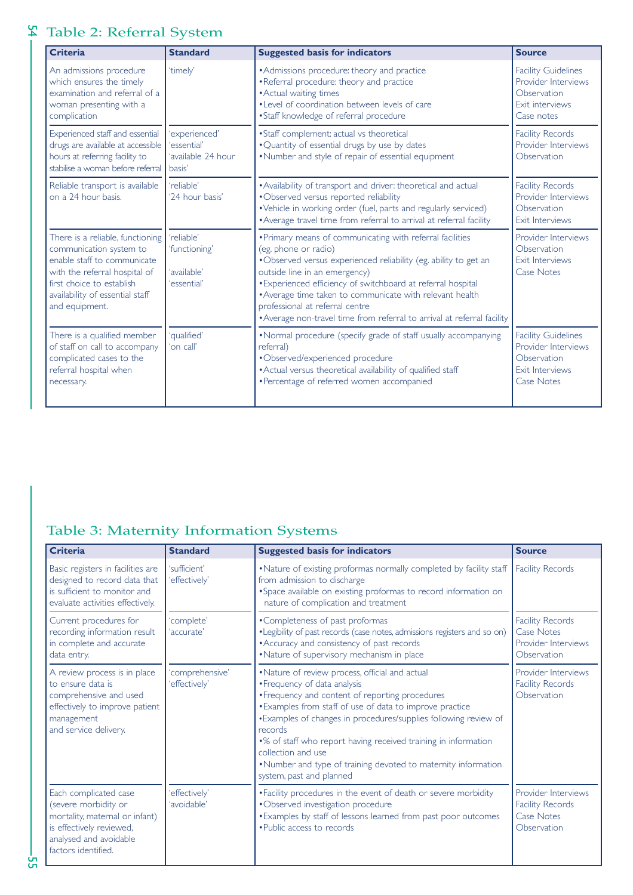## Table 2: Referral System

| Criteria | Standard | Suggested basis for indicators | Source |
|---|---|---|---|
| An admissions procedure which ensures the timely examination and referral of a woman presenting with a complication | 'timely' | •Admissions procedure: theory and practice<br>•Referral procedure: theory and practice<br>•Actual waiting times<br>•Level of coordination between levels of care<br>•Staff knowledge of referral procedure | Facility Guidelines<br>Provider Interviews<br>Observation<br>Exit interviews<br>Case notes |
| Experienced staff and essential drugs are available at accessible hours at referring facility to stabilise a woman before referral | 'experienced'<br>'essential'<br>'available 24 hour basis' | •Staff complement: actual vs theoretical<br>•Quantity of essential drugs by use by dates<br>•Number and style of repair of essential equipment | Facility Records<br>Provider Interviews<br>Observation |
| Reliable transport is available on a 24 hour basis. | 'reliable'<br>'24 hour basis' | •Availability of transport and driver: theoretical and actual<br>•Observed versus reported reliability<br>•Vehicle in working order (fuel, parts and regularly serviced)<br>•Average travel time from referral to arrival at referral facility | Facility Records<br>Provider Interviews<br>Observation<br>Exit Interviews |
| There is a reliable, functioning communication system to enable staff to communicate with the referral hospital of first choice to establish availability of essential staff and equipment. | 'reliable'<br>'functioning'<br>'available'<br>'essential' | •Primary means of communicating with referral facilities (eg. phone or radio)<br>•Observed versus experienced reliability (eg. ability to get an outside line in an emergency)<br>•Experienced efficiency of switchboard at referral hospital<br>•Average time taken to communicate with relevant health professional at referral centre<br>•Average non-travel time from referral to arrival at referral facility | Provider Interviews<br>Observation<br>Exit Interviews<br>Case Notes |
| There is a qualified member of staff on call to accompany complicated cases to the referral hospital when necessary. | 'qualified'<br>'on call' | •Normal procedure (specify grade of staff usually accompanying referral)<br>•Observed/experienced procedure<br>•Actual versus theoretical availability of qualified staff<br>•Percentage of referred women accompanied | Facility Guidelines<br>Provider Interviews<br>Observation<br>Exit Interviews<br>Case Notes |

## Table 3: Maternity Information Systems

| Criteria | Standard | Suggested basis for indicators | Source |
|---|---|---|---|
| Basic registers in facilities are designed to record data that is sufficient to monitor and evaluate activities effectively. | 'sufficient'<br>'effectively' | •Nature of existing proformas normally completed by facility staff from admission to discharge<br>•Space available on existing proformas to record information on nature of complication and treatment | Facility Records |
| Current procedures for recording information result in complete and accurate data entry. | 'complete'<br>'accurate' | •Completeness of past proformas<br>•Legibility of past records (case notes, admissions registers and so on)<br>•Accuracy and consistency of past records<br>•Nature of supervisory mechanism in place | Facility Records<br>Case Notes<br>Provider Interviews<br>Observation |
| A review process is in place to ensure data is comprehensive and used effectively to improve patient management and service delivery. | 'comprehensive'<br>'effectively' | •Nature of review process, official and actual<br>•Frequency of data analysis<br>•Frequency and content of reporting procedures<br>•Examples from staff of use of data to improve practice<br>•Examples of changes in procedures/supplies following review of records<br>•% of staff who report having received training in information collection and use<br>•Number and type of training devoted to maternity information system, past and planned | Provider Interviews<br>Facility Records<br>Observation |
| Each complicated case (severe morbidity or mortality, maternal or infant) is effectively reviewed, analysed and avoidable factors identified. | 'effectively'<br>'avoidable' | •Facility procedures in the event of death or severe morbidity<br>•Observed investigation procedure<br>•Examples by staff of lessons learned from past poor outcomes<br>•Public access to records | Provider Interviews<br>Facility Records<br>Case Notes<br>Observation |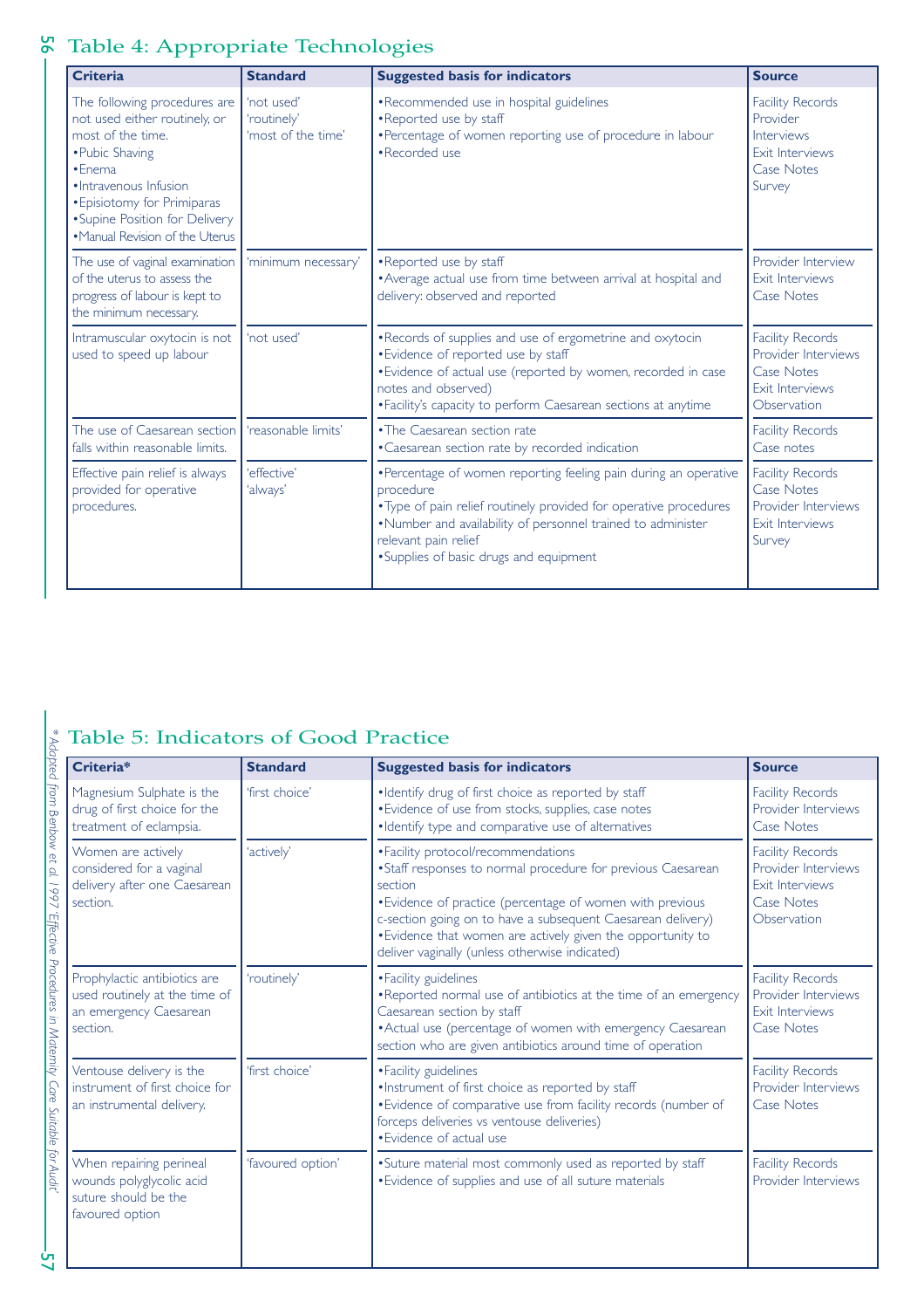## Table 4: Appropriate Technologies

| Criteria | Standard | Suggested basis for indicators | Source |
|---|---|---|---|
| The following procedures are not used either routinely, or most of the time. •Pubic Shaving •Enema •Intravenous Infusion •Episiotomy for Primiparas •Supine Position for Delivery •Manual Revision of the Uterus | 'not used' 'routinely' 'most of the time' | •Recommended use in hospital guidelines •Reported use by staff •Percentage of women reporting use of procedure in labour •Recorded use | Facility Records Provider Interviews Exit Interviews Case Notes Survey |
| The use of vaginal examination of the uterus to assess the progress of labour is kept to the minimum necessary. | 'minimum necessary' | •Reported use by staff •Average actual use from time between arrival at hospital and delivery: observed and reported | Provider Interview Exit Interviews Case Notes |
| Intramuscular oxytocin is not used to speed up labour | 'not used' | •Records of supplies and use of ergometrine and oxytocin •Evidence of reported use by staff •Evidence of actual use (reported by women, recorded in case notes and observed) •Facility's capacity to perform Caesarean sections at anytime | Facility Records Provider Interviews Case Notes Exit Interviews Observation |
| The use of Caesarean section falls within reasonable limits. | 'reasonable limits' | •The Caesarean section rate •Caesarean section rate by recorded indication | Facility Records Case notes |
| Effective pain relief is always provided for operative procedures. | 'effective' 'always' | •Percentage of women reporting feeling pain during an operative procedure •Type of pain relief routinely provided for operative procedures •Number and availability of personnel trained to administer relevant pain relief •Supplies of basic drugs and equipment | Facility Records Case Notes Provider Interviews Exit Interviews Survey |

## Table 5: Indicators of Good Practice

| Criteria* | Standard | Suggested basis for indicators | Source |
|---|---|---|---|
| Magnesium Sulphate is the drug of first choice for the treatment of eclampsia. | 'first choice' | •Identify drug of first choice as reported by staff •Evidence of use from stocks, supplies, case notes •Identify type and comparative use of alternatives | Facility Records Provider Interviews Case Notes |
| Women are actively considered for a vaginal delivery after one Caesarean section. | 'actively' | •Facility protocol/recommendations •Staff responses to normal procedure for previous Caesarean section •Evidence of practice (percentage of women with previous c-section going on to have a subsequent Caesarean delivery) •Evidence that women are actively given the opportunity to deliver vaginally (unless otherwise indicated) | Facility Records Provider Interviews Exit Interviews Case Notes Observation |
| Prophylactic antibiotics are used routinely at the time of an emergency Caesarean section. | 'routinely' | •Facility guidelines •Reported normal use of antibiotics at the time of an emergency Caesarean section by staff •Actual use (percentage of women with emergency Caesarean section who are given antibiotics around time of operation | Facility Records Provider Interviews Exit Interviews Case Notes |
| Ventouse delivery is the instrument of first choice for an instrumental delivery. | 'first choice' | •Facility guidelines •Instrument of first choice as reported by staff •Evidence of comparative use from facility records (number of forceps deliveries vs ventouse deliveries) •Evidence of actual use | Facility Records Provider Interviews Case Notes |
| When repairing perineal wounds polyglycolic acid suture should be the favoured option | 'favoured option' | •Suture material most commonly used as reported by staff •Evidence of supplies and use of all suture materials | Facility Records Provider Interviews |

*Adapted from Benbow et al. 1997 'Effective Procedures in Maternity Care Suitable for Audit'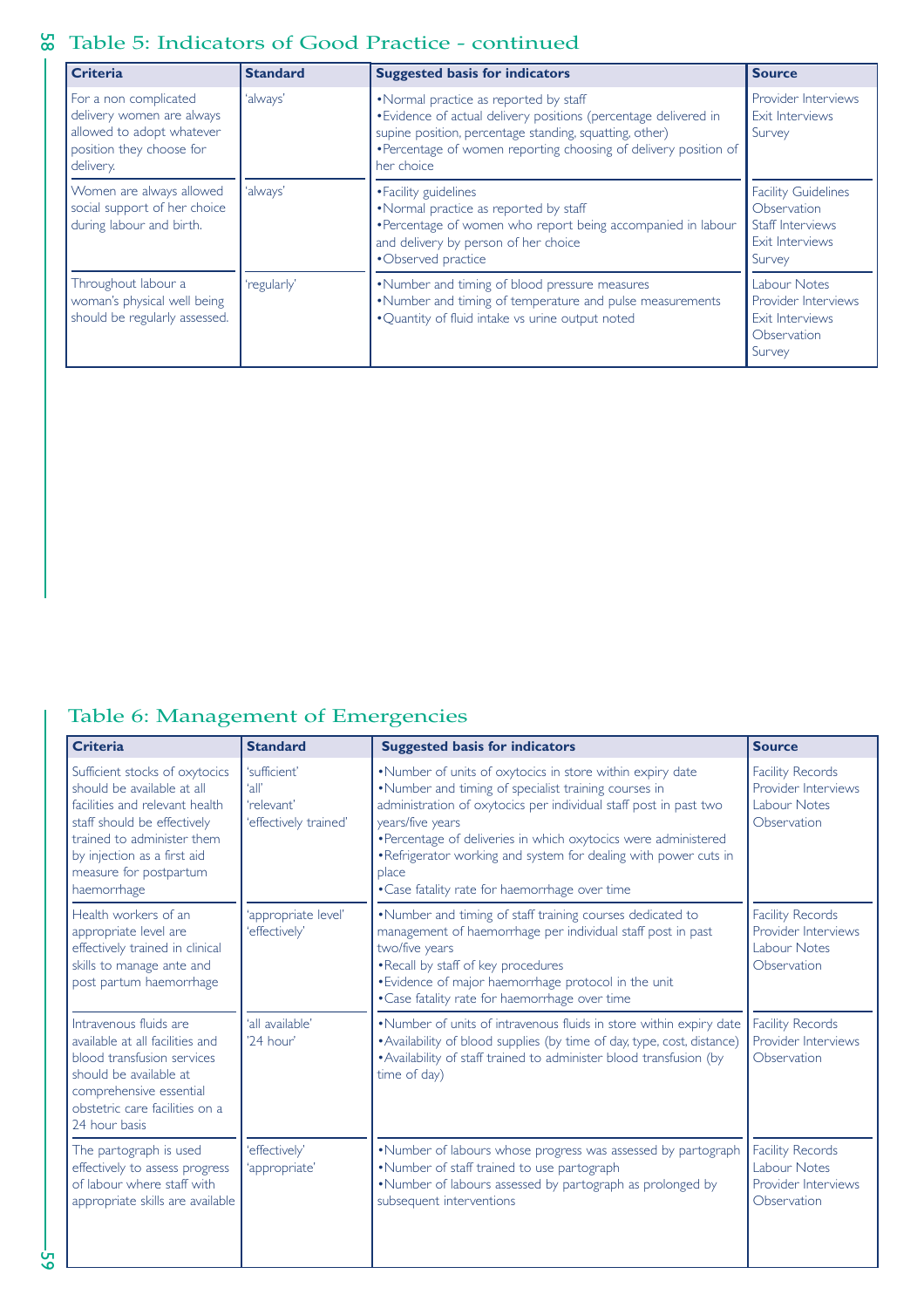## Table 5: Indicators of Good Practice - continued

| Criteria | Standard | Suggested basis for indicators | Source |
|---|---|---|---|
| For a non complicated delivery women are always allowed to adopt whatever position they choose for delivery. | 'always' | •Normal practice as reported by staff<br>•Evidence of actual delivery positions (percentage delivered in supine position, percentage standing, squatting, other)<br>•Percentage of women reporting choosing of delivery position of her choice | Provider Interviews<br>Exit Interviews<br>Survey |
| Women are always allowed social support of her choice during labour and birth. | 'always' | •Facility guidelines<br>•Normal practice as reported by staff<br>•Percentage of women who report being accompanied in labour and delivery by person of her choice<br>•Observed practice | Facility Guidelines<br>Observation<br>Staff Interviews<br>Exit Interviews<br>Survey |
| Throughout labour a woman's physical well being should be regularly assessed. | 'regularly' | •Number and timing of blood pressure measures<br>•Number and timing of temperature and pulse measurements<br>•Quantity of fluid intake vs urine output noted | Labour Notes<br>Provider Interviews<br>Exit Interviews<br>Observation<br>Survey |

## Table 6: Management of Emergencies

| Criteria | Standard | Suggested basis for indicators | Source |
|---|---|---|---|
| Sufficient stocks of oxytocics should be available at all facilities and relevant health staff should be effectively trained to administer them by injection as a first aid measure for postpartum haemorrhage | 'sufficient'<br>'all'<br>'relevant'<br>'effectively trained' | •Number of units of oxytocics in store within expiry date<br>•Number and timing of specialist training courses in administration of oxytocics per individual staff post in past two years/five years<br>•Percentage of deliveries in which oxytocics were administered<br>•Refrigerator working and system for dealing with power cuts in place<br>•Case fatality rate for haemorrhage over time | Facility Records<br>Provider Interviews<br>Labour Notes<br>Observation |
| Health workers of an appropriate level are effectively trained in clinical skills to manage ante and post partum haemorrhage | 'appropriate level'<br>'effectively' | •Number and timing of staff training courses dedicated to management of haemorrhage per individual staff post in past two/five years<br>•Recall by staff of key procedures<br>•Evidence of major haemorrhage protocol in the unit<br>•Case fatality rate for haemorrhage over time | Facility Records<br>Provider Interviews<br>Labour Notes<br>Observation |
| Intravenous fluids are available at all facilities and blood transfusion services should be available at comprehensive essential obstetric care facilities on a 24 hour basis | 'all available'<br>'24 hour' | •Number of units of intravenous fluids in store within expiry date<br>•Availability of blood supplies (by time of day, type, cost, distance)<br>•Availability of staff trained to administer blood transfusion (by time of day) | Facility Records<br>Provider Interviews<br>Observation |
| The partograph is used effectively to assess progress of labour where staff with appropriate skills are available | 'effectively'<br>'appropriate' | •Number of labours whose progress was assessed by partograph<br>•Number of staff trained to use partograph<br>•Number of labours assessed by partograph as prolonged by subsequent interventions | Facility Records<br>Labour Notes<br>Provider Interviews<br>Observation |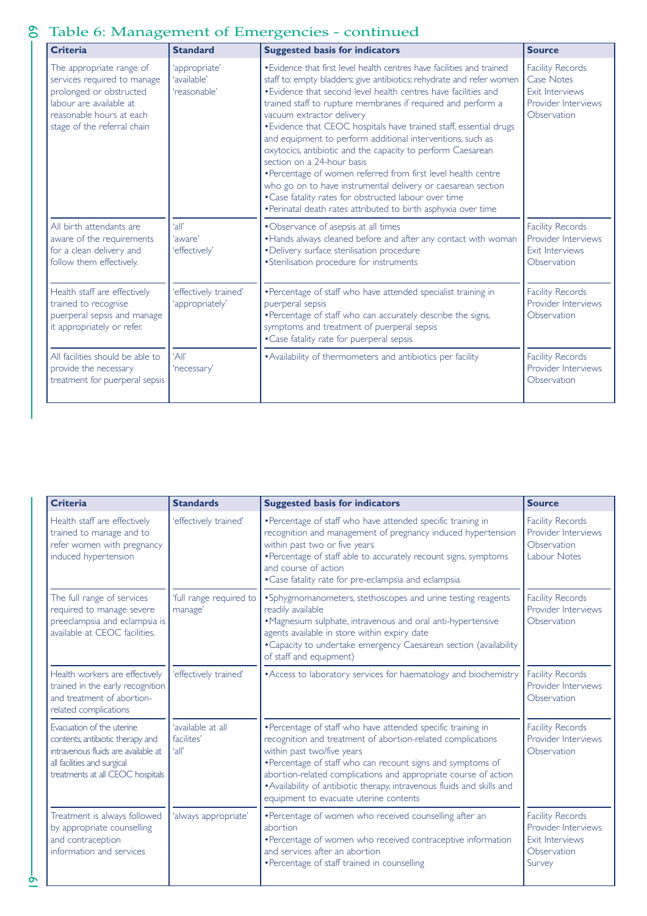## Table 6: Management of Emergencies - continued

| Criteria | Standard | Suggested basis for indicators | Source |
|---|---|---|---|
| The appropriate range of services required to manage prolonged or obstructed labour are available at reasonable hours at each stage of the referral chain | 'appropriate' 'available' 'reasonable' | •Evidence that first level health centres have facilities and trained staff to: empty bladders; give antibiotics; rehydrate and refer women<br>•Evidence that second level health centres have facilities and trained staff to rupture membranes if required and perform a vacuum extractor delivery<br>•Evidence that CEOC hospitals have trained staff, essential drugs and equipment to perform additional interventions, such as oxytocics, antibiotic and the capacity to perform Caesarean section on a 24-hour basis<br>•Percentage of women referred from first level health centre who go on to have instrumental delivery or caesarean section<br>•Case fatality rates for obstructed labour over time<br>•Perinatal death rates attributed to birth asphyxia over time | Facility Records<br>Case Notes<br>Exit Interviews<br>Provider Interviews<br>Observation |
| All birth attendants are aware of the requirements for a clean delivery and follow them effectively. | 'all' 'aware' 'effectively' | •Observance of asepsis at all times<br>•Hands always cleaned before and after any contact with woman<br>•Delivery surface sterilisation procedure<br>•Sterilisation procedure for instruments | Facility Records<br>Provider Interviews<br>Exit Interviews<br>Observation |
| Health staff are effectively trained to recognise puerperal sepsis and manage it appropriately or refer. | 'effectively trained' 'appropriately' | •Percentage of staff who have attended specialist training in puerperal sepsis<br>•Percentage of staff who can accurately describe the signs, symptoms and treatment of puerperal sepsis<br>•Case fatality rate for puerperal sepsis | Facility Records<br>Provider Interviews<br>Observation |
| All facilities should be able to provide the necessary treatment for puerperal sepsis | 'All' 'necessary' | •Availability of thermometers and antibiotics per facility | Facility Records<br>Provider Interviews<br>Observation |

| Criteria | Standards | Suggested basis for indicators | Source |
|---|---|---|---|
| Health staff are effectively trained to manage and to refer women with pregnancy induced hypertension | 'effectively trained' | •Percentage of staff who have attended specific training in recognition and management of pregnancy induced hypertension within past two or five years<br>•Percentage of staff able to accurately recount signs, symptoms and course of action<br>•Case fatality rate for pre-eclampsia and eclampsia | Facility Records<br>Provider Interviews<br>Observation<br>Labour Notes |
| The full range of services required to manage severe preeclampsia and eclampsia is available at CEOC facilities. | 'full range required to manage' | •Sphygmomanometers, stethoscopes and urine testing reagents readily available<br>•Magnesium sulphate, intravenous and oral anti-hypertensive agents available in store within expiry date<br>•Capacity to undertake emergency Caesarean section (availability of staff and equipment) | Facility Records<br>Provider Interviews<br>Observation |
| Health workers are effectively trained in the early recognition and treatment of abortion-related complications | 'effectively trained' | •Access to laboratory services for haematology and biochemistry | Facility Records<br>Provider Interviews<br>Observation |
| Evacuation of the uterine contents, antibiotic therapy and intravenous fluids are available at all facilities and surgical treatments at all CEOC hospitals | 'available at all facilites' 'all' | •Percentage of staff who have attended specific training in recognition and treatment of abortion-related complications within past two/five years<br>•Percentage of staff who can recount signs and symptoms of abortion-related complications and appropriate course of action<br>•Availability of antibiotic therapy, intravenous fluids and skills and equipment to evacuate uterine contents | Facility Records<br>Provider Interviews<br>Observation |
| Treatment is always followed by appropriate counselling and contraception information and services | 'always appropriate' | •Percentage of women who received counselling after an abortion<br>•Percentage of women who received contraceptive information and services after an abortion<br>•Percentage of staff trained in counselling | Facility Records<br>Provider Interviews<br>Exit Interviews<br>Observation<br>Survey |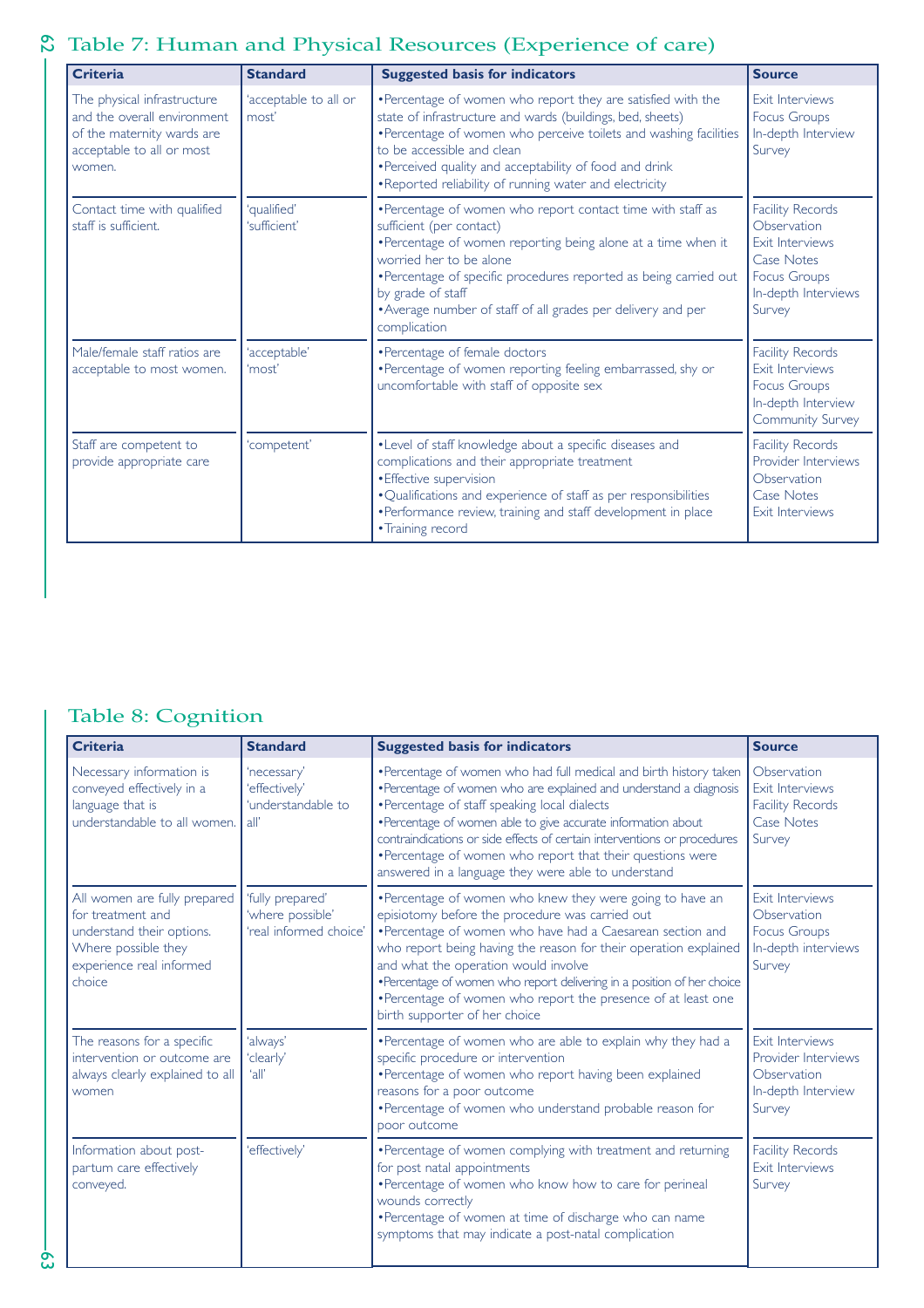## Table 7: Human and Physical Resources (Experience of care)

| Criteria | Standard | Suggested basis for indicators | Source |
|---|---|---|---|
| The physical infrastructure and the overall environment of the maternity wards are acceptable to all or most women. | 'acceptable to all or most' | •Percentage of women who report they are satisfied with the state of infrastructure and wards (buildings, bed, sheets)<br>•Percentage of women who perceive toilets and washing facilities to be accessible and clean<br>•Perceived quality and acceptability of food and drink<br>•Reported reliability of running water and electricity | Exit Interviews<br>Focus Groups<br>In-depth Interview<br>Survey |
| Contact time with qualified staff is sufficient. | 'qualified'<br>'sufficient' | •Percentage of women who report contact time with staff as sufficient (per contact)<br>•Percentage of women reporting being alone at a time when it worried her to be alone<br>•Percentage of specific procedures reported as being carried out by grade of staff<br>•Average number of staff of all grades per delivery and per complication | Facility Records<br>Observation<br>Exit Interviews<br>Case Notes<br>Focus Groups<br>In-depth Interviews<br>Survey |
| Male/female staff ratios are acceptable to most women. | 'acceptable'<br>'most' | •Percentage of female doctors<br>•Percentage of women reporting feeling embarrassed, shy or uncomfortable with staff of opposite sex | Facility Records<br>Exit Interviews<br>Focus Groups<br>In-depth Interview<br>Community Survey |
| Staff are competent to provide appropriate care | 'competent' | •Level of staff knowledge about a specific diseases and complications and their appropriate treatment<br>•Effective supervision<br>•Qualifications and experience of staff as per responsibilities<br>•Performance review, training and staff development in place<br>•Training record | Facility Records<br>Provider Interviews<br>Observation<br>Case Notes<br>Exit Interviews |

## Table 8: Cognition

| Criteria | Standard | Suggested basis for indicators | Source |
|---|---|---|---|
| Necessary information is conveyed effectively in a language that is understandable to all women. | 'necessary'<br>'effectively'<br>'understandable to all' | •Percentage of women who had full medical and birth history taken<br>•Percentage of women who are explained and understand a diagnosis<br>•Percentage of staff speaking local dialects<br>•Percentage of women able to give accurate information about contraindications or side effects of certain interventions or procedures<br>•Percentage of women who report that their questions were answered in a language they were able to understand | Observation<br>Exit Interviews<br>Facility Records<br>Case Notes<br>Survey |
| All women are fully prepared for treatment and understand their options. Where possible they experience real informed choice | 'fully prepared'<br>'where possible'<br>'real informed choice' | •Percentage of women who knew they were going to have an episiotomy before the procedure was carried out<br>•Percentage of women who have had a Caesarean section and who report being having the reason for their operation explained and what the operation would involve<br>•Percentage of women who report delivering in a position of her choice<br>•Percentage of women who report the presence of at least one birth supporter of her choice | Exit Interviews<br>Observation<br>Focus Groups<br>In-depth interviews<br>Survey |
| The reasons for a specific intervention or outcome are always clearly explained to all women | 'always'<br>'clearly'<br>'all' | •Percentage of women who are able to explain why they had a specific procedure or intervention<br>•Percentage of women who report having been explained reasons for a poor outcome<br>•Percentage of women who understand probable reason for poor outcome | Exit Interviews<br>Provider Interviews<br>Observation<br>In-depth Interview<br>Survey |
| Information about post-partum care effectively conveyed. | 'effectively' | •Percentage of women complying with treatment and returning for post natal appointments<br>•Percentage of women who know how to care for perineal wounds correctly<br>•Percentage of women at time of discharge who can name symptoms that may indicate a post-natal complication | Facility Records<br>Exit Interviews<br>Survey |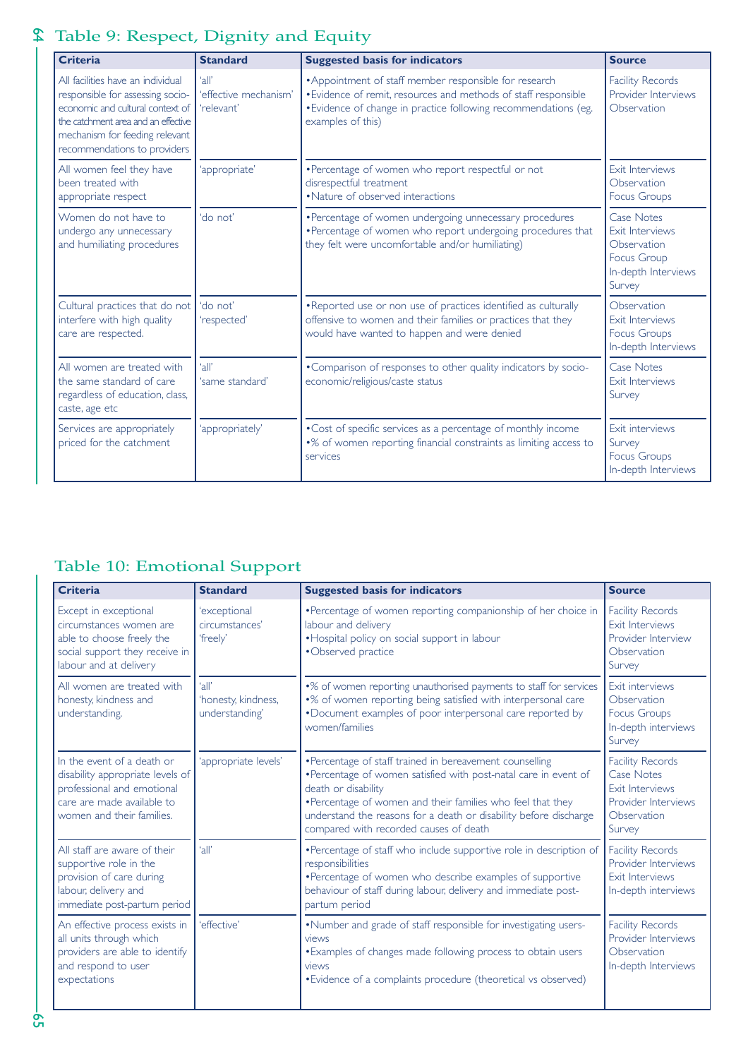## Table 9: Respect, Dignity and Equity

| Criteria | Standard | Suggested basis for indicators | Source |
|---|---|---|---|
| All facilities have an individual responsible for assessing socio-economic and cultural context of the catchment area and an effective mechanism for feeding relevant recommendations to providers | 'all'<br>'effective mechanism'<br>'relevant' | •Appointment of staff member responsible for research<br>•Evidence of remit, resources and methods of staff responsible<br>•Evidence of change in practice following recommendations (eg. examples of this) | Facility Records<br>Provider Interviews<br>Observation |
| All women feel they have been treated with appropriate respect | 'appropriate' | •Percentage of women who report respectful or not disrespectful treatment<br>•Nature of observed interactions | Exit Interviews<br>Observation<br>Focus Groups |
| Women do not have to undergo any unnecessary and humiliating procedures | 'do not' | •Percentage of women undergoing unnecessary procedures<br>•Percentage of women who report undergoing procedures that they felt were uncomfortable and/or humiliating) | Case Notes<br>Exit Interviews<br>Observation<br>Focus Group<br>In-depth Interviews<br>Survey |
| Cultural practices that do not interfere with high quality care are respected. | 'do not'<br>'respected' | •Reported use or non use of practices identified as culturally offensive to women and their families or practices that they would have wanted to happen and were denied | Observation<br>Exit Interviews<br>Focus Groups<br>In-depth Interviews |
| All women are treated with the same standard of care regardless of education, class, caste, age etc | 'all'<br>'same standard' | •Comparison of responses to other quality indicators by socio-economic/religious/caste status | Case Notes<br>Exit Interviews<br>Survey |
| Services are appropriately priced for the catchment | 'appropriately' | •Cost of specific services as a percentage of monthly income<br>•% of women reporting financial constraints as limiting access to services | Exit interviews<br>Survey<br>Focus Groups<br>In-depth Interviews |

## Table 10: Emotional Support

| Criteria | Standard | Suggested basis for indicators | Source |
|---|---|---|---|
| Except in exceptional circumstances women are able to choose freely the social support they receive in labour and at delivery | 'exceptional circumstances'<br>'freely' | •Percentage of women reporting companionship of her choice in labour and delivery<br>•Hospital policy on social support in labour<br>•Observed practice | Facility Records<br>Exit Interviews<br>Provider Interview<br>Observation<br>Survey |
| All women are treated with honesty, kindness and understanding. | 'all'<br>'honesty, kindness, understanding' | •% of women reporting unauthorised payments to staff for services<br>•% of women reporting being satisfied with interpersonal care<br>•Document examples of poor interpersonal care reported by women/families | Exit interviews<br>Observation<br>Focus Groups<br>In-depth interviews<br>Survey |
| In the event of a death or disability appropriate levels of professional and emotional care are made available to women and their families. | 'appropriate levels' | •Percentage of staff trained in bereavement counselling<br>•Percentage of women satisfied with post-natal care in event of death or disability<br>•Percentage of women and their families who feel that they understand the reasons for a death or disability before discharge compared with recorded causes of death | Facility Records<br>Case Notes<br>Exit Interviews<br>Provider Interviews<br>Observation<br>Survey |
| All staff are aware of their supportive role in the provision of care during labour, delivery and immediate post-partum period | 'all' | •Percentage of staff who include supportive role in description of responsibilities<br>•Percentage of women who describe examples of supportive behaviour of staff during labour, delivery and immediate post-partum period | Facility Records<br>Provider Interviews<br>Exit Interviews<br>In-depth interviews |
| An effective process exists in all units through which providers are able to identify and respond to user expectations | 'effective' | •Number and grade of staff responsible for investigating users-views<br>•Examples of changes made following process to obtain users views<br>•Evidence of a complaints procedure (theoretical vs observed) | Facility Records<br>Provider Interviews<br>Observation<br>In-depth Interviews |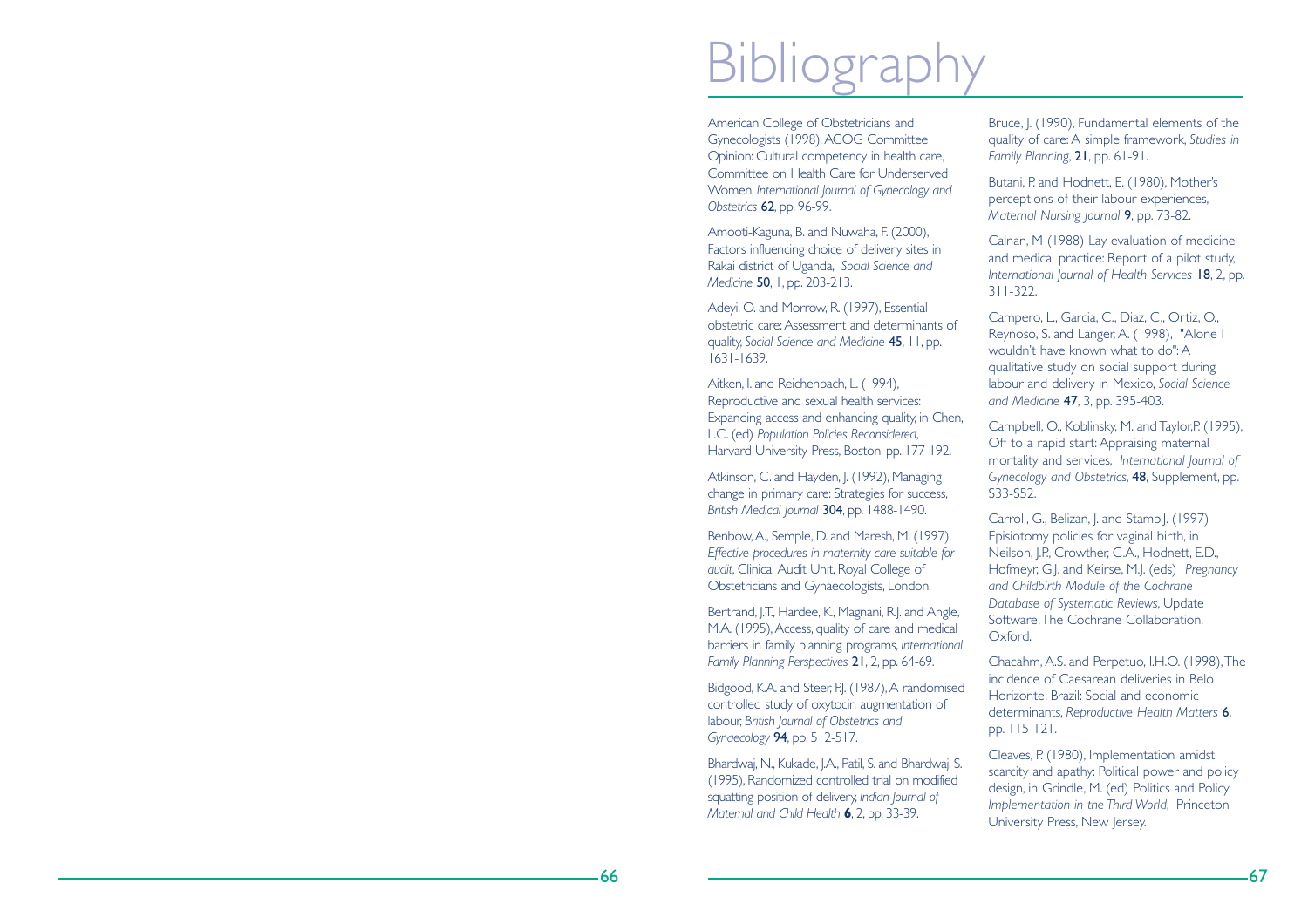# Bibliography

American College of Obstetricians and Gynecologists (1998), ACOG Committee Opinion: Cultural competency in health care, Committee on Health Care for Underserved Women, *International Journal of Gynecology and Obstetrics* **62**, pp. 96-99.

Amooti-Kaguna, B. and Nuwaha, F. (2000), Factors influencing choice of delivery sites in Rakai district of Uganda, *Social Science and Medicine* **50**, 1, pp. 203-213.

Adeyi, O. and Morrow, R. (1997), Essential obstetric care: Assessment and determinants of quality, *Social Science and Medicine* **45**, 11, pp. 1631-1639.

Aitken, I. and Reichenbach, L. (1994), Reproductive and sexual health services: Expanding access and enhancing quality, in Chen, L.C. (ed) *Population Policies Reconsidered*, Harvard University Press, Boston, pp. 177-192.

Atkinson, C. and Hayden, J. (1992), Managing change in primary care: Strategies for success, *British Medical Journal* **304**, pp. 1488-1490.

Benbow, A., Semple, D. and Maresh, M. (1997), *Effective procedures in maternity care suitable for audit*, Clinical Audit Unit, Royal College of Obstetricians and Gynaecologists, London.

Bertrand, J.T., Hardee, K., Magnani, R.J. and Angle, M.A. (1995), Access, quality of care and medical barriers in family planning programs, *International Family Planning Perspectives* **21**, 2, pp. 64-69.

Bidgood, K.A. and Steer, P.J. (1987), A randomised controlled study of oxytocin augmentation of labour, *British Journal of Obstetrics and Gynaecology* **94**, pp. 512-517.

Bhardwaj, N., Kukade, J.A., Patil, S. and Bhardwaj, S. (1995), Randomized controlled trial on modified squatting position of delivery, *Indian Journal of Maternal and Child Health* **6**, 2, pp. 33-39.

Bruce, J. (1990), Fundamental elements of the quality of care: A simple framework, *Studies in Family Planning*, **21**, pp. 61-91.

Butani, P. and Hodnett, E. (1980), Mother's perceptions of their labour experiences, *Maternal Nursing Journal* **9**, pp. 73-82.

Calnan, M (1988) Lay evaluation of medicine and medical practice: Report of a pilot study, *International Journal of Health Services* **18**, 2, pp. 311-322.

Campero, L., Garcia, C., Diaz, C., Ortiz, O., Reynoso, S. and Langer, A. (1998), "Alone I wouldn't have known what to do": A qualitative study on social support during labour and delivery in Mexico, *Social Science and Medicine* **47**, 3, pp. 395-403.

Campbell, O., Koblinsky, M. and Taylor, P. (1995), Off to a rapid start: Appraising maternal mortality and services, *International Journal of Gynecology and Obstetrics*, **48**, Supplement, pp. S33-S52.

Carroli, G., Belizan, J. and Stamp, J. (1997) Episiotomy policies for vaginal birth, in Neilson, J.P., Crowther, C.A., Hodnett, E.D., Hofmeyr, G.J. and Keirse, M.J. (eds) *Pregnancy and Childbirth Module of the Cochrane Database of Systematic Reviews*, Update Software, The Cochrane Collaboration, Oxford.

Chacahm, A.S. and Perpetuo, I.H.O. (1998), The incidence of Caesarean deliveries in Belo Horizonte, Brazil: Social and economic determinants, *Reproductive Health Matters* **6**, pp. 115-121.

Cleaves, P. (1980), Implementation amidst scarcity and apathy: Political power and policy design, in Grindle, M. (ed) Politics and Policy *Implementation in the Third World*, Princeton University Press, New Jersey.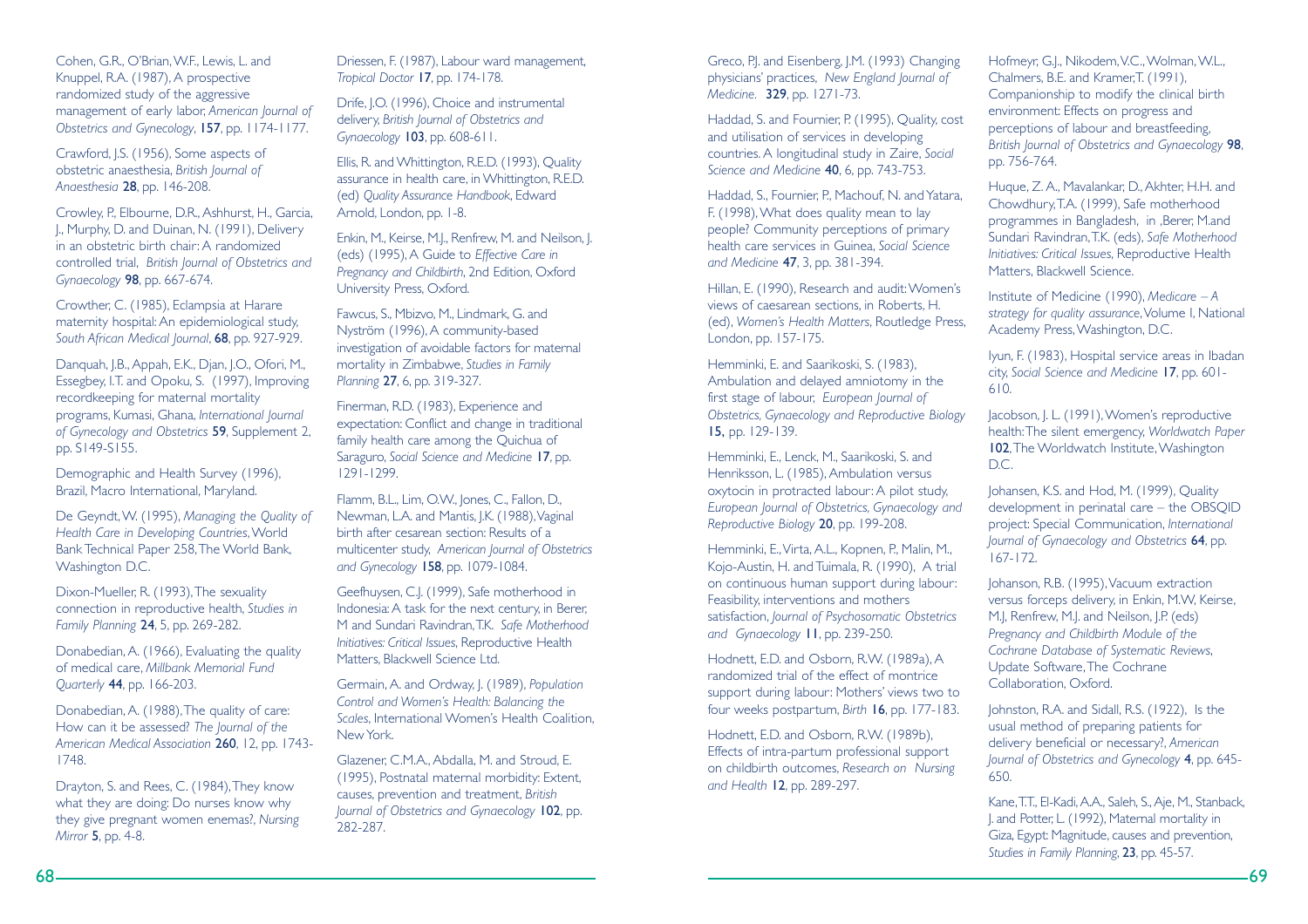Cohen, G.R., O'Brian, W.F., Lewis, L. and Knuppel, R.A. (1987), A prospective randomized study of the aggressive management of early labor, *American Journal of Obstetrics and Gynecology*, **157**, pp. 1174-1177.

Crawford, J.S. (1956), Some aspects of obstetric anaesthesia, *British Journal of Anaesthesia* **28**, pp. 146-208.

Crowley, P., Elbourne, D.R., Ashhurst, H., Garcia, J., Murphy, D. and Duinan, N. (1991), Delivery in an obstetric birth chair: A randomized controlled trial, *British Journal of Obstetrics and Gynaecology* **98**, pp. 667-674.

Crowther, C. (1985), Eclampsia at Harare maternity hospital: An epidemiological study, *South African Medical Journal*, **68**, pp. 927-929.

Danquah, J.B., Appah, E.K., Djan, J.O., Ofori, M., Essegbey, I.T. and Opoku, S. (1997), Improving recordkeeping for maternal mortality programs, Kumasi, Ghana, *International Journal of Gynecology and Obstetrics* **59**, Supplement 2, pp. S149-S155.

Demographic and Health Survey (1996), Brazil, Macro International, Maryland.

De Geyndt, W. (1995), *Managing the Quality of Health Care in Developing Countries*, World Bank Technical Paper 258, The World Bank, Washington D.C.

Dixon-Mueller, R. (1993), The sexuality connection in reproductive health, *Studies in Family Planning* **24**, 5, pp. 269-282.

Donabedian, A. (1966), Evaluating the quality of medical care, *Millbank Memorial Fund Quarterly* **44**, pp. 166-203.

Donabedian, A. (1988), The quality of care: How can it be assessed? *The Journal of the American Medical Association* **260**, 12, pp. 1743-1748.

Drayton, S. and Rees, C. (1984), They know what they are doing: Do nurses know why they give pregnant women enemas?, *Nursing Mirror* **5**, pp. 4-8.

Driessen, F. (1987), Labour ward management, *Tropical Doctor* **17**, pp. 174-178.

Drife, J.O. (1996), Choice and instrumental delivery, *British Journal of Obstetrics and Gynaecology* **103**, pp. 608-611.

Ellis, R. and Whittington, R.E.D. (1993), Quality assurance in health care, in Whittington, R.E.D. (ed) *Quality Assurance Handbook*, Edward Arnold, London, pp. 1-8.

Enkin, M., Keirse, M.J., Renfrew, M. and Neilson, J. (eds) (1995), A Guide to *Effective Care in Pregnancy and Childbirth*, 2nd Edition, Oxford University Press, Oxford.

Fawcus, S., Mbizvo, M., Lindmark, G. and Nyström (1996), A community-based investigation of avoidable factors for maternal mortality in Zimbabwe, *Studies in Family Planning* **27**, 6, pp. 319-327.

Finerman, R.D. (1983), Experience and expectation: Conflict and change in traditional family health care among the Quichua of Saraguro, *Social Science and Medicine* **17**, pp. 1291-1299.

Flamm, B.L., Lim, O.W., Jones, C., Fallon, D., Newman, L.A. and Mantis, J.K. (1988), Vaginal birth after cesarean section: Results of a multicenter study, *American Journal of Obstetrics and Gynecology* **158**, pp. 1079-1084.

Geefhuysen, C.J. (1999), Safe motherhood in Indonesia: A task for the next century, in Berer, M and Sundari Ravindran, T.K. *Safe Motherhood Initiatives: Critical Issues*, Reproductive Health Matters, Blackwell Science Ltd.

Germain, A. and Ordway, J. (1989), *Population Control and Women's Health: Balancing the Scales*, International Women's Health Coalition, New York.

Glazener, C.M.A., Abdalla, M. and Stroud, E. (1995), Postnatal maternal morbidity: Extent, causes, prevention and treatment, *British Journal of Obstetrics and Gynaecology* **102**, pp. 282-287.

Greco, P.J. and Eisenberg, J.M. (1993) Changing physicians' practices, *New England Journal of Medicine.* **329**, pp. 1271-73.

Haddad, S. and Fournier, P. (1995), Quality, cost and utilisation of services in developing countries. A longitudinal study in Zaire, *Social Science and Medicine* **40**, 6, pp. 743-753.

Haddad, S., Fournier, P., Machouf, N. and Yatara, F. (1998), What does quality mean to lay people? Community perceptions of primary health care services in Guinea, *Social Science and Medicine* **47**, 3, pp. 381-394.

Hillan, E. (1990), Research and audit: Women's views of caesarean sections, in Roberts, H. (ed), *Women's Health Matters*, Routledge Press, London, pp. 157-175.

Hemminki, E. and Saarikoski, S. (1983), Ambulation and delayed amniotomy in the first stage of labour, *European Journal of Obstetrics, Gynaecology and Reproductive Biology* **15,** pp. 129-139.

Hemminki, E., Lenck, M., Saarikoski, S. and Henriksson, L. (1985), Ambulation versus oxytocin in protracted labour: A pilot study, *European Journal of Obstetrics, Gynaecology and Reproductive Biology* **20**, pp. 199-208.

Hemminki, E., Virta, A.L., Kopnen, P., Malin, M., Kojo-Austin, H. and Tuimala, R. (1990), A trial on continuous human support during labour: Feasibility, interventions and mothers satisfaction, *Journal of Psychosomatic Obstetrics and Gynaecology* **11**, pp. 239-250.

Hodnett, E.D. and Osborn, R.W. (1989a), A randomized trial of the effect of montrice support during labour: Mothers' views two to four weeks postpartum, *Birth* **16**, pp. 177-183.

Hodnett, E.D. and Osborn, R.W. (1989b), Effects of intra-partum professional support on childbirth outcomes, *Research on Nursing and Health* **12**, pp. 289-297.

Hofmeyr, G.J., Nikodem, V.C., Wolman, W.L., Chalmers, B.E. and Kramer, T. (1991), Companionship to modify the clinical birth environment: Effects on progress and perceptions of labour and breastfeeding, *British Journal of Obstetrics and Gynaecology* **98**, pp. 756-764.

Huque, Z. A., Mavalankar, D., Akhter, H.H. and Chowdhury, T.A. (1999), Safe motherhood programmes in Bangladesh, in ,Berer, M.and Sundari Ravindran, T.K. (eds), *Safe Motherhood Initiatives: Critical Issues*, Reproductive Health Matters, Blackwell Science.

Institute of Medicine (1990), *Medicare – A strategy for quality assurance*, Volume I, National Academy Press, Washington, D.C.

Iyun, F. (1983), Hospital service areas in Ibadan city, *Social Science and Medicine* **17**, pp. 601-610.

Jacobson, J. L. (1991), Women's reproductive health: The silent emergency, *Worldwatch Paper* **102**, The Worldwatch Institute, Washington D.C.

Johansen, K.S. and Hod, M. (1999), Quality development in perinatal care – the OBSQID project: Special Communication, *International Journal of Gynaecology and Obstetrics* **64**, pp. 167-172.

Johanson, R.B. (1995), Vacuum extraction versus forceps delivery, in Enkin, M.W, Keirse, M.J, Renfrew, M.J. and Neilson, J.P. (eds) *Pregnancy and Childbirth Module of the Cochrane Database of Systematic Reviews*, Update Software, The Cochrane Collaboration, Oxford.

Johnston, R.A. and Sidall, R.S. (1922), Is the usual method of preparing patients for delivery beneficial or necessary?, *American Journal of Obstetrics and Gynecology* **4**, pp. 645-650.

Kane, T.T., El-Kadi, A.A., Saleh, S., Aje, M., Stanback, J. and Potter, L. (1992), Maternal mortality in Giza, Egypt: Magnitude, causes and prevention, *Studies in Family Planning*, **23**, pp. 45-57.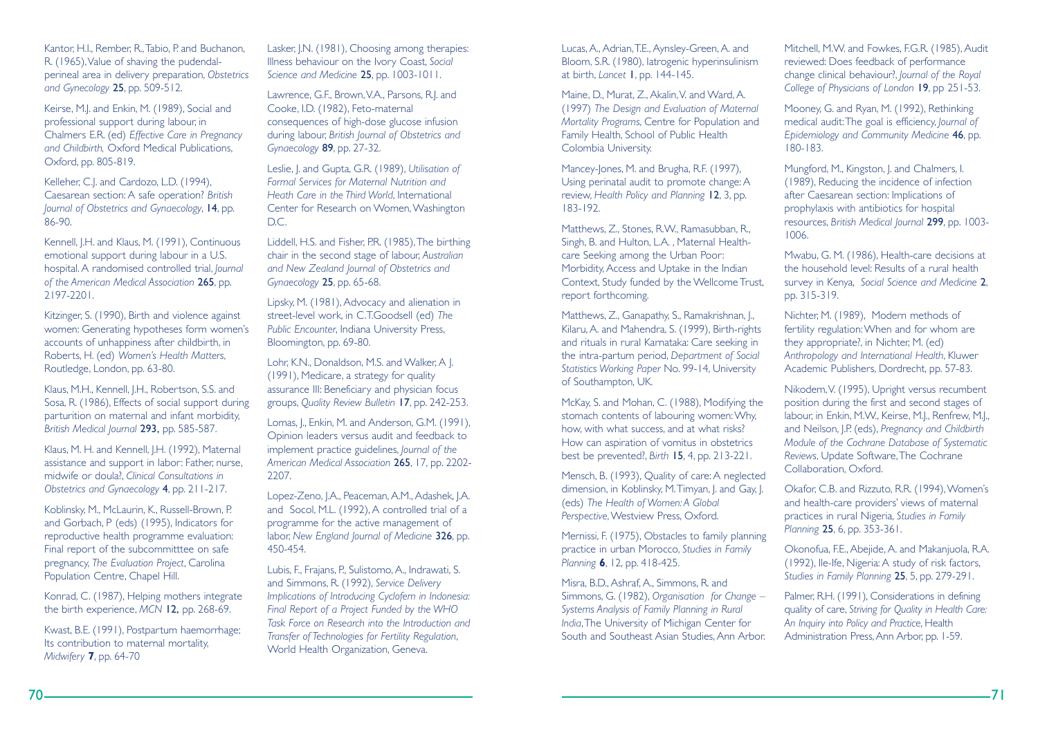Kantor, H.I., Rember, R., Tabio, P. and Buchanon, R. (1965), Value of shaving the pudendal-perineal area in delivery preparation, *Obstetrics and Gynecology* **25**, pp. 509-512.

Keirse, M.J. and Enkin, M. (1989), Social and professional support during labour, in Chalmers E.R. (ed) *Effective Care in Pregnancy and Childbirth,* Oxford Medical Publications, Oxford, pp. 805-819.

Kelleher, C.J. and Cardozo, L.D. (1994), Caesarean section: A safe operation? *British Journal of Obstetrics and Gynaecology*, **14**, pp. 86-90.

Kennell, J.H. and Klaus, M. (1991), Continuous emotional support during labour in a U.S. hospital. A randomised controlled trial, *Journal of the American Medical Association* **265**, pp. 2197-2201.

Kitzinger, S. (1990), Birth and violence against women: Generating hypotheses form women's accounts of unhappiness after childbirth, in Roberts, H. (ed) *Women's Health Matters*, Routledge, London, pp. 63-80.

Klaus, M.H., Kennell, J.H., Robertson, S.S. and Sosa, R. (1986), Effects of social support during parturition on maternal and infant morbidity, *British Medical Journal* **293,** pp. 585-587.

Klaus, M. H. and Kennell, J.H. (1992), Maternal assistance and support in labor: Father, nurse, midwife or doula?, *Clinical Consultations in Obstetrics and Gynaecology* **4**, pp. 211-217.

Koblinsky, M., McLaurin, K., Russell-Brown, P. and Gorbach, P (eds) (1995), Indicators for reproductive health programme evaluation: Final report of the subcommitttee on safe pregnancy, *The Evaluation Project*, Carolina Population Centre, Chapel Hill.

Konrad, C. (1987), Helping mothers integrate the birth experience, *MCN* **12,** pp. 268-69.

Kwast, B.E. (1991), Postpartum haemorrhage; Its contribution to maternal mortality, *Midwifery* **7**, pp. 64-70

Lasker, J.N. (1981), Choosing among therapies: Illness behaviour on the Ivory Coast, *Social Science and Medicine* **25**, pp. 1003-1011.

Lawrence, G.F., Brown, V.A., Parsons, R.J. and Cooke, I.D. (1982), Feto-maternal consequences of high-dose glucose infusion during labour, *British Journal of Obstetrics and Gynaecology* **89**, pp. 27-32.

Leslie, J. and Gupta, G.R. (1989), *Utilisation of Formal Services for Maternal Nutrition and Heath Care in the Third World*, International Center for Research on Women, Washington D.C.

Liddell, H.S. and Fisher, P.R. (1985), The birthing chair in the second stage of labour, *Australian and New Zealand Journal of Obstetrics and Gynaecology* **25**, pp. 65-68.

Lipsky, M. (1981), Advocacy and alienation in street-level work, in C.T.Goodsell (ed) *The Public Encounter*, Indiana University Press, Bloomington, pp. 69-80.

Lohr, K.N., Donaldson, M.S. and Walker, A J. (1991), Medicare, a strategy for quality assurance III: Beneficiary and physician focus groups, *Quality Review Bulletin* **17**, pp. 242-253.

Lomas, J., Enkin, M. and Anderson, G.M. (1991), Opinion leaders versus audit and feedback to implement practice guidelines, *Journal of the American Medical Association* **265**, 17, pp. 2202-2207.

Lopez-Zeno, J.A., Peaceman, A.M., Adashek, J.A. and Socol, M.L. (1992), A controlled trial of a programme for the active management of labor, *New England Journal of Medicine* **326**, pp. 450-454.

Lubis, F., Frajans, P., Sulistomo, A., Indrawati, S. and Simmons, R. (1992), *Service Delivery Implications of Introducing Cyclofem in Indonesia: Final Report of a Project Funded by the WHO Task Force on Research into the Introduction and Transfer of Technologies for Fertility Regulation*, World Health Organization, Geneva.

Lucas, A., Adrian, T.E., Aynsley-Green, A. and Bloom, S.R. (1980), Iatrogenic hyperinsulinism at birth, *Lancet* **1**, pp. 144-145.

Maine, D., Murat, Z., Akalin, V. and Ward, A. (1997) *The Design and Evaluation of Maternal Mortality Programs*, Centre for Population and Family Health, School of Public Health Colombia University.

Mancey-Jones, M. and Brugha, R.F. (1997), Using perinatal audit to promote change: A review, *Health Policy and Planning* **12**, 3, pp. 183-192.

Matthews, Z., Stones, R.W., Ramasubban, R., Singh, B. and Hulton, L.A. , Maternal Health-care Seeking among the Urban Poor: Morbidity, Access and Uptake in the Indian Context, Study funded by the Wellcome Trust, report forthcoming.

Matthews, Z., Ganapathy, S., Ramakrishnan, J., Kilaru, A. and Mahendra, S. (1999), Birth-rights and rituals in rural Karnataka: Care seeking in the intra-partum period, *Department of Social Statistics Working Paper* No. 99-14, University of Southampton, UK.

McKay, S. and Mohan, C. (1988), Modifying the stomach contents of labouring women: Why, how, with what success, and at what risks? How can aspiration of vomitus in obstetrics best be prevented?, *Birth* **15**, 4, pp. 213-221.

Mensch, B. (1993), Quality of care: A neglected dimension, in Koblinsky, M.Timyan, J. and Gay, J. (eds) *The Health of Women: A Global Perspective*, Westview Press, Oxford.

Mernissi, F. (1975), Obstacles to family planning practice in urban Morocco, *Studies in Family Planning* **6**, 12, pp. 418-425.

Misra, B.D., Ashraf, A., Simmons, R. and Simmons, G. (1982), *Organisation for Change – Systems Analysis of Family Planning in Rural India*, The University of Michigan Center for South and Southeast Asian Studies, Ann Arbor.

Mitchell, M.W. and Fowkes, F.G.R. (1985), Audit reviewed: Does feedback of performance change clinical behaviour?, *Journal of the Royal College of Physicians of London* **19**, pp 251-53.

Mooney, G. and Ryan, M. (1992), Rethinking medical audit: The goal is efficiency, *Journal of Epidemiology and Community Medicine* **46**, pp. 180-183.

Mungford, M., Kingston, J. and Chalmers, I. (1989), Reducing the incidence of infection after Caesarean section: Implications of prophylaxis with antibiotics for hospital resources, *British Medical Journal* **299**, pp. 1003-1006.

Mwabu, G. M. (1986), Health-care decisions at the household level: Results of a rural health survey in Kenya, *Social Science and Medicine* **2**, pp. 315-319.

Nichter, M. (1989), Modern methods of fertility regulation: When and for whom are they appropriate?, in Nichter, M. (ed) *Anthropology and International Health*, Kluwer Academic Publishers, Dordrecht, pp. 57-83.

Nikodem, V. (1995), Upright versus recumbent position during the first and second stages of labour, in Enkin, M.W., Keirse, M.J., Renfrew, M.J., and Neilson, J.P. (eds), *Pregnancy and Childbirth Module of the Cochrane Database of Systematic Reviews*, Update Software, The Cochrane Collaboration, Oxford.

Okafor, C.B. and Rizzuto, R.R. (1994), Women's and health-care providers' views of maternal practices in rural Nigeria, *Studies in Family Planning* **25**, 6, pp. 353-361.

Okonofua, F.E., Abejide, A. and Makanjuola, R.A. (1992), Ile-Ife, Nigeria: A study of risk factors, *Studies in Family Planning* **25**, 5, pp. 279-291.

Palmer, R.H. (1991), Considerations in defining quality of care, *Striving for Quality in Health Care: An Inquiry into Policy and Practice*, Health Administration Press, Ann Arbor, pp. 1-59.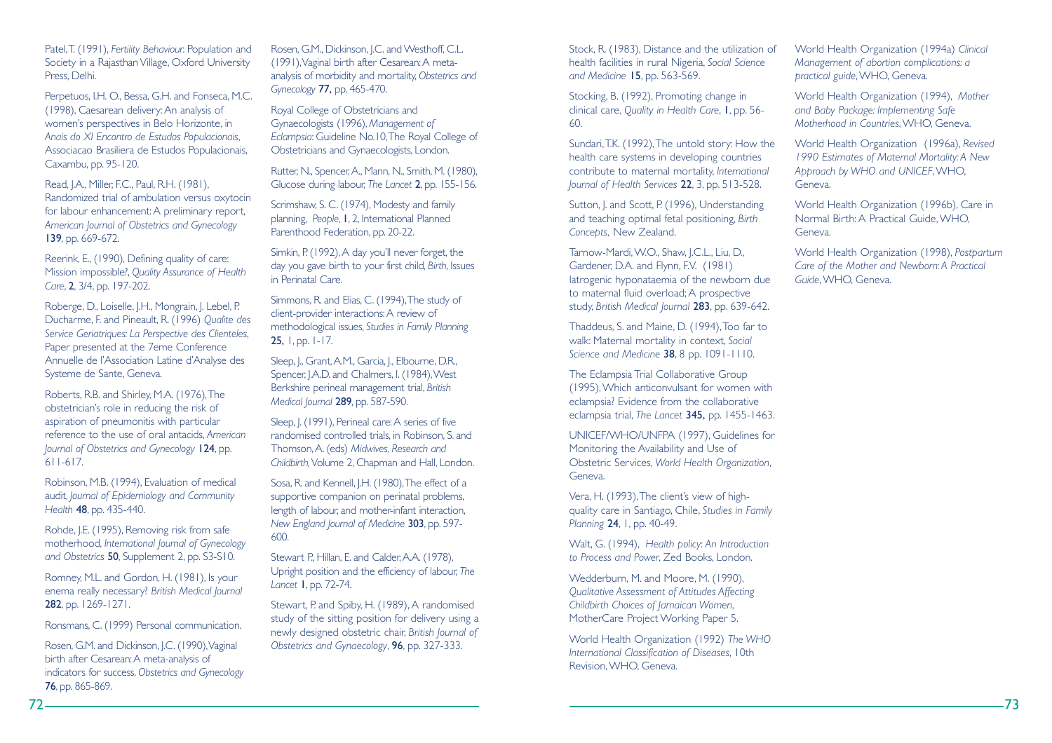Patel, T. (1991), *Fertility Behaviour*: Population and Society in a Rajasthan Village, Oxford University Press, Delhi.

Perpetuos, I.H. O., Bessa, G.H. and Fonseca, M.C. (1998), Caesarean delivery: An analysis of women's perspectives in Belo Horizonte, in *Anais do XI Encontro de Estudos Populacionais*, Associacao Brasiliera de Estudos Populacionais, Caxambu, pp. 95-120.

Read, J.A., Miller, F.C., Paul, R.H. (1981), Randomized trial of ambulation versus oxytocin for labour enhancement: A preliminary report, *American Journal of Obstetrics and Gynecology* **139**, pp. 669-672.

Reerink, E., (1990), Defining quality of care: Mission impossible?, *Quality Assurance of Health Care*, **2**, 3/4, pp. 197-202.

Roberge, D., Loiselle, J.H., Mongrain, J. Lebel, P. Ducharme, F. and Pineault, R. (1996) *Qualite des Service Geriatriques: La Perspective des Clienteles*, Paper presented at the 7eme Conference Annuelle de l'Association Latine d'Analyse des Systeme de Sante, Geneva.

Roberts, R.B. and Shirley, M.A. (1976), The obstetrician's role in reducing the risk of aspiration of pneumonitis with particular reference to the use of oral antacids, *American Journal of Obstetrics and Gynecology* **124**, pp. 611-617.

Robinson, M.B. (1994), Evaluation of medical audit, *Journal of Epidemiology and Community Health* **48**, pp. 435-440.

Rohde, J.E. (1995), Removing risk from safe motherhood, *International Journal of Gynecology and Obstetrics* **50**, Supplement 2, pp. S3-S10.

Romney, M.L. and Gordon, H. (1981), Is your enema really necessary? *British Medical Journal* **282**, pp. 1269-1271.

Ronsmans, C. (1999) Personal communication.

Rosen, G.M. and Dickinson, J.C. (1990), Vaginal birth after Cesarean: A meta-analysis of indicators for success, *Obstetrics and Gynecology* **76**, pp. 865-869.

Rosen, G.M., Dickinson, J.C. and Westhoff, C.L. (1991), Vaginal birth after Cesarean: A meta-analysis of morbidity and mortality, *Obstetrics and Gynecology* **77**, pp. 465-470.

Royal College of Obstetricians and Gynaecologists (1996), *Management of Eclampsia*: Guideline No.10, The Royal College of Obstetricians and Gynaecologists, London.

Rutter, N., Spencer, A., Mann, N., Smith, M. (1980), Glucose during labour, *The Lancet* **2**, pp. 155-156.

Scrimshaw, S. C. (1974), Modesty and family planning, *People*, **1**, 2, International Planned Parenthood Federation, pp. 20-22.

Simkin, P. (1992), A day you'll never forget, the day you gave birth to your first child, *Birth*, Issues in Perinatal Care.

Simmons, R. and Elias, C. (1994), The study of client-provider interactions: A review of methodological issues, *Studies in Family Planning* **25**, 1, pp. 1-17.

Sleep, J., Grant, A.M., Garcia, J., Elbourne, D.R., Spencer, J.A.D. and Chalmers, I. (1984), West Berkshire perineal management trial, *British Medical Journal* **289**, pp. 587-590.

Sleep, J. (1991), Perineal care: A series of five randomised controlled trials, in Robinson, S. and Thomson, A. (eds) *Midwives, Research and Childbirth*, Volume 2, Chapman and Hall, London.

Sosa, R. and Kennell, J.H. (1980), The effect of a supportive companion on perinatal problems, length of labour, and mother-infant interaction, *New England Journal of Medicine* **303**, pp. 597-600.

Stewart P., Hillan, E. and Calder, A.A. (1978), Upright position and the efficiency of labour, *The Lancet* **1**, pp. 72-74.

Stewart, P. and Spiby, H. (1989), A randomised study of the sitting position for delivery using a newly designed obstetric chair, *British Journal of Obstetrics and Gynaecology*, **96**, pp. 327-333.

Stock, R. (1983), Distance and the utilization of health facilities in rural Nigeria, *Social Science and Medicine* **15**, pp. 563-569.

Stocking, B. (1992), Promoting change in clinical care, *Quality in Health Care*, **1**, pp. 56-60.

Sundari, T.K. (1992), The untold story: How the health care systems in developing countries contribute to maternal mortality, *International Journal of Health Services* **22**, 3, pp. 513-528.

Sutton, J. and Scott, P. (1996), Understanding and teaching optimal fetal positioning, *Birth Concepts*, New Zealand.

Tarnow-Mardi, W.O., Shaw, J.C.L., Liu, D., Gardener, D.A. and Flynn, F.V. (1981) Iatrogenic hyponataemia of the newborn due to maternal fluid overload; A prospective study, *British Medical Journal* **283**, pp. 639-642.

Thaddeus, S. and Maine, D. (1994), Too far to walk: Maternal mortality in context, *Social Science and Medicine* **38**, 8 pp. 1091-1110.

The Eclampsia Trial Collaborative Group (1995), Which anticonvulsant for women with eclampsia? Evidence from the collaborative eclampsia trial, *The Lancet* **345**, pp. 1455-1463.

UNICEF/WHO/UNFPA (1997), Guidelines for Monitoring the Availability and Use of Obstetric Services, *World Health Organization*, Geneva.

Vera, H. (1993), The client's view of high-quality care in Santiago, Chile, *Studies in Family Planning* **24**, 1, pp. 40-49.

Walt, G. (1994), *Health policy: An Introduction to Process and Power*, Zed Books, London.

Wedderburn, M. and Moore, M. (1990), *Qualitative Assessment of Attitudes Affecting Childbirth Choices of Jamaican Women*, MotherCare Project Working Paper 5.

World Health Organization (1992) *The WHO International Classification of Diseases*, 10th Revision, WHO, Geneva.

World Health Organization (1994a) *Clinical Management of abortion complications: a practical guide*, WHO, Geneva.

World Health Organization (1994), *Mother and Baby Package: Implementing Safe Motherhood in Countries*, WHO, Geneva.

World Health Organization (1996a), *Revised 1990 Estimates of Maternal Mortality: A New Approach by WHO and UNICEF*, WHO, Geneva.

World Health Organization (1996b), Care in Normal Birth: A Practical Guide, WHO, Geneva.

World Health Organization (1998), *Postpartum Care of the Mother and Newborn: A Practical Guide*, WHO, Geneva.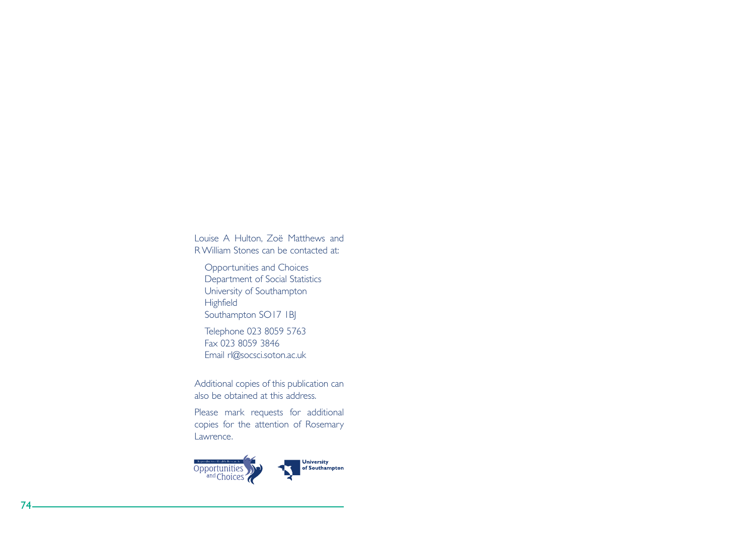Louise A Hulton, Zoë Matthews and R William Stones can be contacted at:

Opportunities and Choices
Department of Social Statistics
University of Southampton
Highfield
Southampton SO17 1BJ

Telephone 023 8059 5763
Fax 023 8059 3846
Email rl@socsci.soton.ac.uk

Additional copies of this publication can also be obtained at this address.

Please mark requests for additional copies for the attention of Rosemary Lawrence.